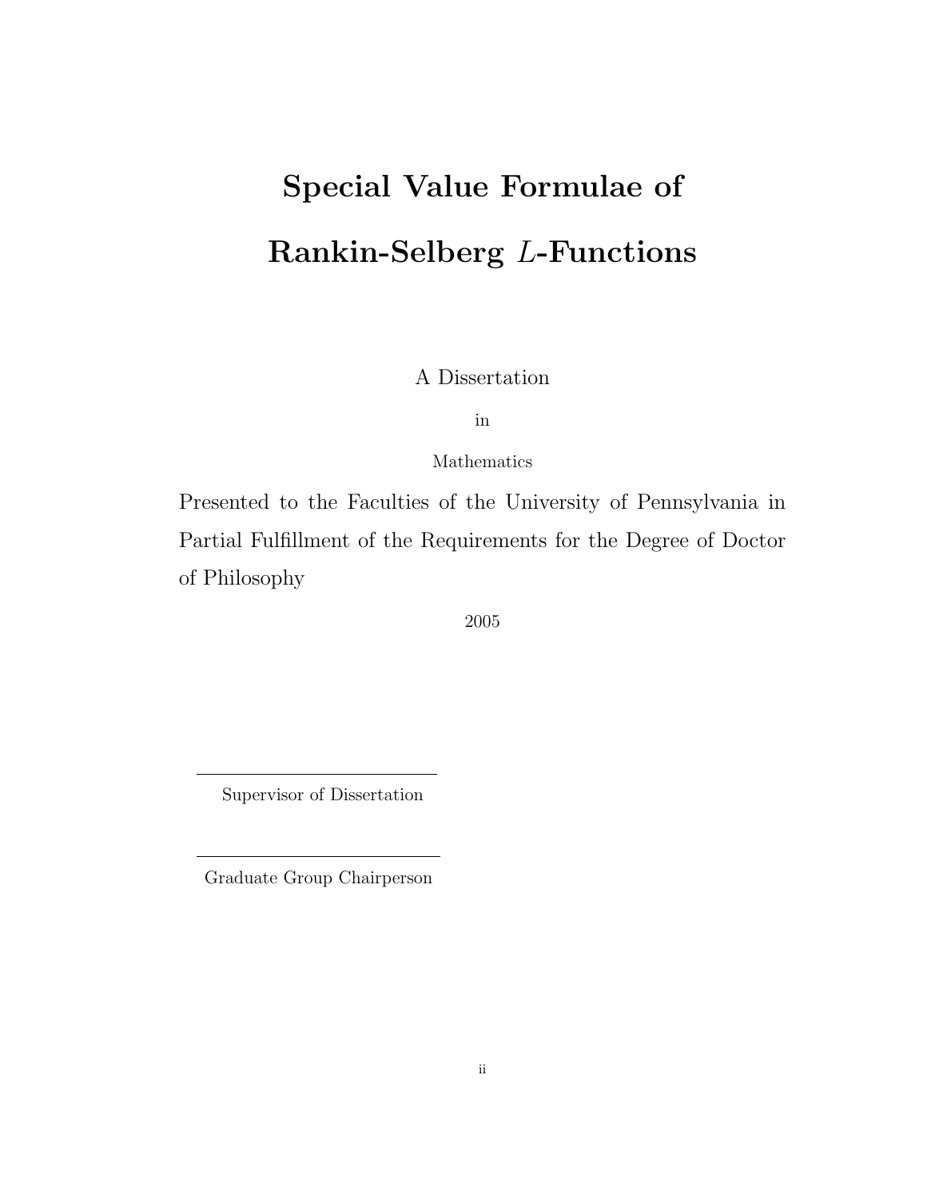# Special Value Formulae of Rankin-Selberg $L$-Functions

A Dissertation

in

Mathematics

Presented to the Faculties of the University of Pennsylvania in Partial Fulfillment of the Requirements for the Degree of Doctor of Philosophy

2005

Supervisor of Dissertation

Graduate Group Chairperson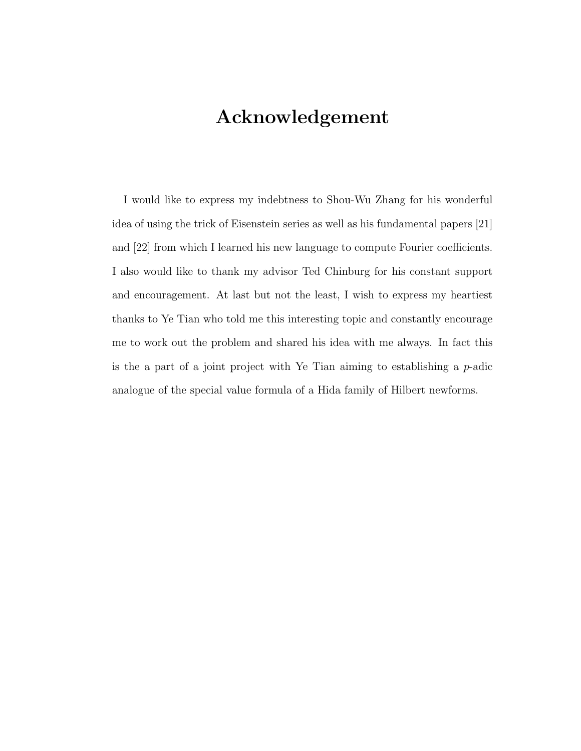# Acknowledgement

I would like to express my indebtness to Shou-Wu Zhang for his wonderful idea of using the trick of Eisenstein series as well as his fundamental papers [21] and [22] from which I learned his new language to compute Fourier coefficients. I also would like to thank my advisor Ted Chinburg for his constant support and encouragement. At last but not the least, I wish to express my heartiest thanks to Ye Tian who told me this interesting topic and constantly encourage me to work out the problem and shared his idea with me always. In fact this is the a part of a joint project with Ye Tian aiming to establishing a $p$-adic analogue of the special value formula of a Hida family of Hilbert newforms.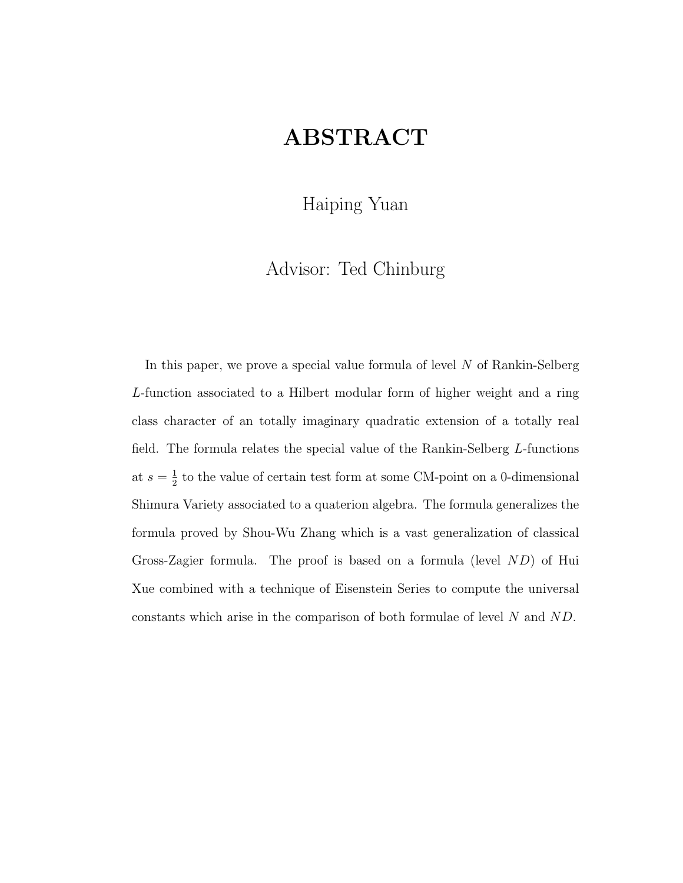# ABSTRACT

Haiping Yuan

Advisor: Ted Chinburg

In this paper, we prove a special value formula of level $N$ of Rankin-Selberg $L$-function associated to a Hilbert modular form of higher weight and a ring class character of an totally imaginary quadratic extension of a totally real field. The formula relates the special value of the Rankin-Selberg $L$-functions at $s = \frac{1}{2}$ to the value of certain test form at some CM-point on a 0-dimensional Shimura Variety associated to a quaterion algebra. The formula generalizes the formula proved by Shou-Wu Zhang which is a vast generalization of classical Gross-Zagier formula. The proof is based on a formula (level $ND$) of Hui Xue combined with a technique of Eisenstein Series to compute the universal constants which arise in the comparison of both formulae of level $N$ and $ND$.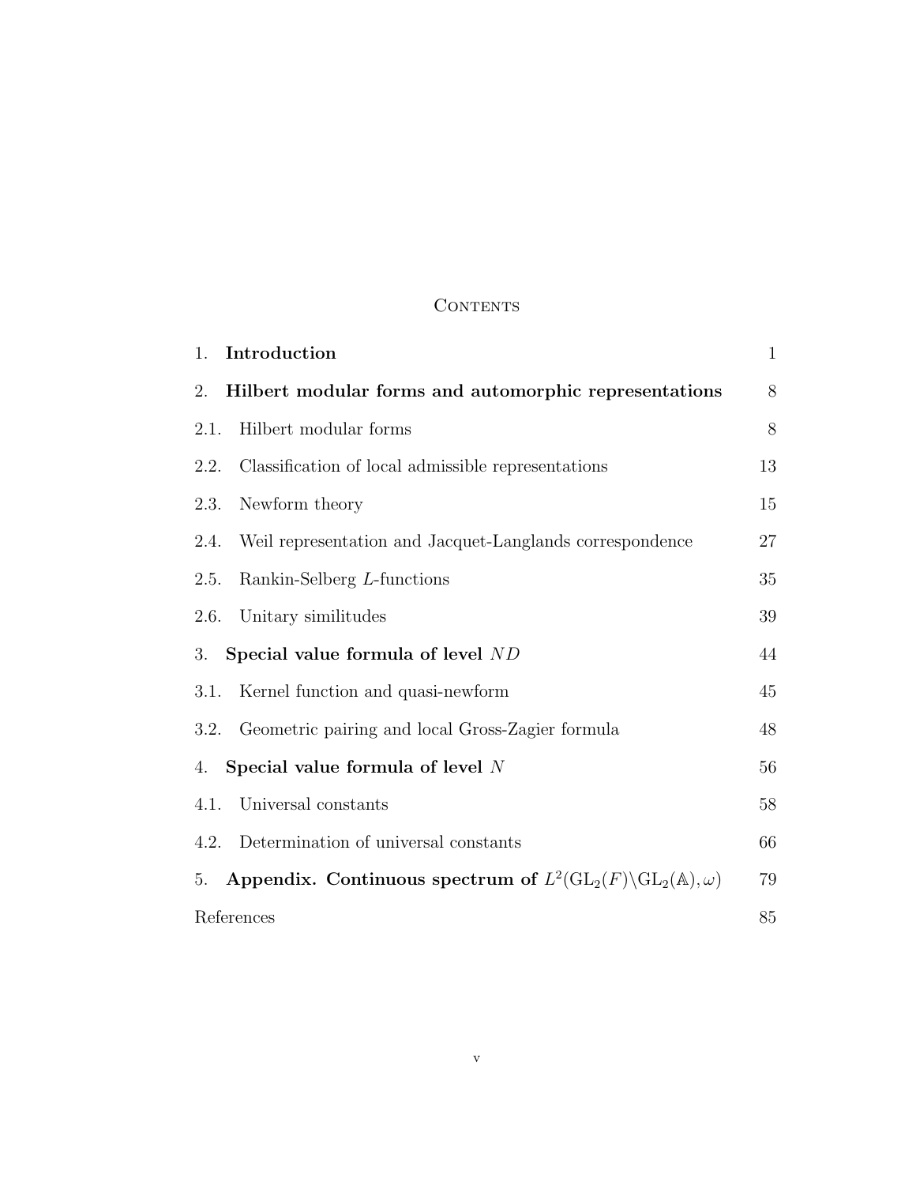# Contents

| | | |
|---|---|---|
| 1. | **Introduction** | 1 |
| 2. | **Hilbert modular forms and automorphic representations** | 8 |
| 2.1. | Hilbert modular forms | 8 |
| 2.2. | Classification of local admissible representations | 13 |
| 2.3. | Newform theory | 15 |
| 2.4. | Weil representation and Jacquet-Langlands correspondence | 27 |
| 2.5. | Rankin-Selberg $L$-functions | 35 |
| 2.6. | Unitary similitudes | 39 |
| 3. | **Special value formula of level $ND$** | 44 |
| 3.1. | Kernel function and quasi-newform | 45 |
| 3.2. | Geometric pairing and local Gross-Zagier formula | 48 |
| 4. | **Special value formula of level $N$** | 56 |
| 4.1. | Universal constants | 58 |
| 4.2. | Determination of universal constants | 66 |
| 5. | **Appendix. Continuous spectrum of $L^2(\mathrm{GL}_2(F)\backslash\mathrm{GL}_2(\mathbb{A}), \omega)$** | 79 |
| | References | 85 |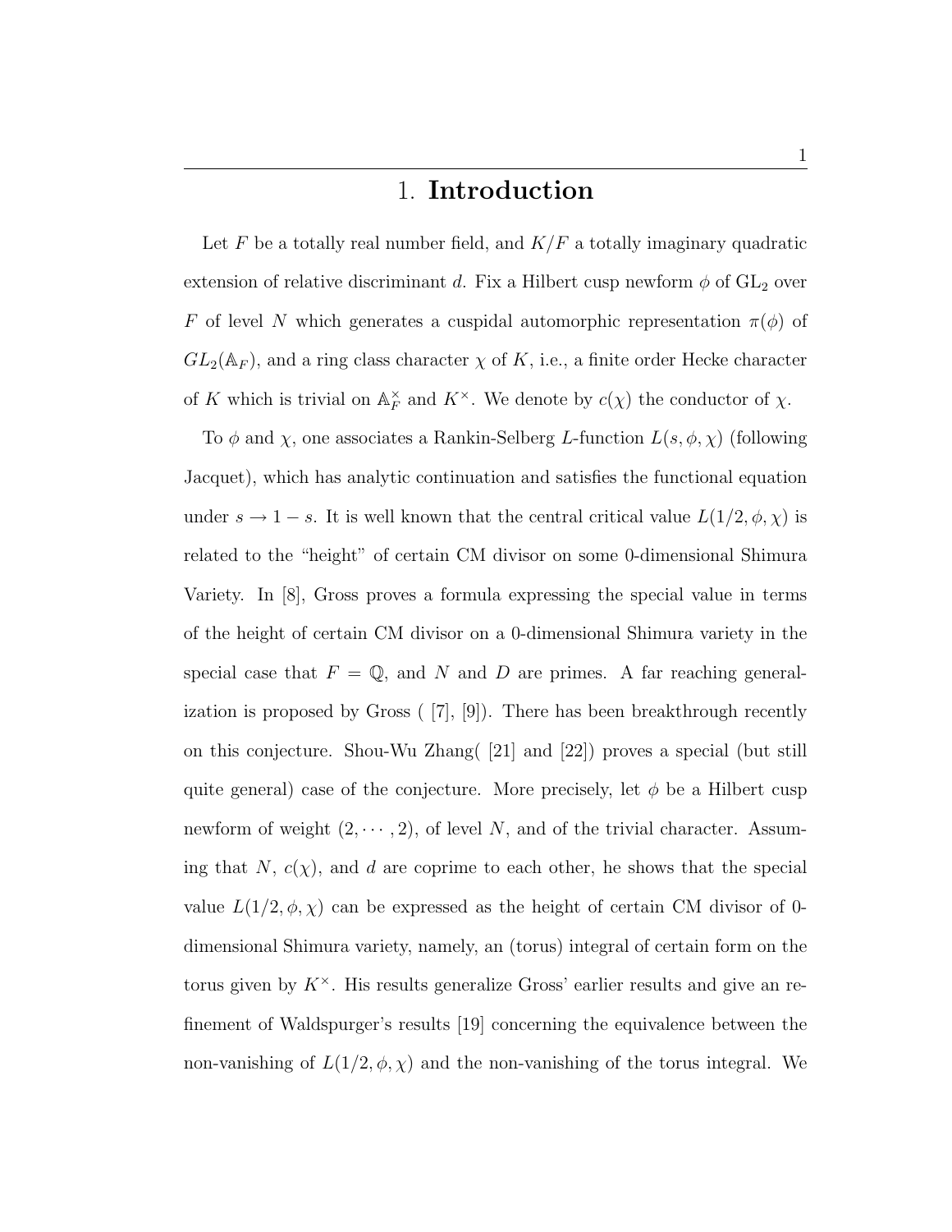# 1. **Introduction**

Let $F$ be a totally real number field, and $K/F$ a totally imaginary quadratic extension of relative discriminant $d$. Fix a Hilbert cusp newform $\phi$ of $\mathrm{GL}_2$ over $F$ of level $N$ which generates a cuspidal automorphic representation $\pi(\phi)$ of $GL_2(\mathbb{A}_F)$, and a ring class character $\chi$ of $K$, i.e., a finite order Hecke character of $K$ which is trivial on $\mathbb{A}_F^\times$ and $K^\times$. We denote by $c(\chi)$ the conductor of $\chi$.

To $\phi$ and $\chi$, one associates a Rankin-Selberg $L$-function $L(s, \phi, \chi)$ (following Jacquet), which has analytic continuation and satisfies the functional equation under $s \to 1 - s$. It is well known that the central critical value $L(1/2, \phi, \chi)$ is related to the "height" of certain CM divisor on some 0-dimensional Shimura Variety. In [8], Gross proves a formula expressing the special value in terms of the height of certain CM divisor on a 0-dimensional Shimura variety in the special case that $F = \mathbb{Q}$, and $N$ and $D$ are primes. A far reaching generalization is proposed by Gross ( [7], [9]). There has been breakthrough recently on this conjecture. Shou-Wu Zhang( [21] and [22]) proves a special (but still quite general) case of the conjecture. More precisely, let $\phi$ be a Hilbert cusp newform of weight $(2, \cdots, 2)$, of level $N$, and of the trivial character. Assuming that $N$, $c(\chi)$, and $d$ are coprime to each other, he shows that the special value $L(1/2, \phi, \chi)$ can be expressed as the height of certain CM divisor of 0-dimensional Shimura variety, namely, an (torus) integral of certain form on the torus given by $K^\times$. His results generalize Gross' earlier results and give an refinement of Waldspurger's results [19] concerning the equivalence between the non-vanishing of $L(1/2, \phi, \chi)$ and the non-vanishing of the torus integral. We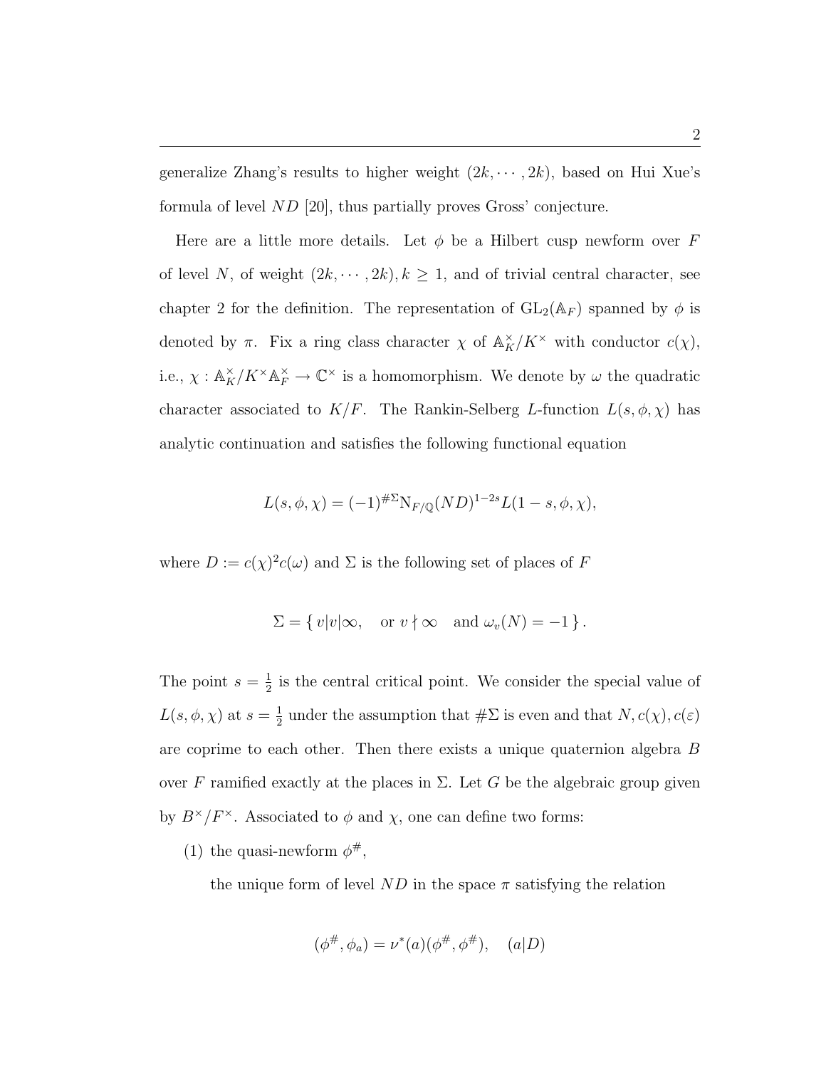generalize Zhang's results to higher weight $(2k, \cdots, 2k)$, based on Hui Xue's formula of level $ND$ [20], thus partially proves Gross' conjecture.

Here are a little more details. Let $\phi$ be a Hilbert cusp newform over $F$ of level $N$, of weight $(2k, \cdots, 2k), k \geq 1$, and of trivial central character, see chapter 2 for the definition. The representation of $\mathrm{GL}_2(\mathbb{A}_F)$ spanned by $\phi$ is denoted by $\pi$. Fix a ring class character $\chi$ of $\mathbb{A}_K^\times / K^\times$ with conductor $c(\chi)$, i.e., $\chi : \mathbb{A}_K^\times / K^\times \mathbb{A}_F^\times \to \mathbb{C}^\times$ is a homomorphism. We denote by $\omega$ the quadratic character associated to $K/F$. The Rankin-Selberg $L$-function $L(s, \phi, \chi)$ has analytic continuation and satisfies the following functional equation

$$L(s, \phi, \chi) = (-1)^{\#\Sigma} \mathrm{N}_{F/\mathbb{Q}}(ND)^{1-2s} L(1-s, \phi, \chi),$$

where $D := c(\chi)^2 c(\omega)$ and $\Sigma$ is the following set of places of $F$

$$\Sigma = \{\, v | v | \infty, \quad \text{or } v \nmid \infty \quad \text{and } \omega_v(N) = -1 \,\}.$$

The point $s = \frac{1}{2}$ is the central critical point. We consider the special value of $L(s, \phi, \chi)$ at $s = \frac{1}{2}$ under the assumption that $\#\Sigma$ is even and that $N, c(\chi), c(\varepsilon)$ are coprime to each other. Then there exists a unique quaternion algebra $B$ over $F$ ramified exactly at the places in $\Sigma$. Let $G$ be the algebraic group given by $B^\times / F^\times$. Associated to $\phi$ and $\chi$, one can define two forms:

(1) the quasi-newform $\phi^\#$,

the unique form of level $ND$ in the space $\pi$ satisfying the relation

$$(\phi^\#, \phi_a) = \nu^*(a)(\phi^\#, \phi^\#), \quad (a|D)$$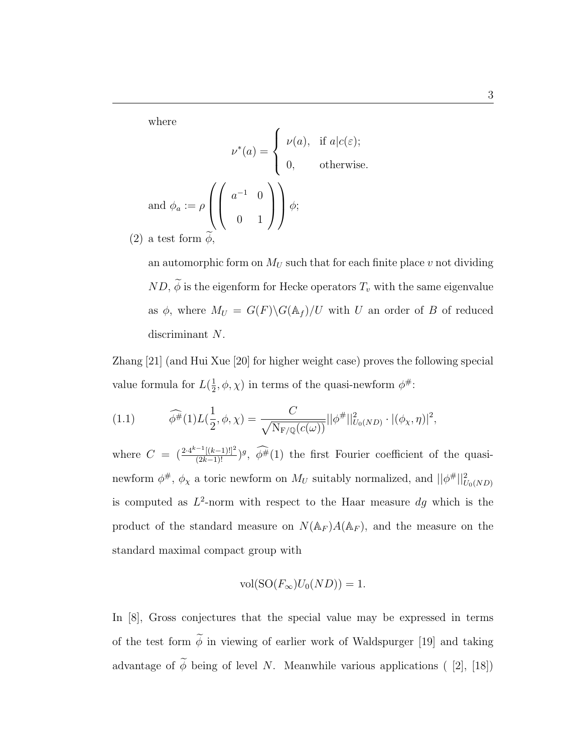where

$$\nu^*(a) = \begin{cases} \nu(a), & \text{if } a | c(\varepsilon); \\ 0, & \text{otherwise.} \end{cases}$$

and $\phi_a := \rho\left(\begin{pmatrix} a^{-1} & 0 \\ 0 & 1 \end{pmatrix}\right)\phi$;

(2) a test form $\widetilde{\phi}$,

an automorphic form on $M_U$ such that for each finite place $v$ not dividing $ND$, $\widetilde{\phi}$ is the eigenform for Hecke operators $T_v$ with the same eigenvalue as $\phi$, where $M_U = G(F)\backslash G(\mathbb{A}_f)/U$ with $U$ an order of $B$ of reduced discriminant $N$.

Zhang [21] (and Hui Xue [20] for higher weight case) proves the following special value formula for $L(\frac{1}{2}, \phi, \chi)$ in terms of the quasi-newform $\phi^{\#}$:

$$\widehat{\phi^{\#}}(1)L(\frac{1}{2}, \phi, \chi) = \frac{C}{\sqrt{\mathrm{N}_{\mathrm{F}/\mathbb{Q}}(c(\omega))}}||\phi^{\#}||^2_{U_0(ND)} \cdot |(\phi_\chi, \eta)|^2, \tag{1.1}$$

where $C = (\frac{2 \cdot 4^{k-1}[(k-1)!]^2}{(2k-1)!})^g$, $\widehat{\phi^{\#}}(1)$ the first Fourier coefficient of the quasi-newform $\phi^{\#}$, $\phi_\chi$ a toric newform on $M_U$ suitably normalized, and $||\phi^{\#}||^2_{U_0(ND)}$ is computed as $L^2$-norm with respect to the Haar measure $dg$ which is the product of the standard measure on $N(\mathbb{A}_F)A(\mathbb{A}_F)$, and the measure on the standard maximal compact group with

$$\mathrm{vol}(\mathrm{SO}(F_\infty)U_0(ND)) = 1.$$

In [8], Gross conjectures that the special value may be expressed in terms of the test form $\widetilde{\phi}$ in viewing of earlier work of Waldspurger [19] and taking advantage of $\widetilde{\phi}$ being of level $N$. Meanwhile various applications ( [2], [18])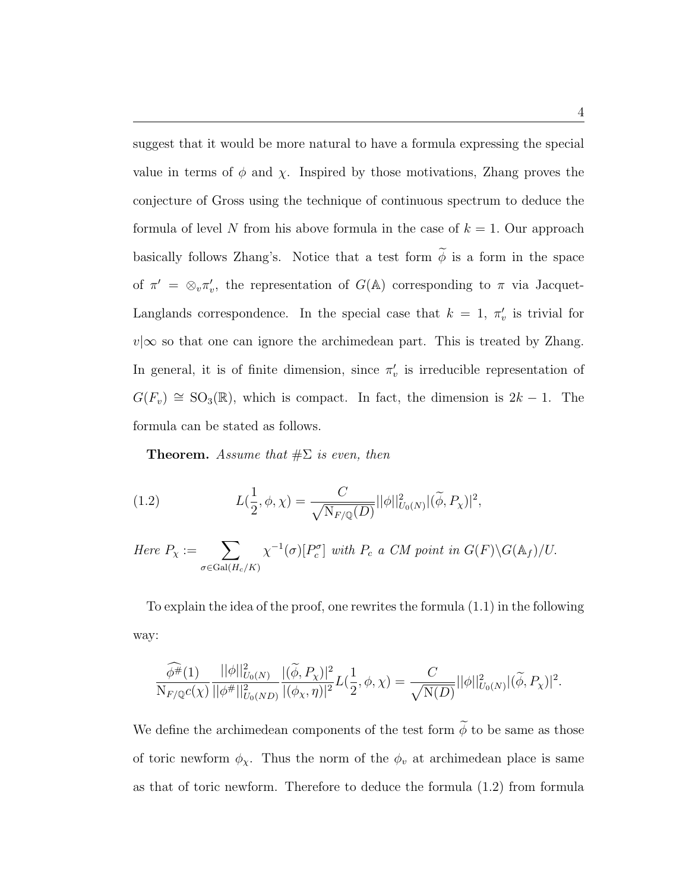suggest that it would be more natural to have a formula expressing the special value in terms of $\phi$ and $\chi$. Inspired by those motivations, Zhang proves the conjecture of Gross using the technique of continuous spectrum to deduce the formula of level $N$ from his above formula in the case of $k = 1$. Our approach basically follows Zhang's. Notice that a test form $\widetilde{\phi}$ is a form in the space of $\pi' = \otimes_v \pi'_v$, the representation of $G(\mathbb{A})$ corresponding to $\pi$ via Jacquet-Langlands correspondence. In the special case that $k = 1$, $\pi'_v$ is trivial for $v|\infty$ so that one can ignore the archimedean part. This is treated by Zhang. In general, it is of finite dimension, since $\pi'_v$ is irreducible representation of $G(F_v) \cong \mathrm{SO}_3(\mathbb{R})$, which is compact. In fact, the dimension is $2k - 1$. The formula can be stated as follows.

**Theorem.** *Assume that $\#\Sigma$ is even, then*

$$L(\frac{1}{2}, \phi, \chi) = \frac{C}{\sqrt{\mathrm{N}_{F/\mathbb{Q}}(D)}} ||\phi||^2_{U_0(N)} |(\widetilde{\phi}, P_\chi)|^2, \tag{1.2}$$

*Here* $P_\chi := \sum_{\sigma \in \mathrm{Gal}(H_c/K)} \chi^{-1}(\sigma)[P_c^\sigma]$ *with* $P_c$ *a CM point in* $G(F)\backslash G(\mathbb{A}_f)/U$.

To explain the idea of the proof, one rewrites the formula (1.1) in the following way:

$$\frac{\widehat{\phi^\#}(1)}{\mathrm{N}_{F/\mathbb{Q}} c(\chi)} \frac{||\phi||^2_{U_0(N)}}{||\phi^\#||^2_{U_0(ND)}} \frac{|(\widetilde{\phi}, P_\chi)|^2}{|(\phi_\chi, \eta)|^2} L(\frac{1}{2}, \phi, \chi) = \frac{C}{\sqrt{\mathrm{N}(D)}} ||\phi||^2_{U_0(N)} |(\widetilde{\phi}, P_\chi)|^2.$$

We define the archimedean components of the test form $\widetilde{\phi}$ to be same as those of toric newform $\phi_\chi$. Thus the norm of the $\phi_v$ at archimedean place is same as that of toric newform. Therefore to deduce the formula (1.2) from formula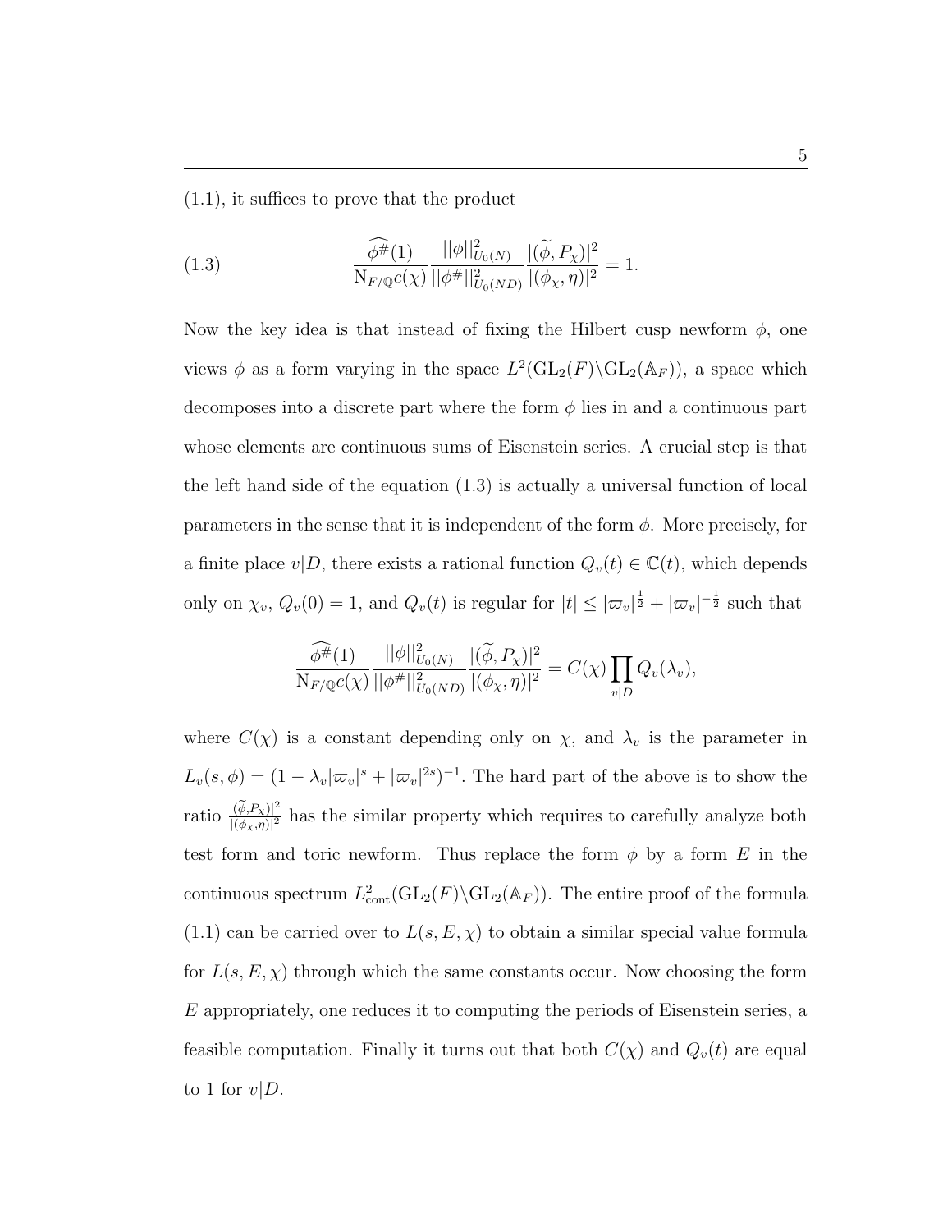(1.1), it suffices to prove that the product

$$\frac{\widehat{\phi^{\#}}(1)}{\mathrm{N}_{F/\mathbb{Q}}c(\chi)} \frac{||\phi||^2_{U_0(N)}}{||\phi^{\#}||^2_{U_0(ND)}} \frac{|(\widetilde{\phi}, P_\chi)|^2}{|(\phi_\chi, \eta)|^2} = 1. \tag{1.3}$$

Now the key idea is that instead of fixing the Hilbert cusp newform $\phi$, one views $\phi$ as a form varying in the space $L^2(\mathrm{GL}_2(F)\backslash\mathrm{GL}_2(\mathbb{A}_F))$, a space which decomposes into a discrete part where the form $\phi$ lies in and a continuous part whose elements are continuous sums of Eisenstein series. A crucial step is that the left hand side of the equation (1.3) is actually a universal function of local parameters in the sense that it is independent of the form $\phi$. More precisely, for a finite place $v|D$, there exists a rational function $Q_v(t) \in \mathbb{C}(t)$, which depends only on $\chi_v$, $Q_v(0) = 1$, and $Q_v(t)$ is regular for $|t| \leq |\varpi_v|^{\frac{1}{2}} + |\varpi_v|^{-\frac{1}{2}}$ such that

$$\frac{\widehat{\phi^{\#}}(1)}{\mathrm{N}_{F/\mathbb{Q}}c(\chi)} \frac{||\phi||^2_{U_0(N)}}{||\phi^{\#}||^2_{U_0(ND)}} \frac{|(\widetilde{\phi}, P_\chi)|^2}{|(\phi_\chi, \eta)|^2} = C(\chi) \prod_{v|D} Q_v(\lambda_v),$$

where $C(\chi)$ is a constant depending only on $\chi$, and $\lambda_v$ is the parameter in $L_v(s, \phi) = (1 - \lambda_v|\varpi_v|^s + |\varpi_v|^{2s})^{-1}$. The hard part of the above is to show the ratio $\frac{|(\widetilde{\phi}, P_\chi)|^2}{|(\phi_\chi, \eta)|^2}$ has the similar property which requires to carefully analyze both test form and toric newform. Thus replace the form $\phi$ by a form $E$ in the continuous spectrum $L^2_{\mathrm{cont}}(\mathrm{GL}_2(F)\backslash\mathrm{GL}_2(\mathbb{A}_F))$. The entire proof of the formula (1.1) can be carried over to $L(s, E, \chi)$ to obtain a similar special value formula for $L(s, E, \chi)$ through which the same constants occur. Now choosing the form $E$ appropriately, one reduces it to computing the periods of Eisenstein series, a feasible computation. Finally it turns out that both $C(\chi)$ and $Q_v(t)$ are equal to 1 for $v|D$.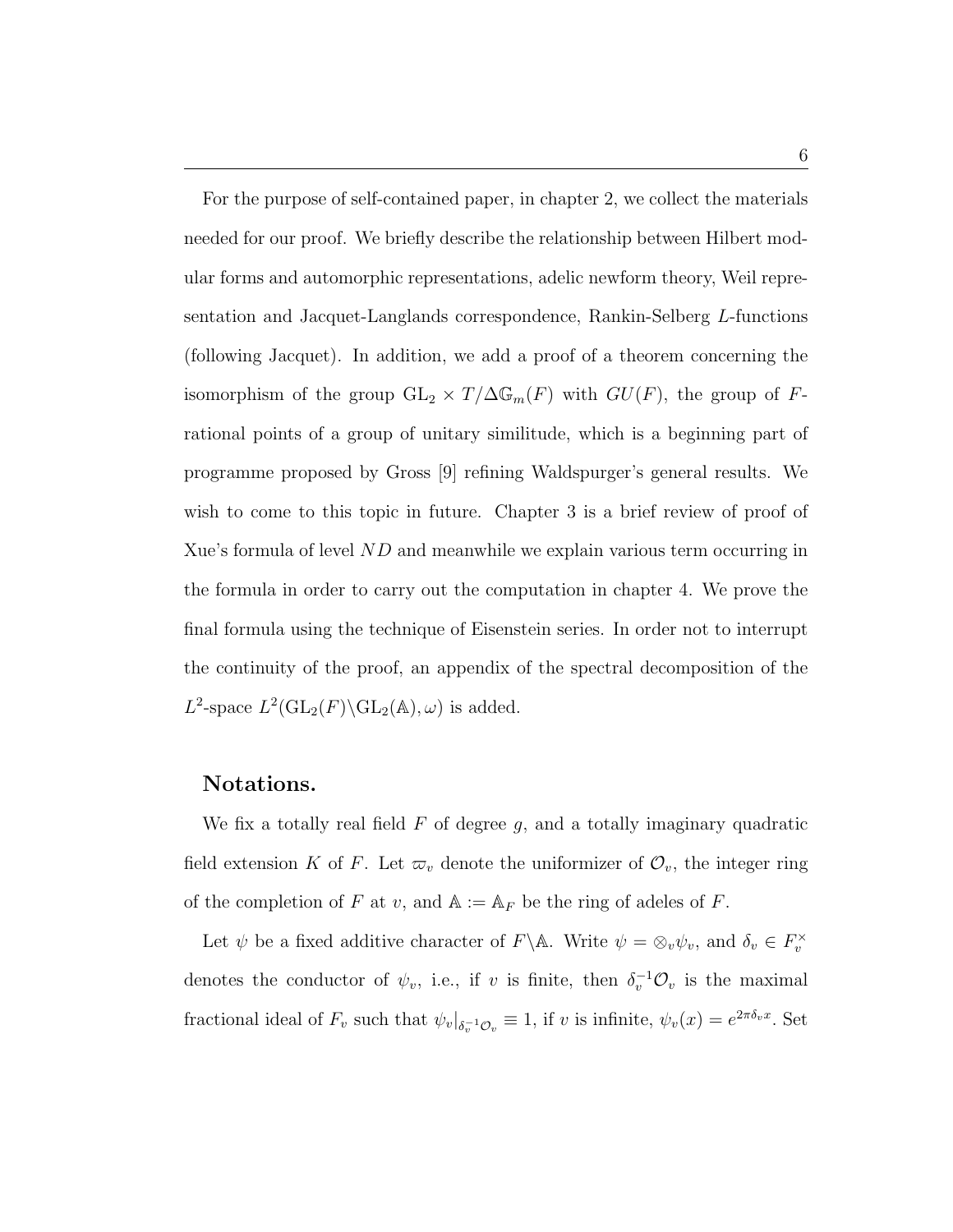For the purpose of self-contained paper, in chapter 2, we collect the materials needed for our proof. We briefly describe the relationship between Hilbert modular forms and automorphic representations, adelic newform theory, Weil representation and Jacquet-Langlands correspondence, Rankin-Selberg $L$-functions (following Jacquet). In addition, we add a proof of a theorem concerning the isomorphism of the group $\mathrm{GL}_2 \times T/\Delta\mathbb{G}_m(F)$ with $GU(F)$, the group of $F$-rational points of a group of unitary similitude, which is a beginning part of programme proposed by Gross [9] refining Waldspurger's general results. We wish to come to this topic in future. Chapter 3 is a brief review of proof of Xue's formula of level $ND$ and meanwhile we explain various term occurring in the formula in order to carry out the computation in chapter 4. We prove the final formula using the technique of Eisenstein series. In order not to interrupt the continuity of the proof, an appendix of the spectral decomposition of the $L^2$-space $L^2(\mathrm{GL}_2(F)\backslash\mathrm{GL}_2(\mathbb{A}), \omega)$ is added.

## Notations.

We fix a totally real field $F$ of degree $g$, and a totally imaginary quadratic field extension $K$ of $F$. Let $\varpi_v$ denote the uniformizer of $\mathcal{O}_v$, the integer ring of the completion of $F$ at $v$, and $\mathbb{A} := \mathbb{A}_F$ be the ring of adeles of $F$.

Let $\psi$ be a fixed additive character of $F\backslash\mathbb{A}$. Write $\psi = \otimes_v \psi_v$, and $\delta_v \in F_v^\times$ denotes the conductor of $\psi_v$, i.e., if $v$ is finite, then $\delta_v^{-1}\mathcal{O}_v$ is the maximal fractional ideal of $F_v$ such that $\psi_v|_{\delta_v^{-1}\mathcal{O}_v} \equiv 1$, if $v$ is infinite, $\psi_v(x) = e^{2\pi\delta_v x}$. Set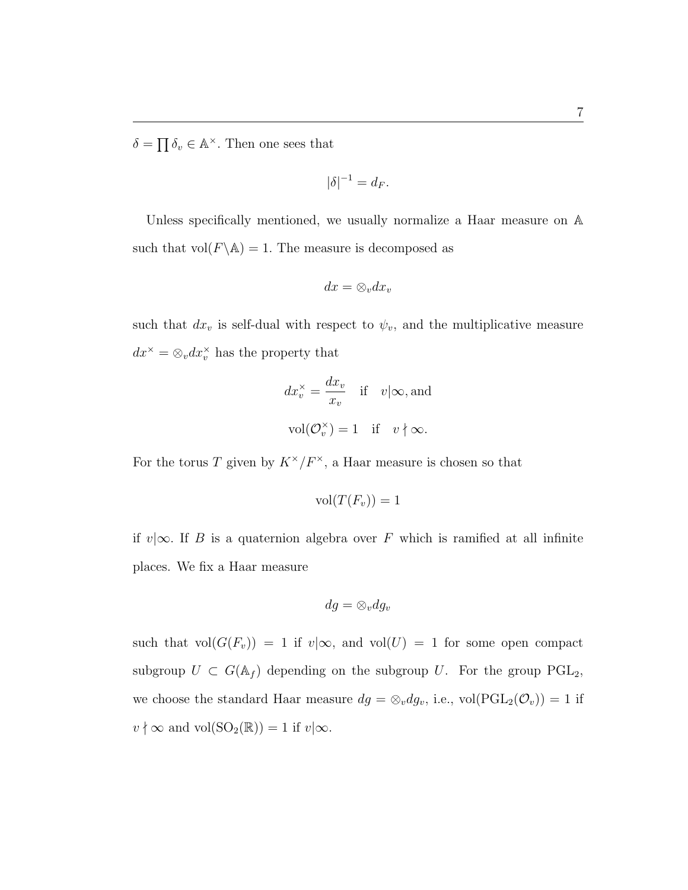$\delta = \prod \delta_v \in \mathbb{A}^\times$. Then one sees that

$$|\delta|^{-1} = d_F.$$

Unless specifically mentioned, we usually normalize a Haar measure on $\mathbb{A}$ such that $\mathrm{vol}(F\backslash\mathbb{A}) = 1$. The measure is decomposed as

$$dx = \otimes_v dx_v$$

such that $dx_v$ is self-dual with respect to $\psi_v$, and the multiplicative measure $dx^\times = \otimes_v dx_v^\times$ has the property that

$$dx_v^\times = \frac{dx_v}{x_v} \quad \text{if} \quad v|\infty, \text{and}$$

$$\mathrm{vol}(\mathcal{O}_v^\times) = 1 \quad \text{if} \quad v \nmid \infty.$$

For the torus $T$ given by $K^\times/F^\times$, a Haar measure is chosen so that

$$\mathrm{vol}(T(F_v)) = 1$$

if $v|\infty$. If $B$ is a quaternion algebra over $F$ which is ramified at all infinite places. We fix a Haar measure

$$dg = \otimes_v dg_v$$

such that $\mathrm{vol}(G(F_v)) = 1$ if $v|\infty$, and $\mathrm{vol}(U) = 1$ for some open compact subgroup $U \subset G(\mathbb{A}_f)$ depending on the subgroup $U$. For the group $\mathrm{PGL}_2$, we choose the standard Haar measure $dg = \otimes_v dg_v$, i.e., $\mathrm{vol}(\mathrm{PGL}_2(\mathcal{O}_v)) = 1$ if $v \nmid \infty$ and $\mathrm{vol}(\mathrm{SO}_2(\mathbb{R})) = 1$ if $v|\infty$.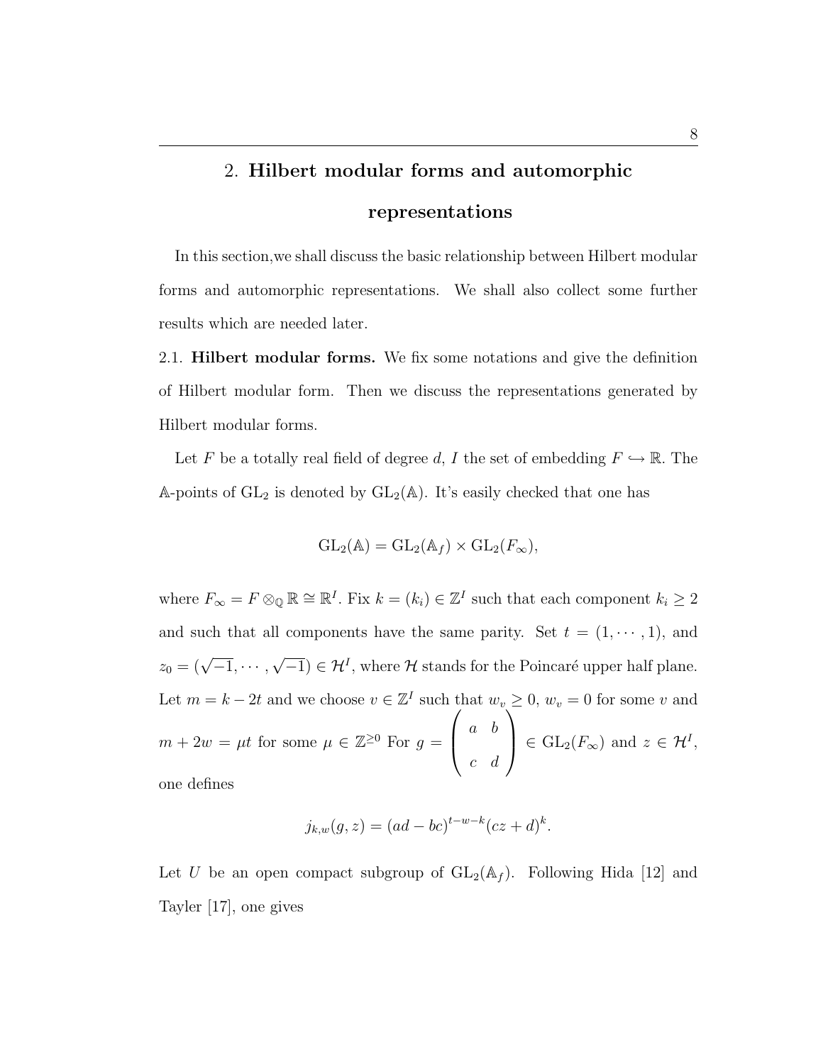## 2. **Hilbert modular forms and automorphic representations**

In this section,we shall discuss the basic relationship between Hilbert modular forms and automorphic representations. We shall also collect some further results which are needed later.

2.1. **Hilbert modular forms.** We fix some notations and give the definition of Hilbert modular form. Then we discuss the representations generated by Hilbert modular forms.

Let $F$ be a totally real field of degree $d$, $I$ the set of embedding $F \hookrightarrow \mathbb{R}$. The $\mathbb{A}$-points of $\mathrm{GL}_2$ is denoted by $\mathrm{GL}_2(\mathbb{A})$. It's easily checked that one has

$$\mathrm{GL}_2(\mathbb{A}) = \mathrm{GL}_2(\mathbb{A}_f) \times \mathrm{GL}_2(F_\infty),$$

where $F_\infty = F \otimes_{\mathbb{Q}} \mathbb{R} \cong \mathbb{R}^I$. Fix $k = (k_i) \in \mathbb{Z}^I$ such that each component $k_i \geq 2$ and such that all components have the same parity. Set $t = (1, \cdots, 1)$, and $z_0 = (\sqrt{-1}, \cdots, \sqrt{-1}) \in \mathcal{H}^I$, where $\mathcal{H}$ stands for the Poincaré upper half plane. Let $m = k - 2t$ and we choose $v \in \mathbb{Z}^I$ such that $w_v \geq 0$, $w_v = 0$ for some $v$ and $m + 2w = \mu t$ for some $\mu \in \mathbb{Z}^{\geq 0}$ For $g = \begin{pmatrix} a & b \\ c & d \end{pmatrix} \in \mathrm{GL}_2(F_\infty)$ and $z \in \mathcal{H}^I$, one defines

$$j_{k,w}(g, z) = (ad - bc)^{t-w-k}(cz + d)^k.$$

Let $U$ be an open compact subgroup of $\mathrm{GL}_2(\mathbb{A}_f)$. Following Hida [12] and Tayler [17], one gives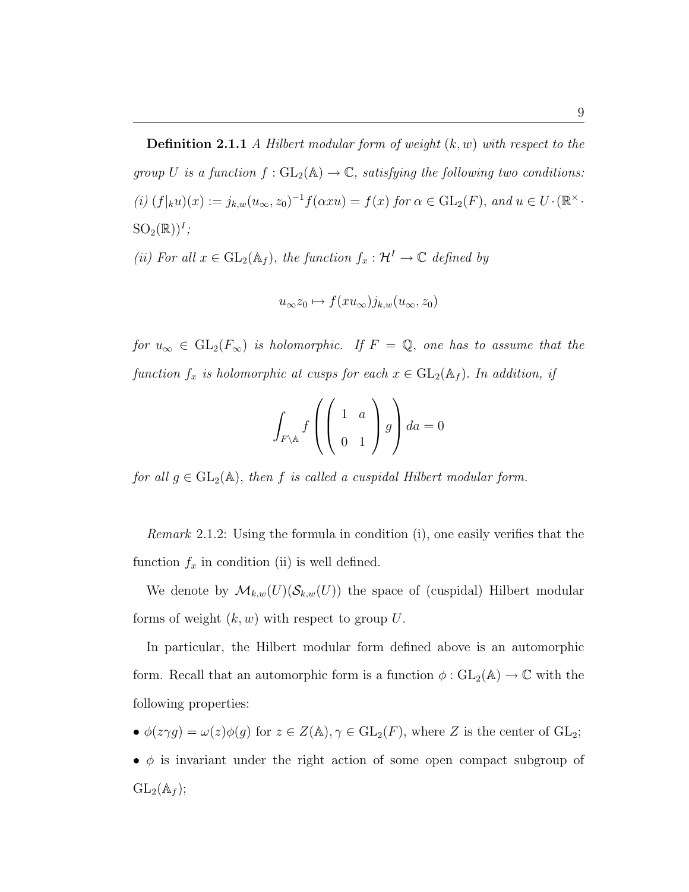**Definition 2.1.1** *A Hilbert modular form of weight $(k, w)$ with respect to the group $U$ is a function $f : \mathrm{GL}_2(\mathbb{A}) \to \mathbb{C}$, satisfying the following two conditions:*
*(i) $(f|_k u)(x) := j_{k,w}(u_\infty, z_0)^{-1} f(\alpha x u) = f(x)$ for $\alpha \in \mathrm{GL}_2(F)$, and $u \in U \cdot (\mathbb{R}^\times \cdot \mathrm{SO}_2(\mathbb{R}))^I$;*
*(ii) For all $x \in \mathrm{GL}_2(\mathbb{A}_f)$, the function $f_x : \mathcal{H}^I \to \mathbb{C}$ defined by*

$$u_\infty z_0 \mapsto f(x u_\infty) j_{k,w}(u_\infty, z_0)$$

*for $u_\infty \in \mathrm{GL}_2(F_\infty)$ is holomorphic. If $F = \mathbb{Q}$, one has to assume that the function $f_x$ is holomorphic at cusps for each $x \in \mathrm{GL}_2(\mathbb{A}_f)$. In addition, if*

$$\int_{F \backslash \mathbb{A}} f\left( \begin{pmatrix} 1 & a \\ 0 & 1 \end{pmatrix} g \right) da = 0$$

*for all $g \in \mathrm{GL}_2(\mathbb{A})$, then $f$ is called a cuspidal Hilbert modular form.*

*Remark* 2.1.2: Using the formula in condition (i), one easily verifies that the function $f_x$ in condition (ii) is well defined.

We denote by $\mathcal{M}_{k,w}(U)(\mathcal{S}_{k,w}(U))$ the space of (cuspidal) Hilbert modular forms of weight $(k, w)$ with respect to group $U$.

In particular, the Hilbert modular form defined above is an automorphic form. Recall that an automorphic form is a function $\phi : \mathrm{GL}_2(\mathbb{A}) \to \mathbb{C}$ with the following properties:

- $\phi(z\gamma g) = \omega(z)\phi(g)$ for $z \in Z(\mathbb{A}), \gamma \in \mathrm{GL}_2(F)$, where $Z$ is the center of $\mathrm{GL}_2$;
- $\phi$ is invariant under the right action of some open compact subgroup of $\mathrm{GL}_2(\mathbb{A}_f)$;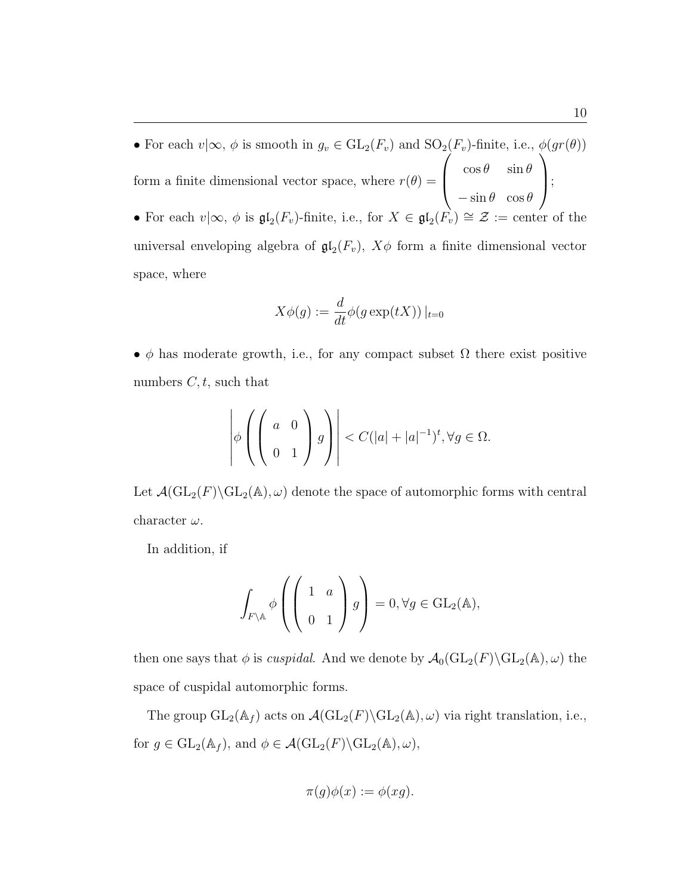• For each $v|\infty$, $\phi$ is smooth in $g_v \in \mathrm{GL}_2(F_v)$ and $\mathrm{SO}_2(F_v)$-finite, i.e., $\phi(gr(\theta))$ form a finite dimensional vector space, where $r(\theta) = \begin{pmatrix} \cos\theta & \sin\theta \\ -\sin\theta & \cos\theta \end{pmatrix}$;

• For each $v|\infty$, $\phi$ is $\mathfrak{gl}_2(F_v)$-finite, i.e., for $X \in \mathfrak{gl}_2(F_v) \cong \mathcal{Z} :=$ center of the universal enveloping algebra of $\mathfrak{gl}_2(F_v)$, $X\phi$ form a finite dimensional vector space, where

$$X\phi(g) := \frac{d}{dt}\phi(g\exp(tX))\,|_{t=0}$$

• $\phi$ has moderate growth, i.e., for any compact subset $\Omega$ there exist positive numbers $C, t$, such that

$$\left|\phi\left(\begin{pmatrix} a & 0 \\ 0 & 1 \end{pmatrix} g\right)\right| < C(|a| + |a|^{-1})^t, \forall g \in \Omega.$$

Let $\mathcal{A}(\mathrm{GL}_2(F)\backslash\mathrm{GL}_2(\mathbb{A}), \omega)$ denote the space of automorphic forms with central character $\omega$.

In addition, if

$$\int_{F\backslash\mathbb{A}} \phi\left(\begin{pmatrix} 1 & a \\ 0 & 1 \end{pmatrix} g\right) = 0, \forall g \in \mathrm{GL}_2(\mathbb{A}),$$

then one says that $\phi$ is *cuspidal*. And we denote by $\mathcal{A}_0(\mathrm{GL}_2(F)\backslash\mathrm{GL}_2(\mathbb{A}), \omega)$ the space of cuspidal automorphic forms.

The group $\mathrm{GL}_2(\mathbb{A}_f)$ acts on $\mathcal{A}(\mathrm{GL}_2(F)\backslash\mathrm{GL}_2(\mathbb{A}), \omega)$ via right translation, i.e., for $g \in \mathrm{GL}_2(\mathbb{A}_f)$, and $\phi \in \mathcal{A}(\mathrm{GL}_2(F)\backslash\mathrm{GL}_2(\mathbb{A}), \omega)$,

$$\pi(g)\phi(x) := \phi(xg).$$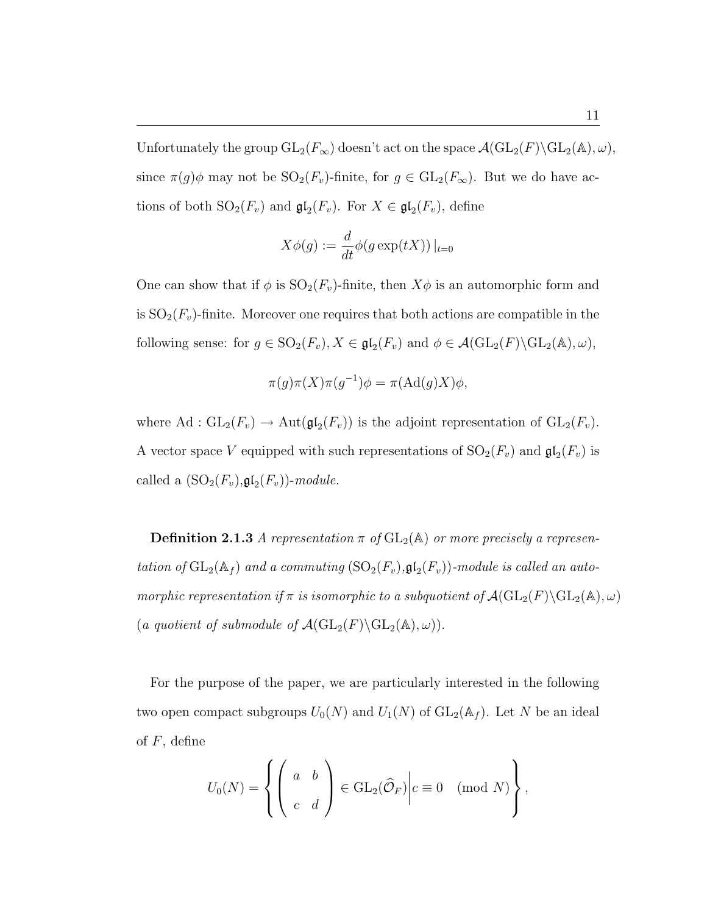Unfortunately the group $\mathrm{GL}_2(F_\infty)$ doesn't act on the space $\mathcal{A}(\mathrm{GL}_2(F)\backslash\mathrm{GL}_2(\mathbb{A}),\omega)$, since $\pi(g)\phi$ may not be $\mathrm{SO}_2(F_v)$-finite, for $g \in \mathrm{GL}_2(F_\infty)$. But we do have actions of both $\mathrm{SO}_2(F_v)$ and $\mathfrak{gl}_2(F_v)$. For $X \in \mathfrak{gl}_2(F_v)$, define

$$X\phi(g) := \frac{d}{dt}\phi(g\exp(tX))\,|_{t=0}$$

One can show that if $\phi$ is $\mathrm{SO}_2(F_v)$-finite, then $X\phi$ is an automorphic form and is $\mathrm{SO}_2(F_v)$-finite. Moreover one requires that both actions are compatible in the following sense: for $g \in \mathrm{SO}_2(F_v), X \in \mathfrak{gl}_2(F_v)$ and $\phi \in \mathcal{A}(\mathrm{GL}_2(F)\backslash\mathrm{GL}_2(\mathbb{A}),\omega)$,

$$\pi(g)\pi(X)\pi(g^{-1})\phi = \pi(\mathrm{Ad}(g)X)\phi,$$

where $\mathrm{Ad} : \mathrm{GL}_2(F_v) \to \mathrm{Aut}(\mathfrak{gl}_2(F_v))$ is the adjoint representation of $\mathrm{GL}_2(F_v)$. A vector space $V$ equipped with such representations of $\mathrm{SO}_2(F_v)$ and $\mathfrak{gl}_2(F_v)$ is called a $(\mathrm{SO}_2(F_v)$,$\mathfrak{gl}_2(F_v))$-*module.*

**Definition 2.1.3** *A representation $\pi$ of $\mathrm{GL}_2(\mathbb{A})$ or more precisely a representation of $\mathrm{GL}_2(\mathbb{A}_f)$ and a commuting $(\mathrm{SO}_2(F_v)$,$\mathfrak{gl}_2(F_v))$-module is called an automorphic representation if $\pi$ is isomorphic to a subquotient of $\mathcal{A}(\mathrm{GL}_2(F)\backslash\mathrm{GL}_2(\mathbb{A}),\omega)$ (a quotient of submodule of $\mathcal{A}(\mathrm{GL}_2(F)\backslash\mathrm{GL}_2(\mathbb{A}),\omega)$).*

For the purpose of the paper, we are particularly interested in the following two open compact subgroups $U_0(N)$ and $U_1(N)$ of $\mathrm{GL}_2(\mathbb{A}_f)$. Let $N$ be an ideal of $F$, define

$$U_0(N) = \left\{ \left( \begin{array}{cc} a & b \\ c & d \end{array} \right) \in \mathrm{GL}_2(\widehat{\mathcal{O}}_F) \middle| c \equiv 0 \pmod{N} \right\},$$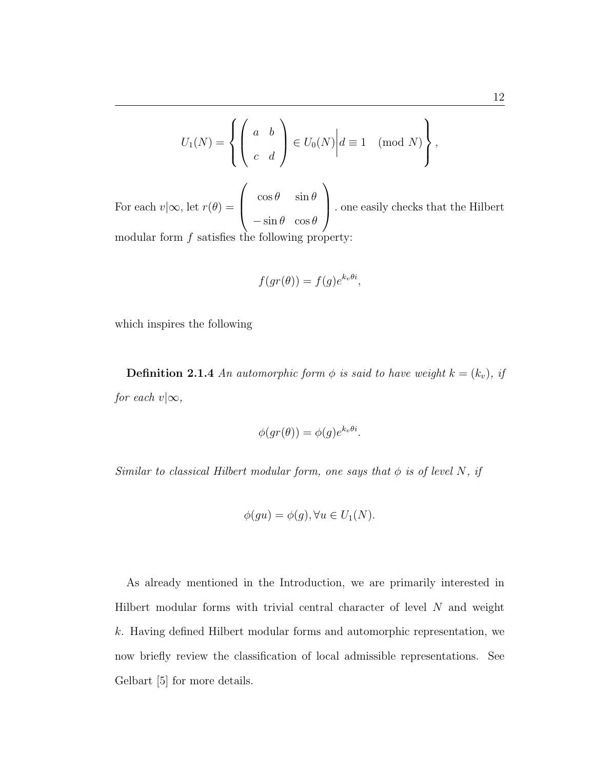$$U_1(N) = \left\{ \begin{pmatrix} a & b \\ c & d \end{pmatrix} \in U_0(N) \middle| d \equiv 1 \pmod{N} \right\},$$

For each $v|\infty$, let $r(\theta) = \begin{pmatrix} \cos\theta & \sin\theta \\ -\sin\theta & \cos\theta \end{pmatrix}$. one easily checks that the Hilbert modular form $f$ satisfies the following property:

$$f(gr(\theta)) = f(g)e^{k_v\theta i},$$

which inspires the following

**Definition 2.1.4** *An automorphic form $\phi$ is said to have weight $k = (k_v)$, if for each $v|\infty$,*

$$\phi(gr(\theta)) = \phi(g)e^{k_v\theta i}.$$

*Similar to classical Hilbert modular form, one says that $\phi$ is of level $N$, if*

$$\phi(gu) = \phi(g), \forall u \in U_1(N).$$

As already mentioned in the Introduction, we are primarily interested in Hilbert modular forms with trivial central character of level $N$ and weight $k$. Having defined Hilbert modular forms and automorphic representation, we now briefly review the classification of local admissible representations. See Gelbart [5] for more details.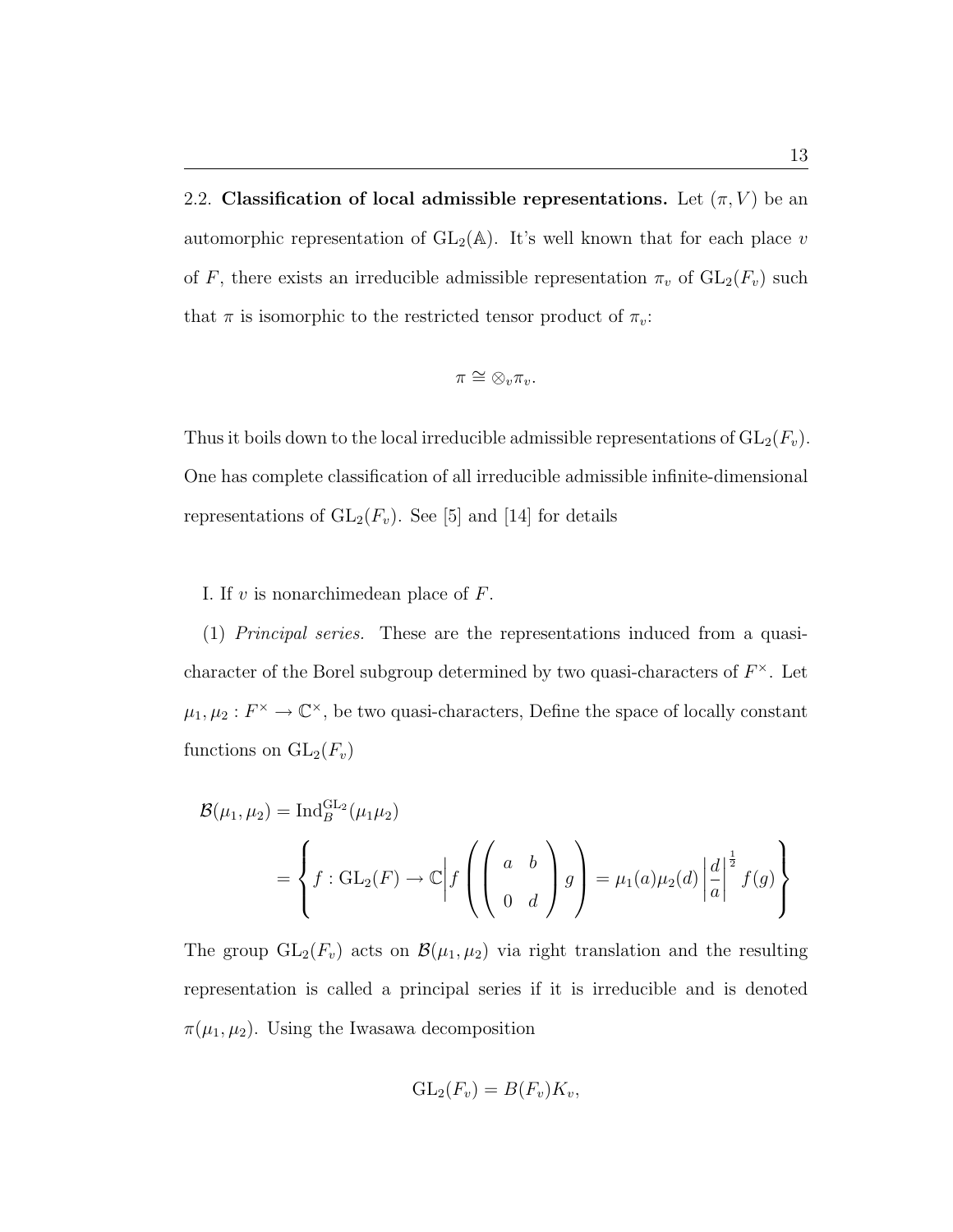2.2. **Classification of local admissible representations.** Let $(\pi, V)$ be an automorphic representation of $\mathrm{GL}_2(\mathbb{A})$. It's well known that for each place $v$ of $F$, there exists an irreducible admissible representation $\pi_v$ of $\mathrm{GL}_2(F_v)$ such that $\pi$ is isomorphic to the restricted tensor product of $\pi_v$:

$$\pi \cong \otimes_v \pi_v.$$

Thus it boils down to the local irreducible admissible representations of $\mathrm{GL}_2(F_v)$. One has complete classification of all irreducible admissible infinite-dimensional representations of $\mathrm{GL}_2(F_v)$. See [5] and [14] for details

I. If $v$ is nonarchimedean place of $F$.

(1) *Principal series.* These are the representations induced from a quasi-character of the Borel subgroup determined by two quasi-characters of $F^\times$. Let $\mu_1, \mu_2 : F^\times \to \mathbb{C}^\times$, be two quasi-characters, Define the space of locally constant functions on $\mathrm{GL}_2(F_v)$

$$\begin{aligned}
\mathcal{B}(\mu_1, \mu_2) &= \mathrm{Ind}_B^{\mathrm{GL}_2}(\mu_1 \mu_2) \\
&= \left\{ f : \mathrm{GL}_2(F) \to \mathbb{C} \middle| f\left( \begin{pmatrix} a & b \\ 0 & d \end{pmatrix} g \right) = \mu_1(a)\mu_2(d) \left| \frac{d}{a} \right|^{\frac{1}{2}} f(g) \right\}
\end{aligned}$$

The group $\mathrm{GL}_2(F_v)$ acts on $\mathcal{B}(\mu_1, \mu_2)$ via right translation and the resulting representation is called a principal series if it is irreducible and is denoted $\pi(\mu_1, \mu_2)$. Using the Iwasawa decomposition

$$\mathrm{GL}_2(F_v) = B(F_v) K_v,$$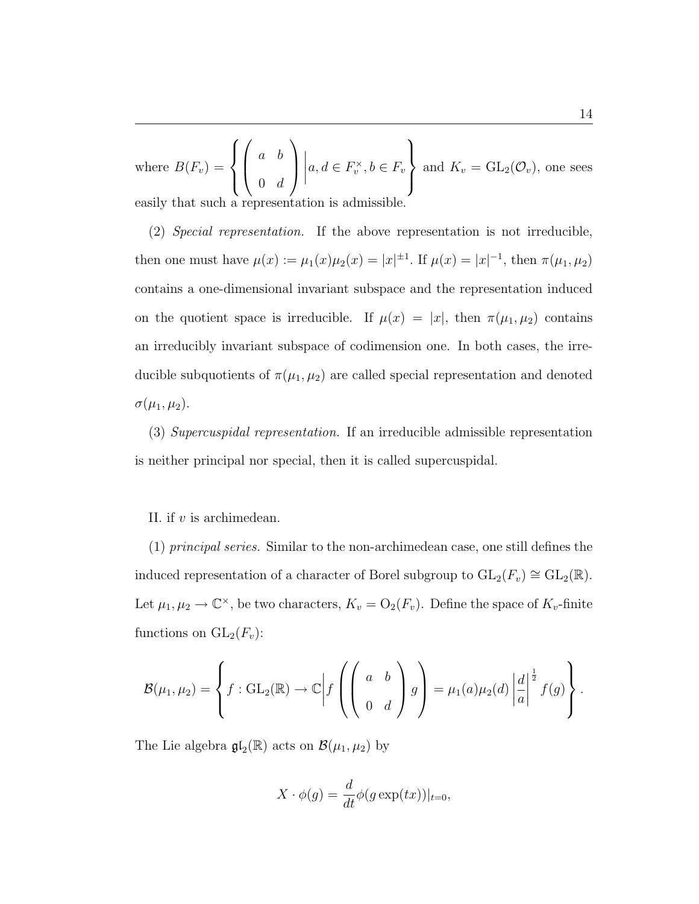where $B(F_v) = \left\{ \begin{pmatrix} a & b \\ 0 & d \end{pmatrix} \middle| a, d \in F_v^\times, b \in F_v \right\}$ and $K_v = \mathrm{GL}_2(\mathcal{O}_v)$, one sees easily that such a representation is admissible.

(2) *Special representation.* If the above representation is not irreducible, then one must have $\mu(x) := \mu_1(x)\mu_2(x) = |x|^{\pm 1}$. If $\mu(x) = |x|^{-1}$, then $\pi(\mu_1, \mu_2)$ contains a one-dimensional invariant subspace and the representation induced on the quotient space is irreducible. If $\mu(x) = |x|$, then $\pi(\mu_1, \mu_2)$ contains an irreducibly invariant subspace of codimension one. In both cases, the irreducible subquotients of $\pi(\mu_1, \mu_2)$ are called special representation and denoted $\sigma(\mu_1, \mu_2)$.

(3) *Supercuspidal representation.* If an irreducible admissible representation is neither principal nor special, then it is called supercuspidal.

II. if $v$ is archimedean.

(1) *principal series.* Similar to the non-archimedean case, one still defines the induced representation of a character of Borel subgroup to $\mathrm{GL}_2(F_v) \cong \mathrm{GL}_2(\mathbb{R})$. Let $\mu_1, \mu_2 \to \mathbb{C}^\times$, be two characters, $K_v = \mathrm{O}_2(F_v)$. Define the space of $K_v$-finite functions on $\mathrm{GL}_2(F_v)$:

$$\mathcal{B}(\mu_1, \mu_2) = \left\{ f : \mathrm{GL}_2(\mathbb{R}) \to \mathbb{C} \middle| f\left( \begin{pmatrix} a & b \\ 0 & d \end{pmatrix} g \right) = \mu_1(a)\mu_2(d) \left| \frac{d}{a} \right|^{\frac{1}{2}} f(g) \right\}.$$

The Lie algebra $\mathfrak{gl}_2(\mathbb{R})$ acts on $\mathcal{B}(\mu_1, \mu_2)$ by

$$X \cdot \phi(g) = \frac{d}{dt} \phi(g \exp(tx))|_{t=0},$$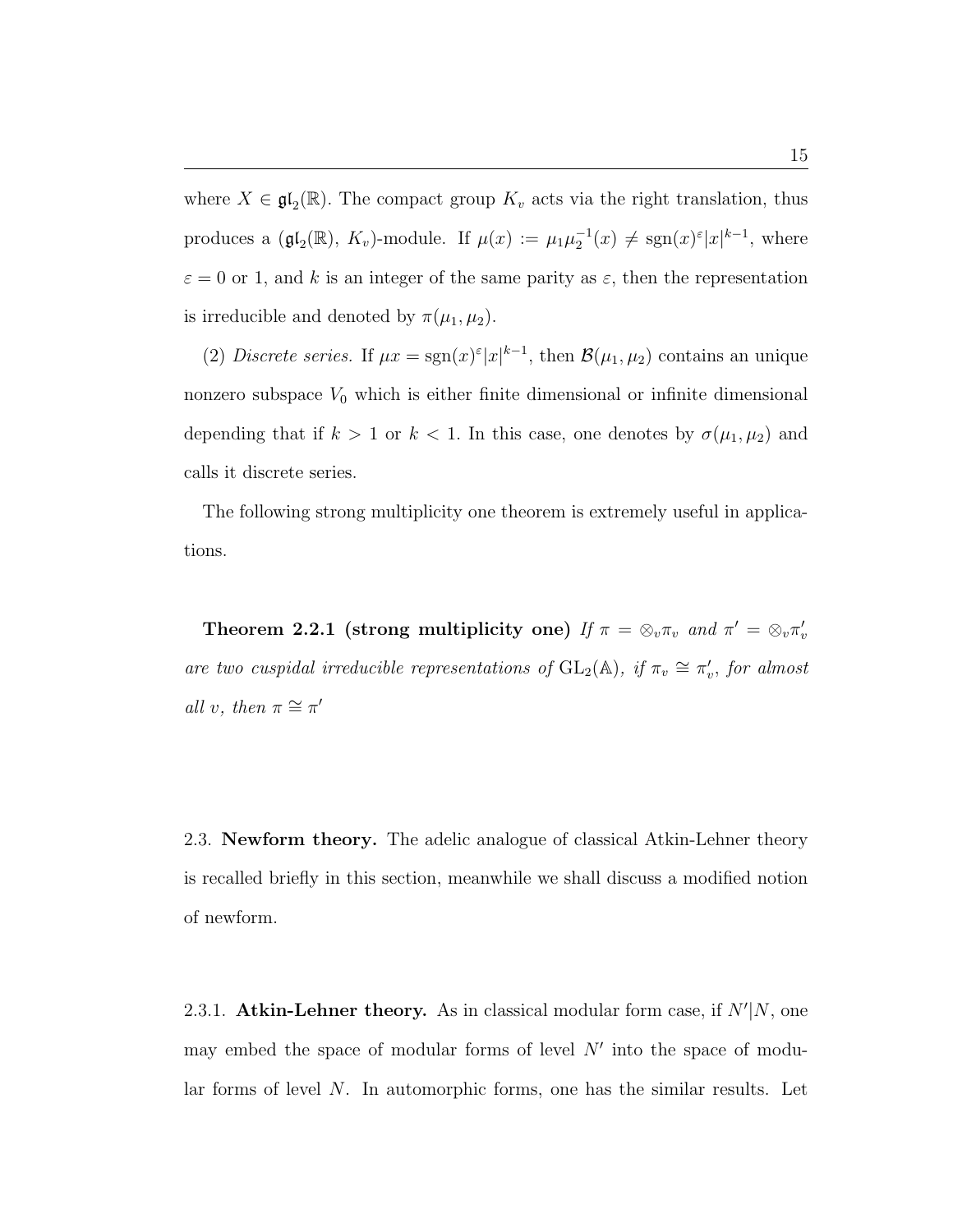where $X \in \mathfrak{gl}_2(\mathbb{R})$. The compact group $K_v$ acts via the right translation, thus produces a $(\mathfrak{gl}_2(\mathbb{R}),\, K_v)$-module. If $\mu(x) := \mu_1\mu_2^{-1}(x) \neq \operatorname{sgn}(x)^{\varepsilon}|x|^{k-1}$, where $\varepsilon = 0$ or 1, and $k$ is an integer of the same parity as $\varepsilon$, then the representation is irreducible and denoted by $\pi(\mu_1, \mu_2)$.

(2) *Discrete series.* If $\mu x = \operatorname{sgn}(x)^{\varepsilon}|x|^{k-1}$, then $\mathcal{B}(\mu_1, \mu_2)$ contains an unique nonzero subspace $V_0$ which is either finite dimensional or infinite dimensional depending that if $k > 1$ or $k < 1$. In this case, one denotes by $\sigma(\mu_1, \mu_2)$ and calls it discrete series.

The following strong multiplicity one theorem is extremely useful in applications.

**Theorem 2.2.1 (strong multiplicity one)** *If $\pi = \otimes_v \pi_v$ and $\pi' = \otimes_v \pi'_v$ are two cuspidal irreducible representations of $\mathrm{GL}_2(\mathbb{A})$, if $\pi_v \cong \pi'_v$, for almost all $v$, then $\pi \cong \pi'$*

## 2.3. **Newform theory.**

The adelic analogue of classical Atkin-Lehner theory is recalled briefly in this section, meanwhile we shall discuss a modified notion of newform.

### 2.3.1. **Atkin-Lehner theory.**

As in classical modular form case, if $N'|N$, one may embed the space of modular forms of level $N'$ into the space of modular forms of level $N$. In automorphic forms, one has the similar results. Let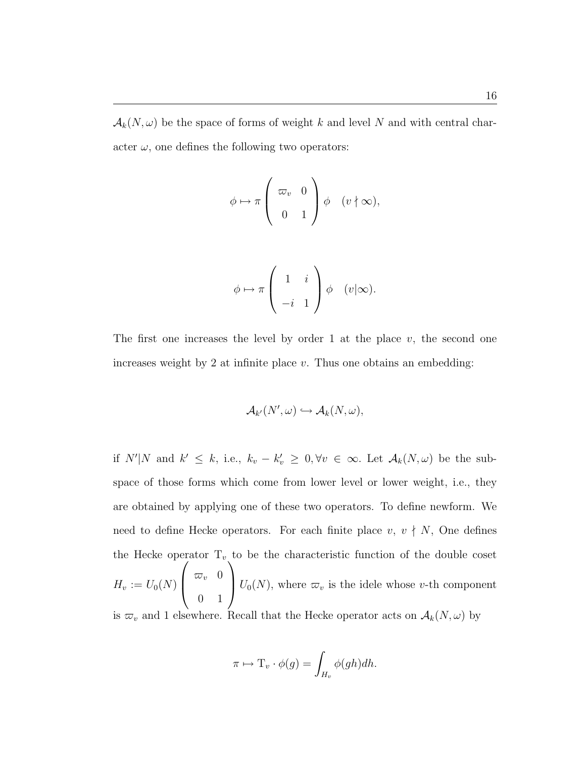$\mathcal{A}_k(N, \omega)$ be the space of forms of weight $k$ and level $N$ and with central character $\omega$, one defines the following two operators:

$$\phi \mapsto \pi \begin{pmatrix} \varpi_v & 0 \\ 0 & 1 \end{pmatrix} \phi \quad (v \nmid \infty),$$

$$\phi \mapsto \pi \begin{pmatrix} 1 & i \\ -i & 1 \end{pmatrix} \phi \quad (v | \infty).$$

The first one increases the level by order 1 at the place $v$, the second one increases weight by 2 at infinite place $v$. Thus one obtains an embedding:

$$\mathcal{A}_{k'}(N', \omega) \hookrightarrow \mathcal{A}_k(N, \omega),$$

if $N'|N$ and $k' \leq k$, i.e., $k_v - k'_v \geq 0, \forall v \in \infty$. Let $\mathcal{A}_k(N, \omega)$ be the subspace of those forms which come from lower level or lower weight, i.e., they are obtained by applying one of these two operators. To define newform. We need to define Hecke operators. For each finite place $v$, $v \nmid N$, One defines the Hecke operator $\mathrm{T}_v$ to be the characteristic function of the double coset $H_v := U_0(N) \begin{pmatrix} \varpi_v & 0 \\ 0 & 1 \end{pmatrix} U_0(N)$, where $\varpi_v$ is the idele whose $v$-th component is $\varpi_v$ and 1 elsewhere. Recall that the Hecke operator acts on $\mathcal{A}_k(N, \omega)$ by

$$\pi \mapsto \mathrm{T}_v \cdot \phi(g) = \int_{H_v} \phi(gh) dh.$$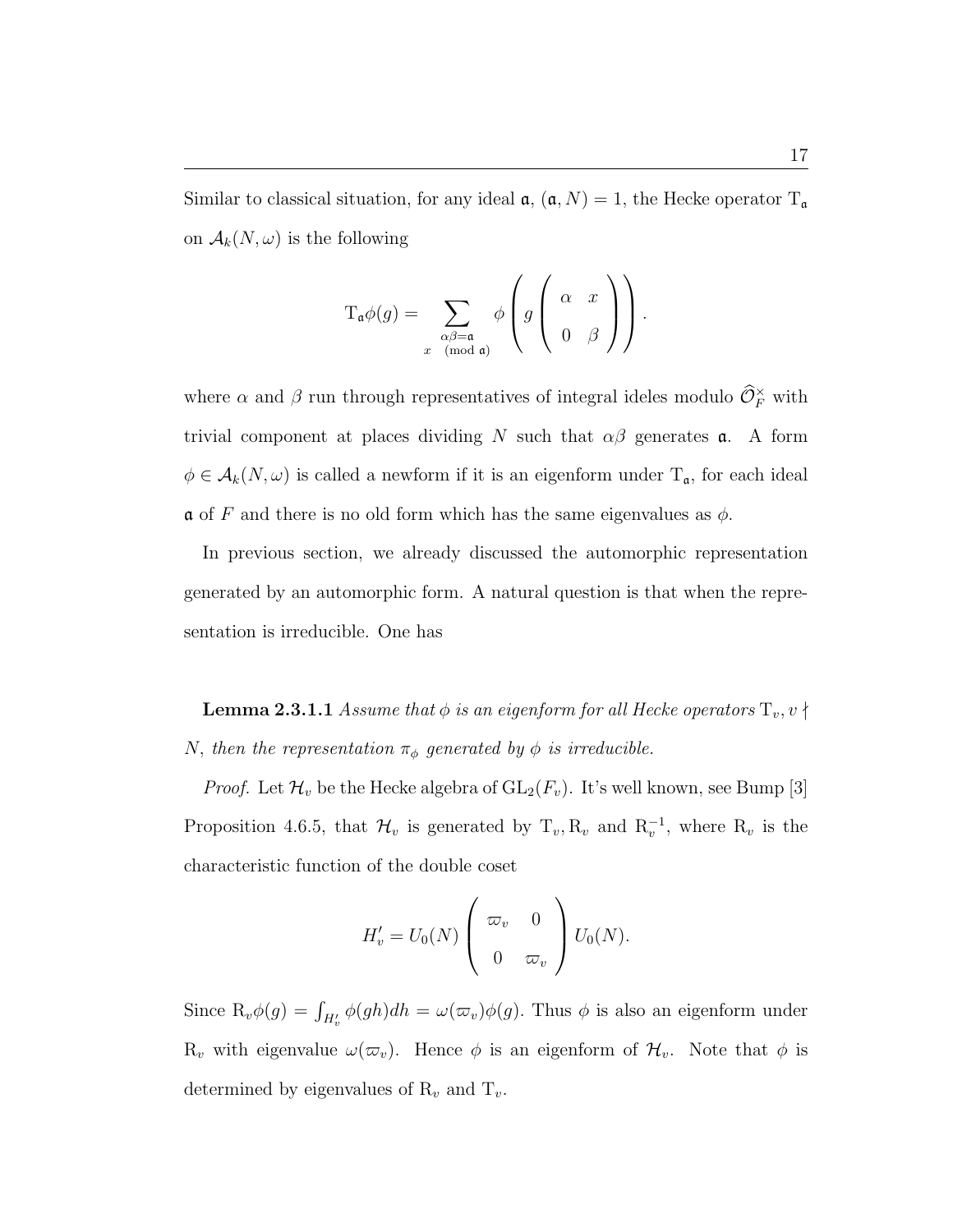Similar to classical situation, for any ideal $\mathfrak{a}$, $(\mathfrak{a}, N) = 1$, the Hecke operator $\mathrm{T}_{\mathfrak{a}}$ on $\mathcal{A}_k(N, \omega)$ is the following

$$\mathrm{T}_{\mathfrak{a}}\phi(g) = \sum_{\substack{\alpha\beta = \mathfrak{a} \\ x \pmod{\mathfrak{a}}}} \phi\left(g\begin{pmatrix} \alpha & x \\ 0 & \beta \end{pmatrix}\right).$$

where $\alpha$ and $\beta$ run through representatives of integral ideles modulo $\widehat{\mathcal{O}}_F^\times$ with trivial component at places dividing $N$ such that $\alpha\beta$ generates $\mathfrak{a}$. A form $\phi \in \mathcal{A}_k(N, \omega)$ is called a newform if it is an eigenform under $\mathrm{T}_{\mathfrak{a}}$, for each ideal $\mathfrak{a}$ of $F$ and there is no old form which has the same eigenvalues as $\phi$.

In previous section, we already discussed the automorphic representation generated by an automorphic form. A natural question is that when the representation is irreducible. One has

**Lemma 2.3.1.1** *Assume that $\phi$ is an eigenform for all Hecke operators $\mathrm{T}_v, v \nmid N$, then the representation $\pi_\phi$ generated by $\phi$ is irreducible.*

*Proof.* Let $\mathcal{H}_v$ be the Hecke algebra of $\mathrm{GL}_2(F_v)$. It's well known, see Bump [3] Proposition 4.6.5, that $\mathcal{H}_v$ is generated by $\mathrm{T}_v, \mathrm{R}_v$ and $\mathrm{R}_v^{-1}$, where $\mathrm{R}_v$ is the characteristic function of the double coset

$$H_v' = U_0(N)\begin{pmatrix} \varpi_v & 0 \\ 0 & \varpi_v \end{pmatrix} U_0(N).$$

Since $\mathrm{R}_v\phi(g) = \int_{H_v'} \phi(gh)dh = \omega(\varpi_v)\phi(g)$. Thus $\phi$ is also an eigenform under $\mathrm{R}_v$ with eigenvalue $\omega(\varpi_v)$. Hence $\phi$ is an eigenform of $\mathcal{H}_v$. Note that $\phi$ is determined by eigenvalues of $\mathrm{R}_v$ and $\mathrm{T}_v$.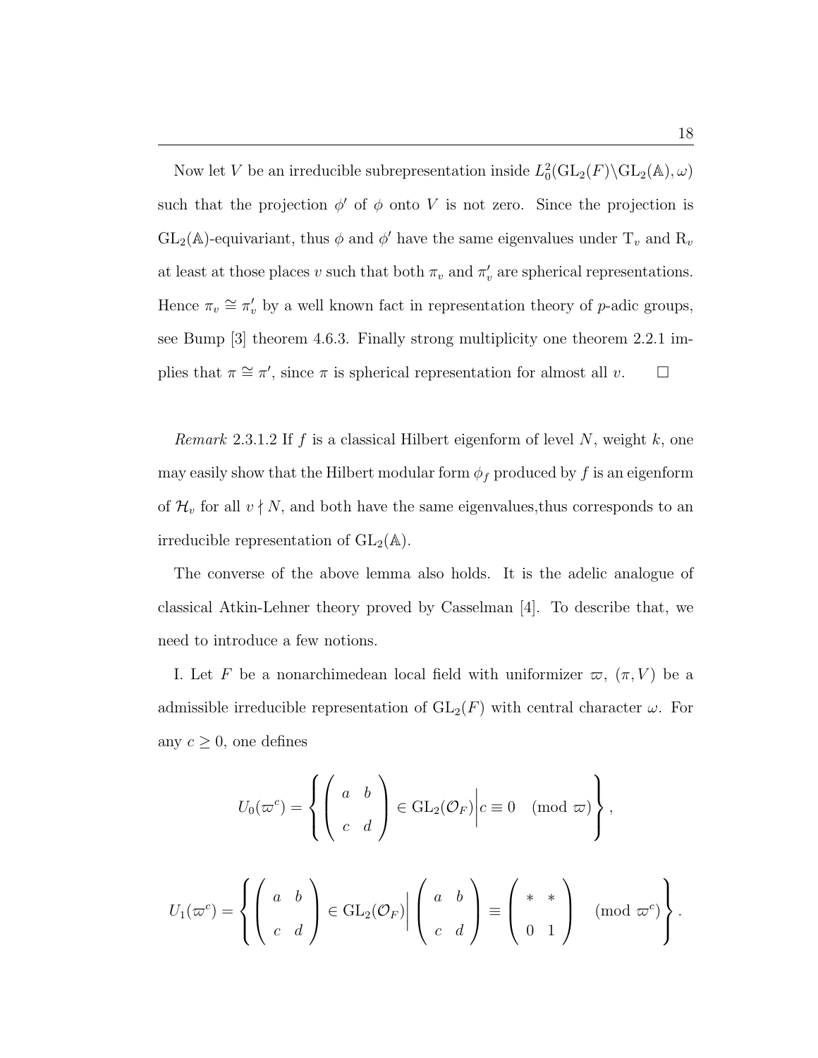Now let $V$ be an irreducible subrepresentation inside $L_0^2(\mathrm{GL}_2(F)\backslash\mathrm{GL}_2(\mathbb{A}),\omega)$ such that the projection $\phi'$ of $\phi$ onto $V$ is not zero. Since the projection is $\mathrm{GL}_2(\mathbb{A})$-equivariant, thus $\phi$ and $\phi'$ have the same eigenvalues under $\mathrm{T}_v$ and $\mathrm{R}_v$ at least at those places $v$ such that both $\pi_v$ and $\pi'_v$ are spherical representations. Hence $\pi_v \cong \pi'_v$ by a well known fact in representation theory of $p$-adic groups, see Bump [3] theorem 4.6.3. Finally strong multiplicity one theorem 2.2.1 implies that $\pi \cong \pi'$, since $\pi$ is spherical representation for almost all $v$. $\square$

*Remark* 2.3.1.2 If $f$ is a classical Hilbert eigenform of level $N$, weight $k$, one may easily show that the Hilbert modular form $\phi_f$ produced by $f$ is an eigenform of $\mathcal{H}_v$ for all $v \nmid N$, and both have the same eigenvalues,thus corresponds to an irreducible representation of $\mathrm{GL}_2(\mathbb{A})$.

The converse of the above lemma also holds. It is the adelic analogue of classical Atkin-Lehner theory proved by Casselman [4]. To describe that, we need to introduce a few notions.

I. Let $F$ be a nonarchimedean local field with uniformizer $\varpi$, $(\pi, V)$ be a admissible irreducible representation of $\mathrm{GL}_2(F)$ with central character $\omega$. For any $c \geq 0$, one defines

$$U_0(\varpi^c) = \left\{ \begin{pmatrix} a & b \\ c & d \end{pmatrix} \in \mathrm{GL}_2(\mathcal{O}_F) \middle| c \equiv 0 \pmod{\varpi} \right\},$$

$$U_1(\varpi^c) = \left\{ \begin{pmatrix} a & b \\ c & d \end{pmatrix} \in \mathrm{GL}_2(\mathcal{O}_F) \middle| \begin{pmatrix} a & b \\ c & d \end{pmatrix} \equiv \begin{pmatrix} * & * \\ 0 & 1 \end{pmatrix} \pmod{\varpi^c} \right\}.$$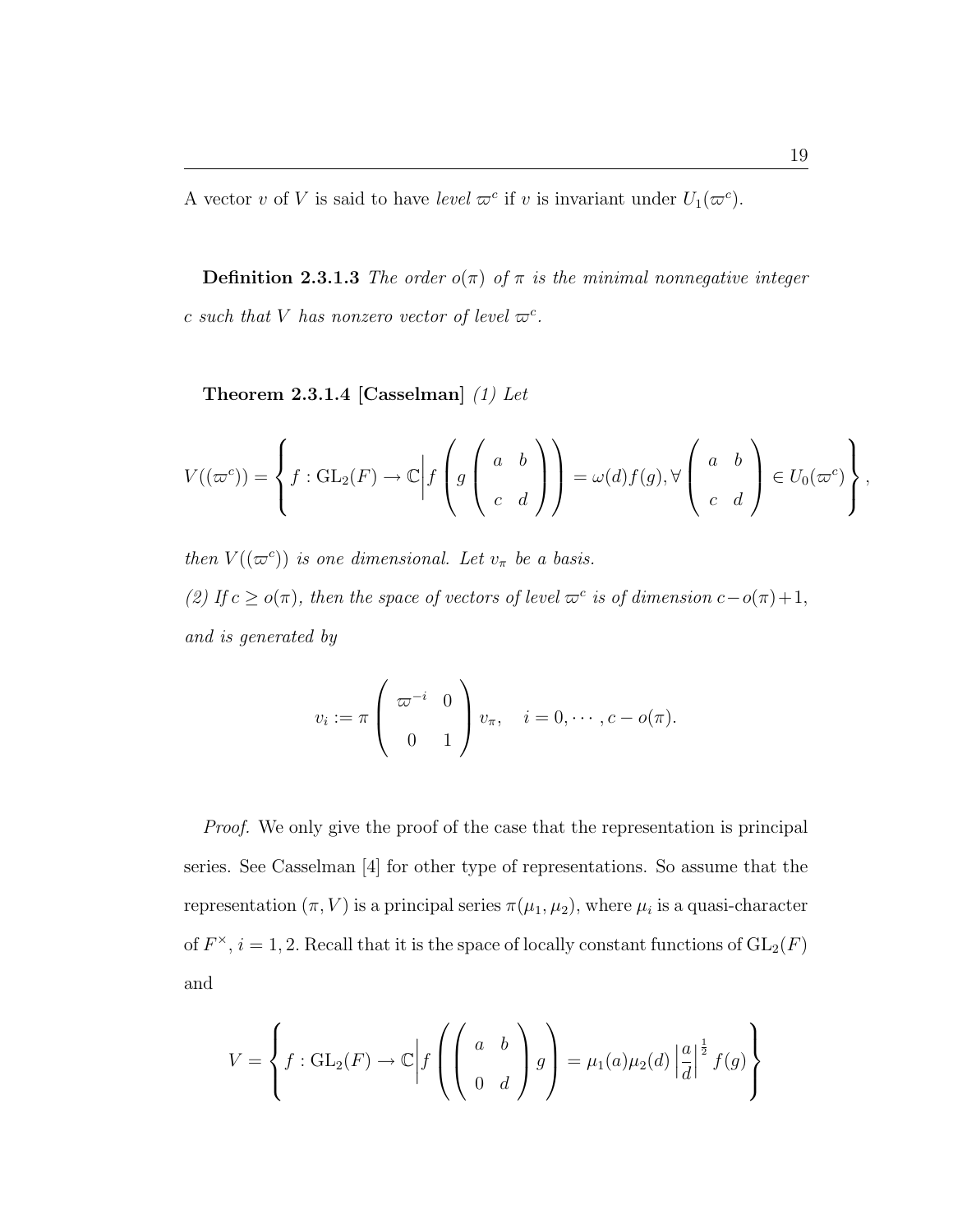A vector $v$ of $V$ is said to have *level* $\varpi^c$ if $v$ is invariant under $U_1(\varpi^c)$.

**Definition 2.3.1.3** *The order $o(\pi)$ of $\pi$ is the minimal nonnegative integer $c$ such that $V$ has nonzero vector of level $\varpi^c$.*

**Theorem 2.3.1.4 [Casselman]** *(1) Let*

$$V((\varpi^c)) = \left\{ f : \mathrm{GL}_2(F) \to \mathbb{C} \middle| f\left( g \begin{pmatrix} a & b \\ c & d \end{pmatrix} \right) = \omega(d) f(g), \forall \begin{pmatrix} a & b \\ c & d \end{pmatrix} \in U_0(\varpi^c) \right\},$$

*then $V((\varpi^c))$ is one dimensional. Let $v_\pi$ be a basis.*

*(2) If $c \geq o(\pi)$, then the space of vectors of level $\varpi^c$ is of dimension $c - o(\pi) + 1$, and is generated by*

$$v_i := \pi \begin{pmatrix} \varpi^{-i} & 0 \\ 0 & 1 \end{pmatrix} v_\pi, \quad i = 0, \cdots, c - o(\pi).$$

*Proof.* We only give the proof of the case that the representation is principal series. See Casselman [4] for other type of representations. So assume that the representation $(\pi, V)$ is a principal series $\pi(\mu_1, \mu_2)$, where $\mu_i$ is a quasi-character of $F^\times$, $i = 1, 2$. Recall that it is the space of locally constant functions of $\mathrm{GL}_2(F)$ and

$$V = \left\{ f : \mathrm{GL}_2(F) \to \mathbb{C} \middle| f\left( \begin{pmatrix} a & b \\ 0 & d \end{pmatrix} g \right) = \mu_1(a)\mu_2(d) \left| \frac{a}{d} \right|^{\frac{1}{2}} f(g) \right\}$$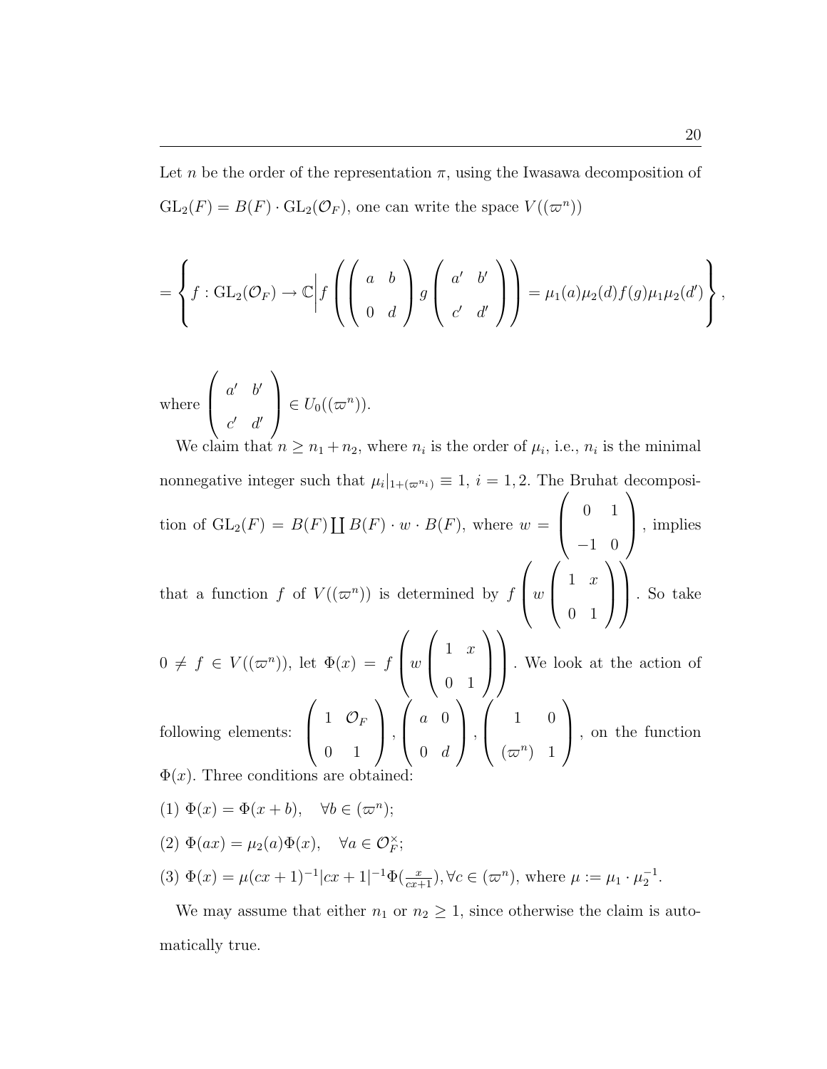Let $n$ be the order of the representation $\pi$, using the Iwasawa decomposition of $\mathrm{GL}_2(F) = B(F) \cdot \mathrm{GL}_2(\mathcal{O}_F)$, one can write the space $V((\varpi^n))$

$$= \left\{ f : \mathrm{GL}_2(\mathcal{O}_F) \to \mathbb{C} \middle| f\left( \begin{pmatrix} a & b \\ 0 & d \end{pmatrix} g \begin{pmatrix} a' & b' \\ c' & d' \end{pmatrix} \right) = \mu_1(a)\mu_2(d) f(g) \mu_1\mu_2(d') \right\},$$

where $\begin{pmatrix} a' & b' \\ c' & d' \end{pmatrix} \in U_0((\varpi^n))$.

We claim that $n \geq n_1 + n_2$, where $n_i$ is the order of $\mu_i$, i.e., $n_i$ is the minimal nonnegative integer such that $\mu_i|_{1+(\varpi^{n_i})} \equiv 1$, $i = 1, 2$. The Bruhat decomposition of $\mathrm{GL}_2(F) = B(F) \coprod B(F) \cdot w \cdot B(F)$, where $w = \begin{pmatrix} 0 & 1 \\ -1 & 0 \end{pmatrix}$, implies that a function $f$ of $V((\varpi^n))$ is determined by $f\left( w \begin{pmatrix} 1 & x \\ 0 & 1 \end{pmatrix} \right)$. So take $0 \neq f \in V((\varpi^n))$, let $\Phi(x) = f\left( w \begin{pmatrix} 1 & x \\ 0 & 1 \end{pmatrix} \right)$. We look at the action of following elements: $\begin{pmatrix} 1 & \mathcal{O}_F \\ 0 & 1 \end{pmatrix}$, $\begin{pmatrix} a & 0 \\ 0 & d \end{pmatrix}$, $\begin{pmatrix} 1 & 0 \\ (\varpi^n) & 1 \end{pmatrix}$, on the function $\Phi(x)$. Three conditions are obtained:

(1) $\Phi(x) = \Phi(x + b), \quad \forall b \in (\varpi^n)$;

(2) $\Phi(ax) = \mu_2(a)\Phi(x), \quad \forall a \in \mathcal{O}_F^\times$;

(3) $\Phi(x) = \mu(cx+1)^{-1}|cx+1|^{-1}\Phi(\frac{x}{cx+1}), \forall c \in (\varpi^n)$, where $\mu := \mu_1 \cdot \mu_2^{-1}$.

We may assume that either $n_1$ or $n_2 \geq 1$, since otherwise the claim is automatically true.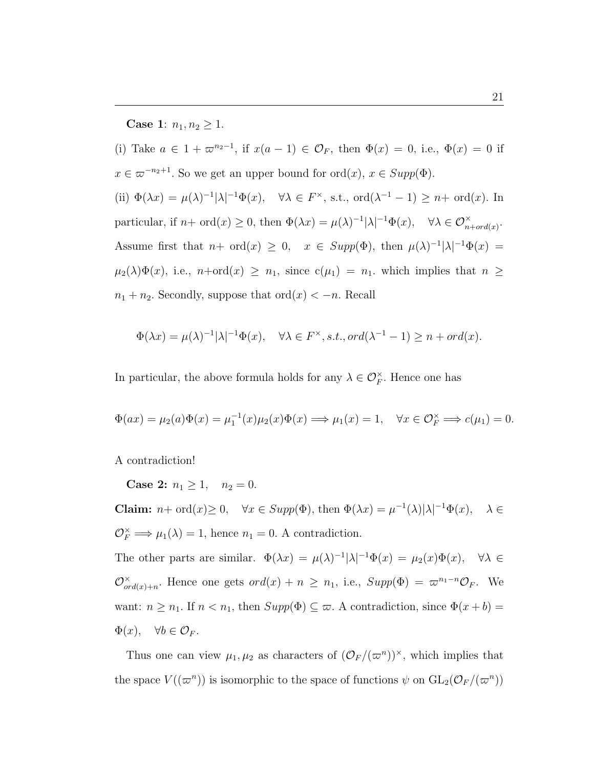**Case 1**: $n_1, n_2 \geq 1$.

(i) Take $a \in 1 + \varpi^{n_2-1}$, if $x(a-1) \in \mathcal{O}_F$, then $\Phi(x) = 0$, i.e., $\Phi(x) = 0$ if $x \in \varpi^{-n_2+1}$. So we get an upper bound for $\mathrm{ord}(x)$, $x \in Supp(\Phi)$.

(ii) $\Phi(\lambda x) = \mu(\lambda)^{-1}|\lambda|^{-1}\Phi(x), \quad \forall \lambda \in F^\times$, s.t., $\mathrm{ord}(\lambda^{-1} - 1) \geq n +$ $\mathrm{ord}(x)$. In particular, if $n+$ $\mathrm{ord}(x) \geq 0$, then $\Phi(\lambda x) = \mu(\lambda)^{-1}|\lambda|^{-1}\Phi(x), \quad \forall \lambda \in \mathcal{O}^\times_{n+ord(x)}$. Assume first that $n+$ $\mathrm{ord}(x) \geq 0, \quad x \in Supp(\Phi)$, then $\mu(\lambda)^{-1}|\lambda|^{-1}\Phi(x) = \mu_2(\lambda)\Phi(x)$, i.e., $n+\mathrm{ord}(x) \geq n_1$, since $\mathrm{c}(\mu_1) = n_1$. which implies that $n \geq n_1 + n_2$. Secondly, suppose that $\mathrm{ord}(x) < -n$. Recall

$$\Phi(\lambda x) = \mu(\lambda)^{-1}|\lambda|^{-1}\Phi(x), \quad \forall \lambda \in F^\times, s.t., ord(\lambda^{-1} - 1) \geq n + ord(x).$$

In particular, the above formula holds for any $\lambda \in \mathcal{O}_F^\times$. Hence one has

$$\Phi(ax) = \mu_2(a)\Phi(x) = \mu_1^{-1}(x)\mu_2(x)\Phi(x) \Longrightarrow \mu_1(x) = 1, \quad \forall x \in \mathcal{O}_F^\times \Longrightarrow c(\mu_1) = 0.$$

A contradiction!

**Case 2:** $n_1 \geq 1, \quad n_2 = 0$.

**Claim:** $n+$ $\mathrm{ord}(x) \geq 0, \quad \forall x \in Supp(\Phi)$, then $\Phi(\lambda x) = \mu^{-1}(\lambda)|\lambda|^{-1}\Phi(x), \quad \lambda \in \mathcal{O}_F^\times \Longrightarrow \mu_1(\lambda) = 1$, hence $n_1 = 0$. A contradiction.

The other parts are similar. $\Phi(\lambda x) = \mu(\lambda)^{-1}|\lambda|^{-1}\Phi(x) = \mu_2(x)\Phi(x), \quad \forall \lambda \in \mathcal{O}^\times_{ord(x)+n}$. Hence one gets $ord(x) + n \geq n_1$, i.e., $Supp(\Phi) = \varpi^{n_1 - n}\mathcal{O}_F$. We want: $n \geq n_1$. If $n < n_1$, then $Supp(\Phi) \subseteq \varpi$. A contradiction, since $\Phi(x + b) = \Phi(x), \quad \forall b \in \mathcal{O}_F$.

Thus one can view $\mu_1, \mu_2$ as characters of $(\mathcal{O}_F/(\varpi^n))^\times$, which implies that the space $V((\varpi^n))$ is isomorphic to the space of functions $\psi$ on $\mathrm{GL}_2(\mathcal{O}_F/(\varpi^n))$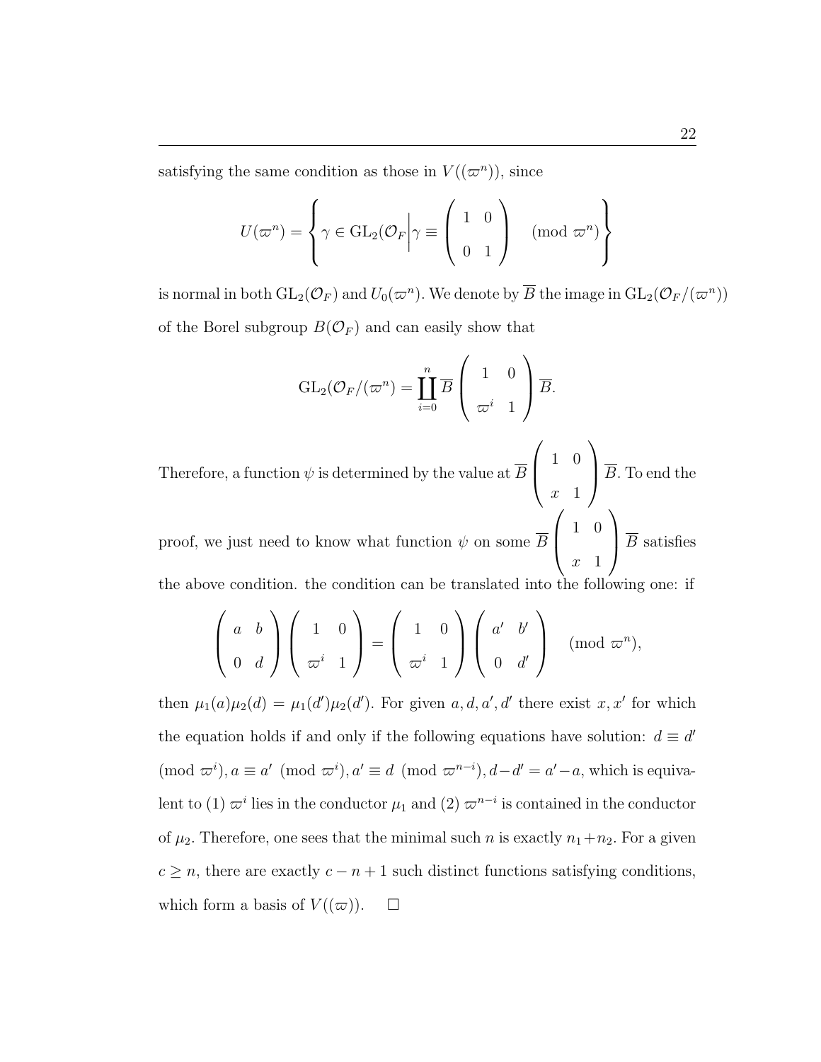satisfying the same condition as those in $V((\varpi^n))$, since

$$U(\varpi^n) = \left\{ \gamma \in \mathrm{GL}_2(\mathcal{O}_F \middle| \gamma \equiv \begin{pmatrix} 1 & 0 \\ 0 & 1 \end{pmatrix} \pmod{\varpi^n} \right\}$$

is normal in both $\mathrm{GL}_2(\mathcal{O}_F)$ and $U_0(\varpi^n)$. We denote by $\overline{B}$ the image in $\mathrm{GL}_2(\mathcal{O}_F/(\varpi^n))$ of the Borel subgroup $B(\mathcal{O}_F)$ and can easily show that

$$\mathrm{GL}_2(\mathcal{O}_F/(\varpi^n) = \coprod_{i=0}^{n} \overline{B} \begin{pmatrix} 1 & 0 \\ \varpi^i & 1 \end{pmatrix} \overline{B}.$$

Therefore, a function $\psi$ is determined by the value at $\overline{B} \begin{pmatrix} 1 & 0 \\ x & 1 \end{pmatrix} \overline{B}$. To end the proof, we just need to know what function $\psi$ on some $\overline{B} \begin{pmatrix} 1 & 0 \\ x & 1 \end{pmatrix} \overline{B}$ satisfies the above condition. the condition can be translated into the following one: if

$$\begin{pmatrix} a & b \\ 0 & d \end{pmatrix} \begin{pmatrix} 1 & 0 \\ \varpi^i & 1 \end{pmatrix} = \begin{pmatrix} 1 & 0 \\ \varpi^i & 1 \end{pmatrix} \begin{pmatrix} a' & b' \\ 0 & d' \end{pmatrix} \pmod{\varpi^n},$$

then $\mu_1(a)\mu_2(d) = \mu_1(d')\mu_2(d')$. For given $a, d, a', d'$ there exist $x, x'$ for which the equation holds if and only if the following equations have solution: $d \equiv d' \pmod{\varpi^i}, a \equiv a' \pmod{\varpi^i}, a' \equiv d \pmod{\varpi^{n-i}}, d - d' = a' - a$, which is equivalent to (1) $\varpi^i$ lies in the conductor $\mu_1$ and (2) $\varpi^{n-i}$ is contained in the conductor of $\mu_2$. Therefore, one sees that the minimal such $n$ is exactly $n_1 + n_2$. For a given $c \geq n$, there are exactly $c - n + 1$ such distinct functions satisfying conditions, which form a basis of $V((\varpi))$. $\square$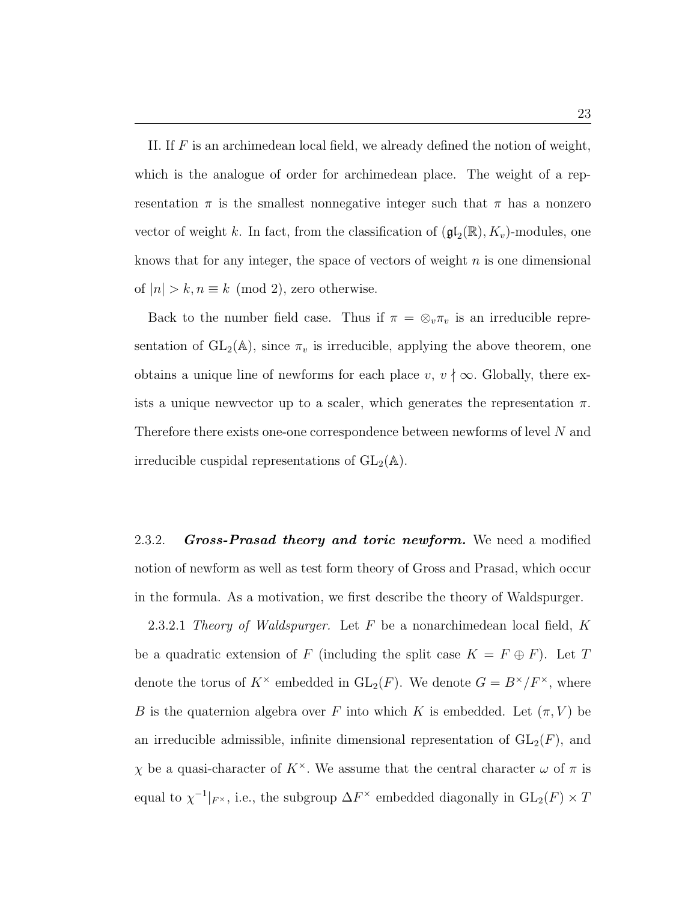II. If $F$ is an archimedean local field, we already defined the notion of weight, which is the analogue of order for archimedean place. The weight of a representation $\pi$ is the smallest nonnegative integer such that $\pi$ has a nonzero vector of weight $k$. In fact, from the classification of $(\mathfrak{gl}_2(\mathbb{R}), K_v)$-modules, one knows that for any integer, the space of vectors of weight $n$ is one dimensional of $|n| > k, n \equiv k \pmod 2$, zero otherwise.

Back to the number field case. Thus if $\pi = \otimes_v \pi_v$ is an irreducible representation of $\mathrm{GL}_2(\mathbb{A})$, since $\pi_v$ is irreducible, applying the above theorem, one obtains a unique line of newforms for each place $v$, $v \nmid \infty$. Globally, there exists a unique newvector up to a scaler, which generates the representation $\pi$. Therefore there exists one-one correspondence between newforms of level $N$ and irreducible cuspidal representations of $\mathrm{GL}_2(\mathbb{A})$.

2.3.2. ***Gross-Prasad theory and toric newform.*** We need a modified notion of newform as well as test form theory of Gross and Prasad, which occur in the formula. As a motivation, we first describe the theory of Waldspurger.

2.3.2.1 *Theory of Waldspurger.* Let $F$ be a nonarchimedean local field, $K$ be a quadratic extension of $F$ (including the split case $K = F \oplus F$). Let $T$ denote the torus of $K^\times$ embedded in $\mathrm{GL}_2(F)$. We denote $G = B^\times / F^\times$, where $B$ is the quaternion algebra over $F$ into which $K$ is embedded. Let $(\pi, V)$ be an irreducible admissible, infinite dimensional representation of $\mathrm{GL}_2(F)$, and $\chi$ be a quasi-character of $K^\times$. We assume that the central character $\omega$ of $\pi$ is equal to $\chi^{-1}|_{F^\times}$, i.e., the subgroup $\Delta F^\times$ embedded diagonally in $\mathrm{GL}_2(F) \times T$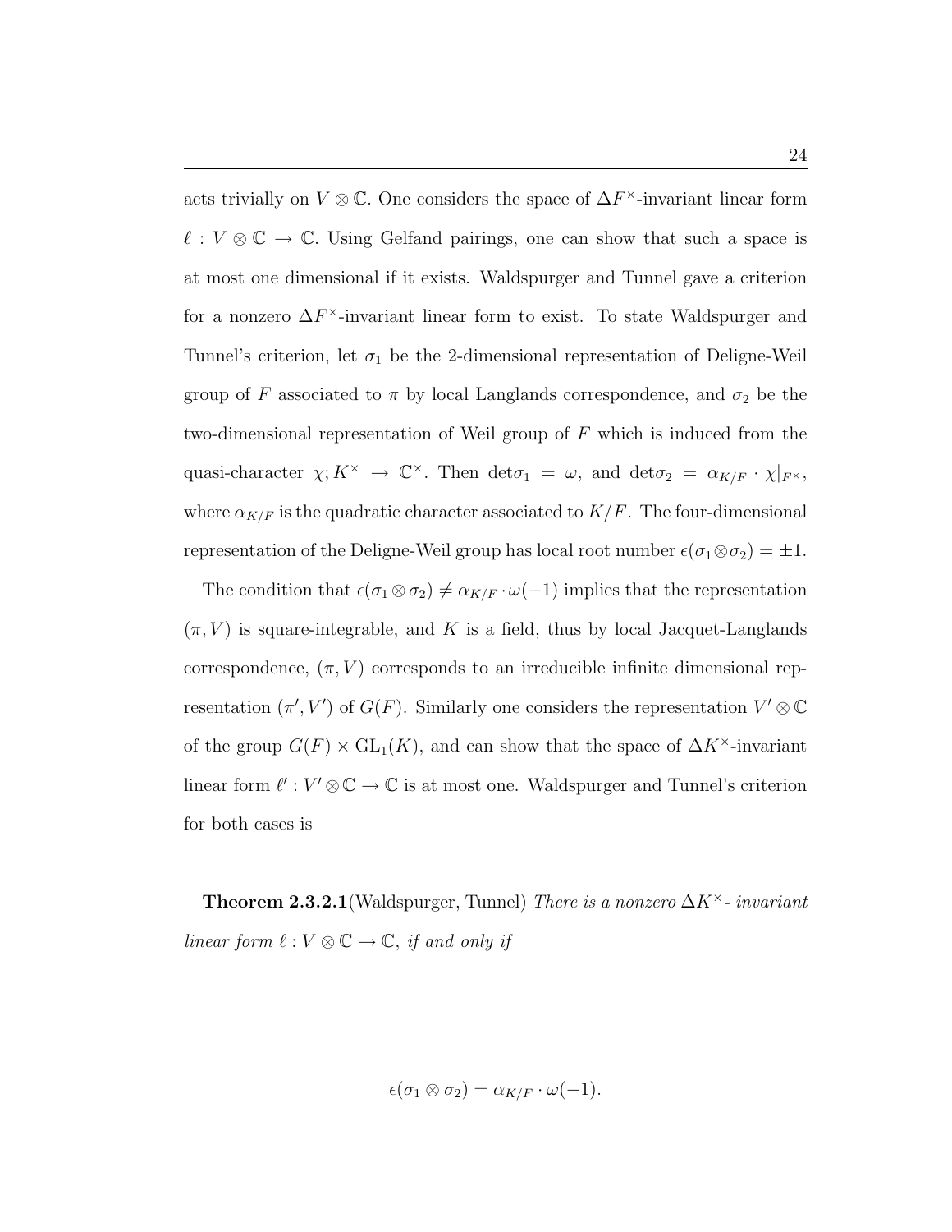acts trivially on $V \otimes \mathbb{C}$. One considers the space of $\Delta F^{\times}$-invariant linear form $\ell : V \otimes \mathbb{C} \to \mathbb{C}$. Using Gelfand pairings, one can show that such a space is at most one dimensional if it exists. Waldspurger and Tunnel gave a criterion for a nonzero $\Delta F^{\times}$-invariant linear form to exist. To state Waldspurger and Tunnel's criterion, let $\sigma_1$ be the 2-dimensional representation of Deligne-Weil group of $F$ associated to $\pi$ by local Langlands correspondence, and $\sigma_2$ be the two-dimensional representation of Weil group of $F$ which is induced from the quasi-character $\chi; K^{\times} \to \mathbb{C}^{\times}$. Then $\det\sigma_1 = \omega$, and $\det\sigma_2 = \alpha_{K/F} \cdot \chi|_{F^{\times}}$, where $\alpha_{K/F}$ is the quadratic character associated to $K/F$. The four-dimensional representation of the Deligne-Weil group has local root number $\epsilon(\sigma_1 \otimes \sigma_2) = \pm 1$.

The condition that $\epsilon(\sigma_1 \otimes \sigma_2) \neq \alpha_{K/F} \cdot \omega(-1)$ implies that the representation $(\pi, V)$ is square-integrable, and $K$ is a field, thus by local Jacquet-Langlands correspondence, $(\pi, V)$ corresponds to an irreducible infinite dimensional representation $(\pi', V')$ of $G(F)$. Similarly one considers the representation $V' \otimes \mathbb{C}$ of the group $G(F) \times \mathrm{GL}_1(K)$, and can show that the space of $\Delta K^{\times}$-invariant linear form $\ell' : V' \otimes \mathbb{C} \to \mathbb{C}$ is at most one. Waldspurger and Tunnel's criterion for both cases is

**Theorem 2.3.2.1**(Waldspurger, Tunnel) *There is a nonzero $\Delta K^{\times}$- invariant linear form $\ell : V \otimes \mathbb{C} \to \mathbb{C}$, if and only if*

$$\epsilon(\sigma_1 \otimes \sigma_2) = \alpha_{K/F} \cdot \omega(-1).$$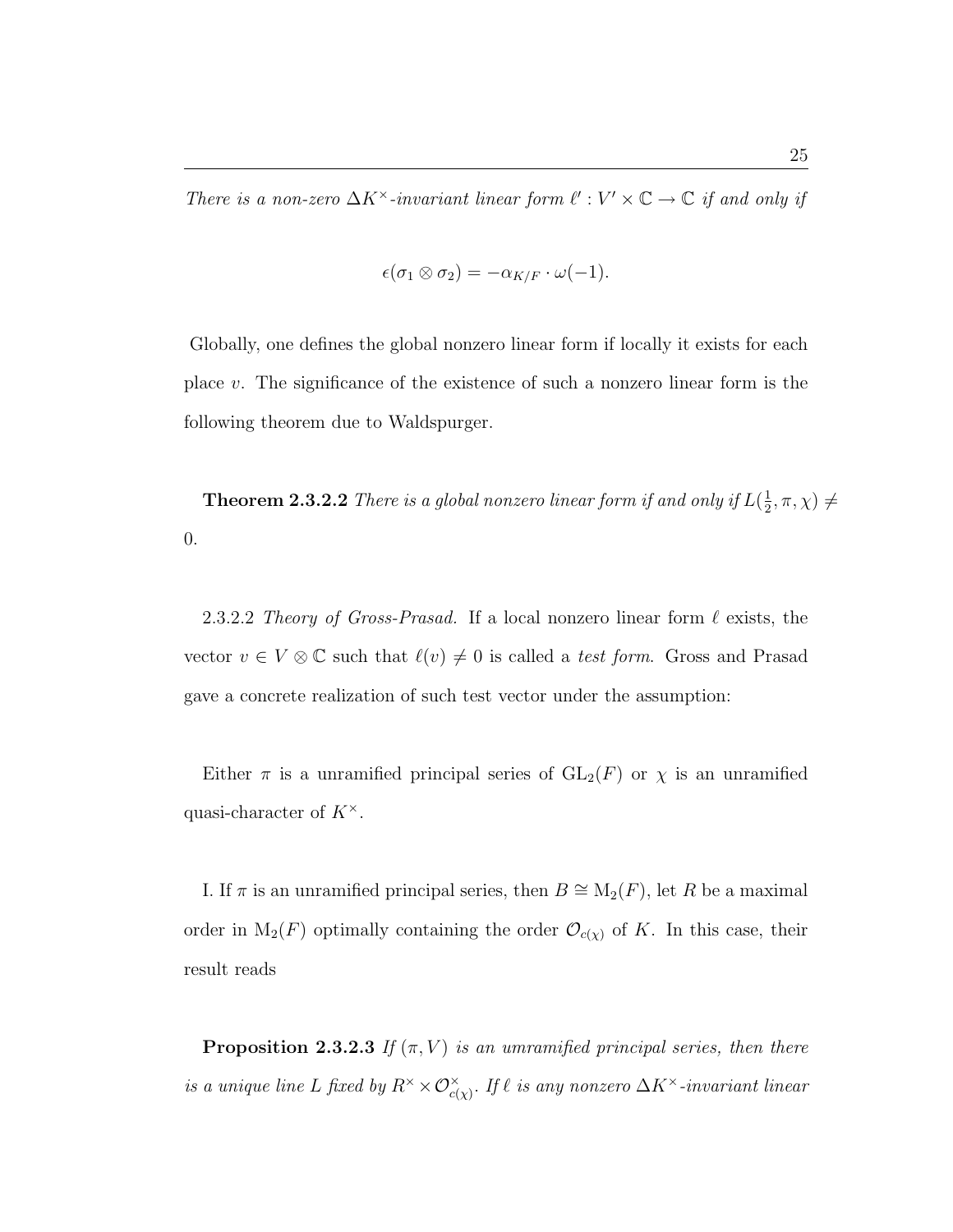*There is a non-zero $\Delta K^\times$-invariant linear form $\ell' : V' \times \mathbb{C} \to \mathbb{C}$ if and only if*

$$\epsilon(\sigma_1 \otimes \sigma_2) = -\alpha_{K/F} \cdot \omega(-1).$$

Globally, one defines the global nonzero linear form if locally it exists for each place $v$. The significance of the existence of such a nonzero linear form is the following theorem due to Waldspurger.

**Theorem 2.3.2.2** *There is a global nonzero linear form if and only if $L(\frac{1}{2}, \pi, \chi) \neq 0$.*

2.3.2.2 *Theory of Gross-Prasad.* If a local nonzero linear form $\ell$ exists, the vector $v \in V \otimes \mathbb{C}$ such that $\ell(v) \neq 0$ is called a *test form*. Gross and Prasad gave a concrete realization of such test vector under the assumption:

Either $\pi$ is a unramified principal series of $\mathrm{GL}_2(F)$ or $\chi$ is an unramified quasi-character of $K^\times$.

I. If $\pi$ is an unramified principal series, then $B \cong \mathrm{M}_2(F)$, let $R$ be a maximal order in $\mathrm{M}_2(F)$ optimally containing the order $\mathcal{O}_{c(\chi)}$ of $K$. In this case, their result reads

**Proposition 2.3.2.3** *If $(\pi, V)$ is an umramified principal series, then there is a unique line $L$ fixed by $R^\times \times \mathcal{O}_{c(\chi)}^\times$. If $\ell$ is any nonzero $\Delta K^\times$-invariant linear*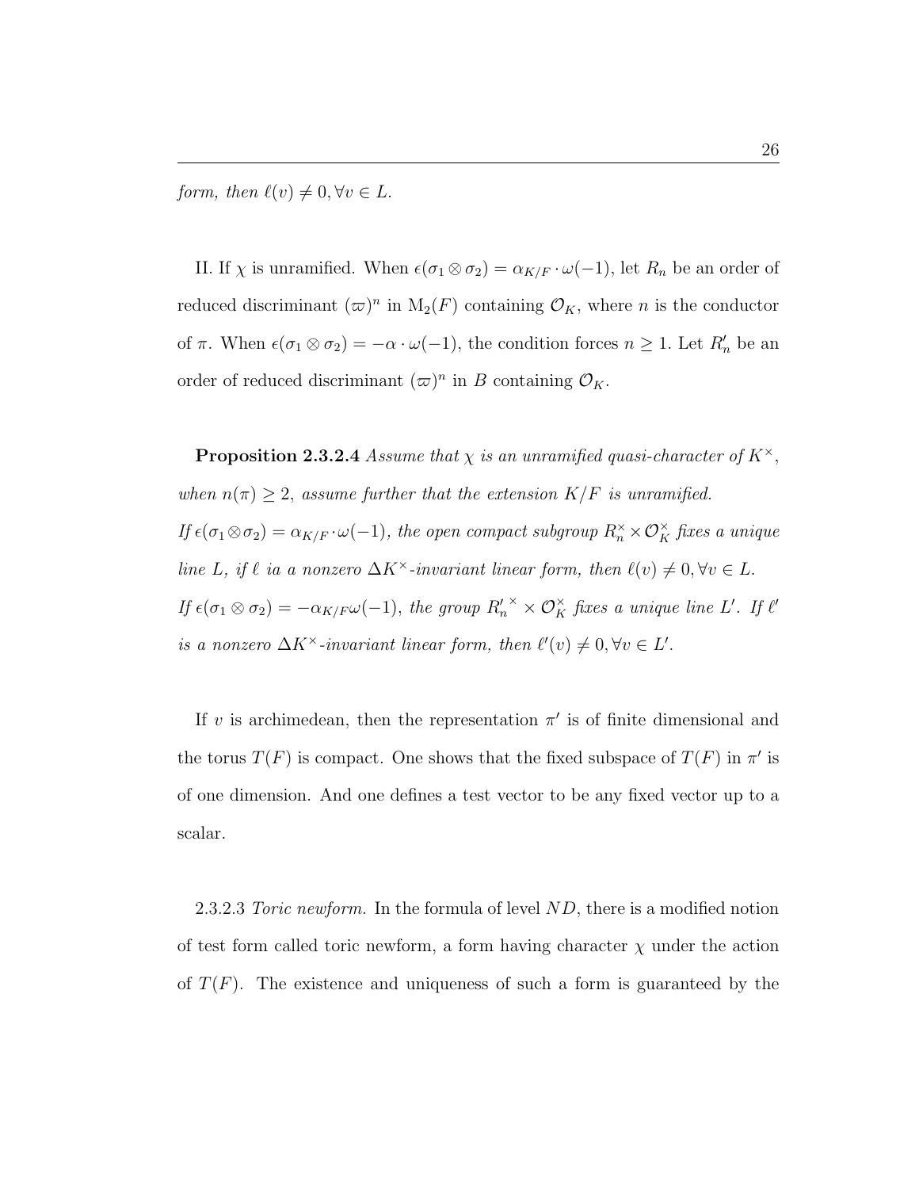*form, then $\ell(v) \neq 0, \forall v \in L$.*

II. If $\chi$ is unramified. When $\epsilon(\sigma_1 \otimes \sigma_2) = \alpha_{K/F} \cdot \omega(-1)$, let $R_n$ be an order of reduced discriminant $(\varpi)^n$ in $\mathrm{M}_2(F)$ containing $\mathcal{O}_K$, where $n$ is the conductor of $\pi$. When $\epsilon(\sigma_1 \otimes \sigma_2) = -\alpha \cdot \omega(-1)$, the condition forces $n \geq 1$. Let $R'_n$ be an order of reduced discriminant $(\varpi)^n$ in $B$ containing $\mathcal{O}_K$.

**Proposition 2.3.2.4** *Assume that $\chi$ is an unramified quasi-character of $K^\times$, when $n(\pi) \geq 2$, assume further that the extension $K/F$ is unramified.*
*If $\epsilon(\sigma_1 \otimes \sigma_2) = \alpha_{K/F} \cdot \omega(-1)$, the open compact subgroup $R_n^\times \times \mathcal{O}_K^\times$ fixes a unique line $L$, if $\ell$ ia a nonzero $\Delta K^\times$-invariant linear form, then $\ell(v) \neq 0, \forall v \in L$.*
*If $\epsilon(\sigma_1 \otimes \sigma_2) = -\alpha_{K/F}\omega(-1)$, the group ${R'_n}^\times \times \mathcal{O}_K^\times$ fixes a unique line $L'$. If $\ell'$ is a nonzero $\Delta K^\times$-invariant linear form, then $\ell'(v) \neq 0, \forall v \in L'$.*

If $v$ is archimedean, then the representation $\pi'$ is of finite dimensional and the torus $T(F)$ is compact. One shows that the fixed subspace of $T(F)$ in $\pi'$ is of one dimension. And one defines a test vector to be any fixed vector up to a scalar.

2.3.2.3 *Toric newform.* In the formula of level $ND$, there is a modified notion of test form called toric newform, a form having character $\chi$ under the action of $T(F)$. The existence and uniqueness of such a form is guaranteed by the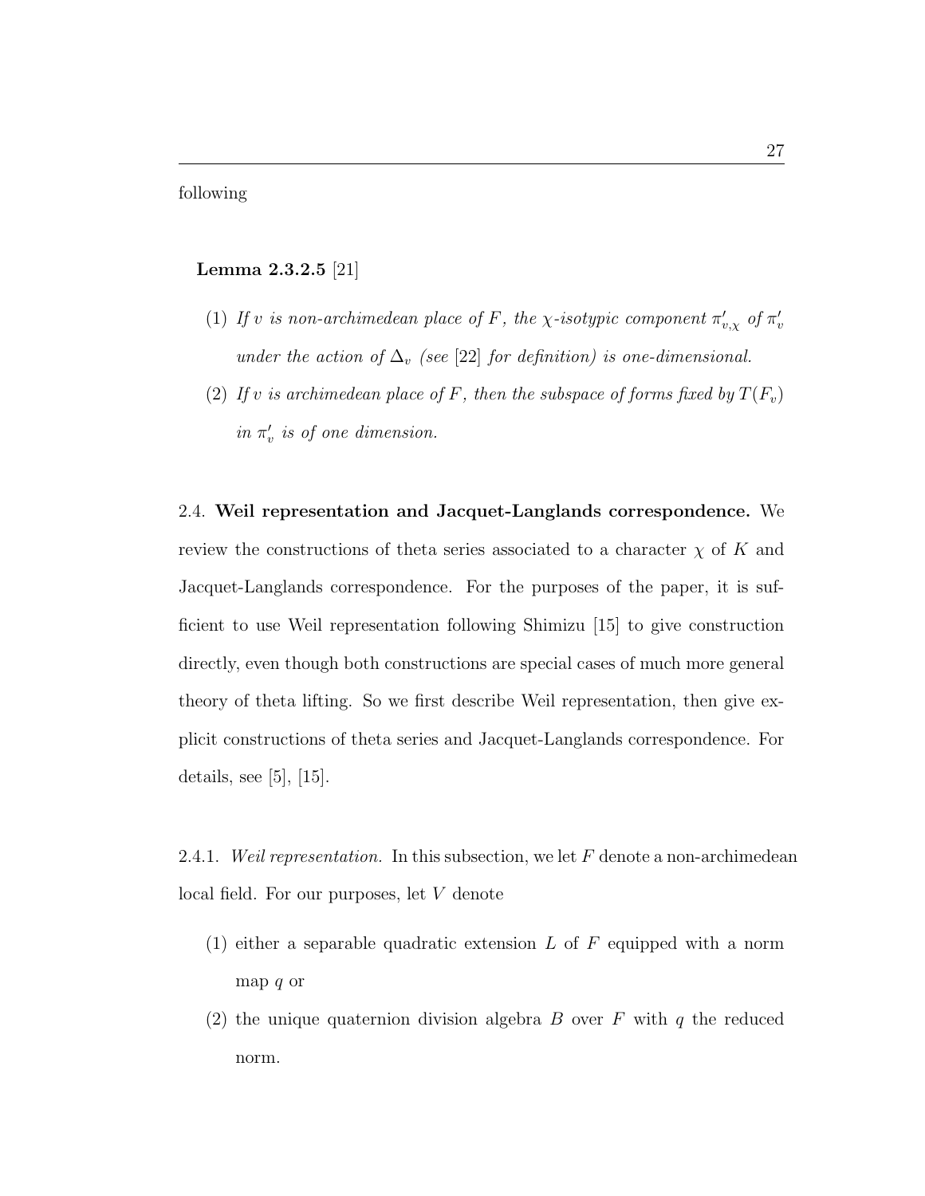following

**Lemma 2.3.2.5** [21]

(1) *If $v$ is non-archimedean place of $F$, the $\chi$-isotypic component $\pi'_{v,\chi}$ of $\pi'_v$ under the action of $\Delta_v$ (see* [22] *for definition) is one-dimensional.*

(2) *If $v$ is archimedean place of $F$, then the subspace of forms fixed by $T(F_v)$ in $\pi'_v$ is of one dimension.*

2.4. **Weil representation and Jacquet-Langlands correspondence.** We review the constructions of theta series associated to a character $\chi$ of $K$ and Jacquet-Langlands correspondence. For the purposes of the paper, it is sufficient to use Weil representation following Shimizu [15] to give construction directly, even though both constructions are special cases of much more general theory of theta lifting. So we first describe Weil representation, then give explicit constructions of theta series and Jacquet-Langlands correspondence. For details, see [5], [15].

2.4.1. *Weil representation.* In this subsection, we let $F$ denote a non-archimedean local field. For our purposes, let $V$ denote

(1) either a separable quadratic extension $L$ of $F$ equipped with a norm map $q$ or

(2) the unique quaternion division algebra $B$ over $F$ with $q$ the reduced norm.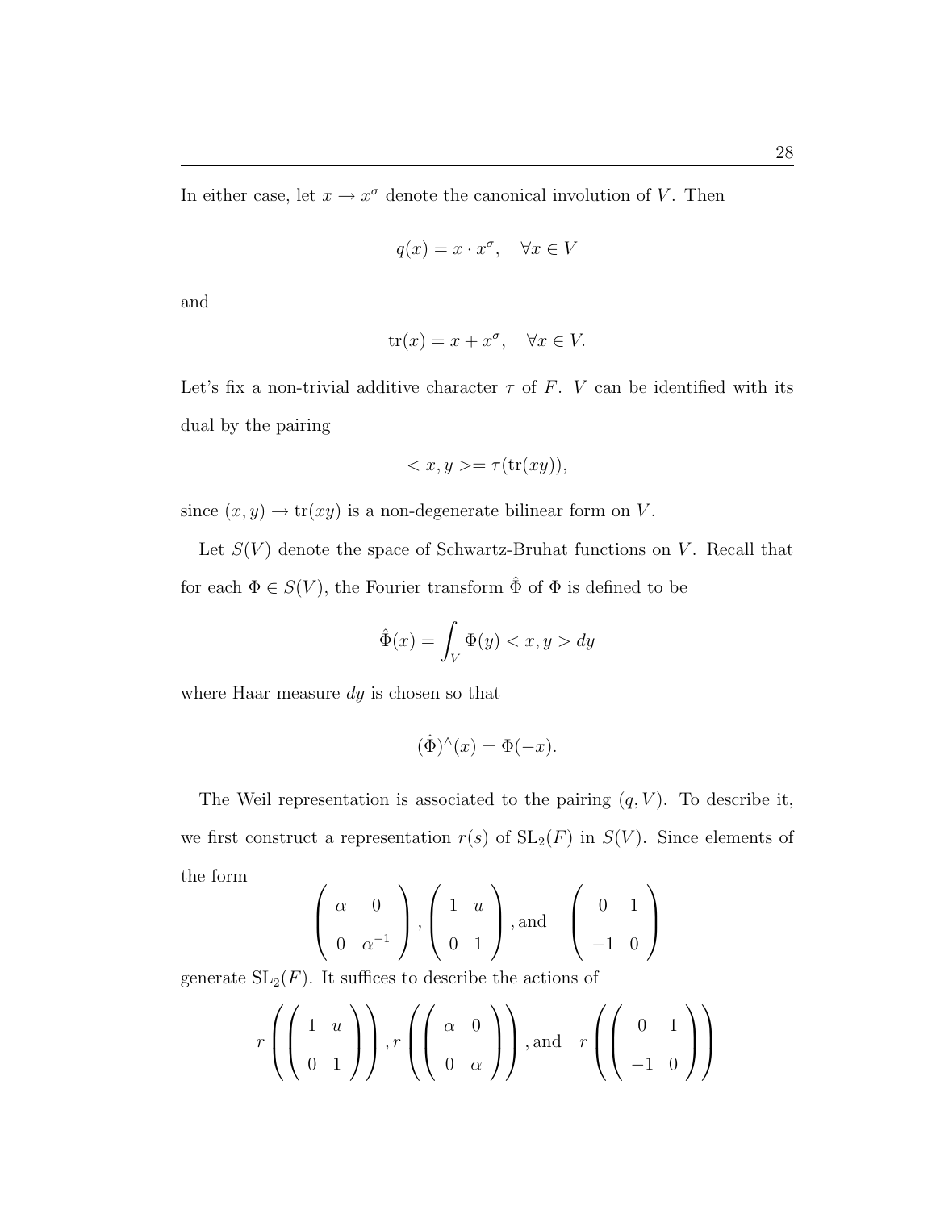In either case, let $x \to x^\sigma$ denote the canonical involution of $V$. Then

$$q(x) = x \cdot x^\sigma, \quad \forall x \in V$$

and

$$\mathrm{tr}(x) = x + x^\sigma, \quad \forall x \in V.$$

Let's fix a non-trivial additive character $\tau$ of $F$. $V$ can be identified with its dual by the pairing

$$< x, y >= \tau(\mathrm{tr}(xy)),$$

since $(x, y) \to \mathrm{tr}(xy)$ is a non-degenerate bilinear form on $V$.

Let $S(V)$ denote the space of Schwartz-Bruhat functions on $V$. Recall that for each $\Phi \in S(V)$, the Fourier transform $\hat{\Phi}$ of $\Phi$ is defined to be

$$\hat{\Phi}(x) = \int_V \Phi(y) < x, y > dy$$

where Haar measure $dy$ is chosen so that

$$(\hat{\Phi})^\wedge(x) = \Phi(-x).$$

The Weil representation is associated to the pairing $(q, V)$. To describe it, we first construct a representation $r(s)$ of $\mathrm{SL}_2(F)$ in $S(V)$. Since elements of the form

$$\begin{pmatrix} \alpha & 0 \\ 0 & \alpha^{-1} \end{pmatrix}, \begin{pmatrix} 1 & u \\ 0 & 1 \end{pmatrix}, \text{and} \quad \begin{pmatrix} 0 & 1 \\ -1 & 0 \end{pmatrix}$$

generate $\mathrm{SL}_2(F)$. It suffices to describe the actions of

$$r\left(\begin{pmatrix} 1 & u \\ 0 & 1 \end{pmatrix}\right), r\left(\begin{pmatrix} \alpha & 0 \\ 0 & \alpha \end{pmatrix}\right), \text{and} \quad r\left(\begin{pmatrix} 0 & 1 \\ -1 & 0 \end{pmatrix}\right)$$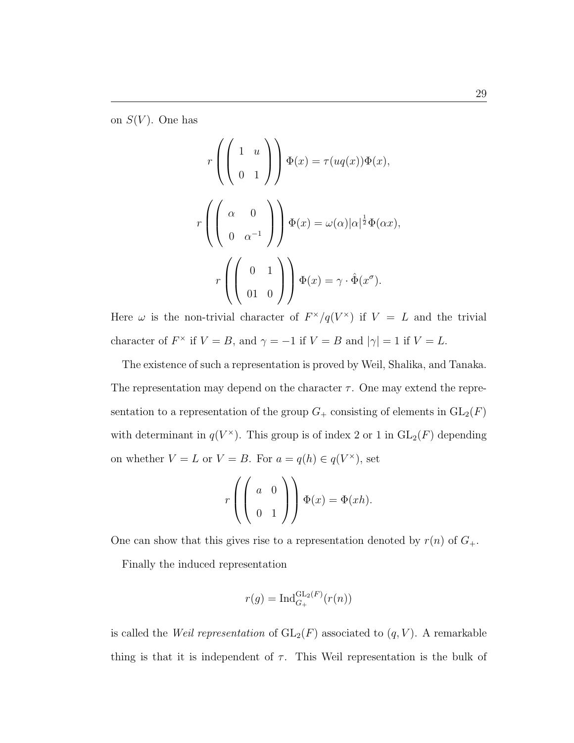on $S(V)$. One has

$$r\left(\begin{pmatrix} 1 & u \\ 0 & 1 \end{pmatrix}\right)\Phi(x) = \tau(uq(x))\Phi(x),$$

$$r\left(\begin{pmatrix} \alpha & 0 \\ 0 & \alpha^{-1} \end{pmatrix}\right)\Phi(x) = \omega(\alpha)|\alpha|^{\frac{1}{2}}\Phi(\alpha x),$$

$$r\left(\begin{pmatrix} 0 & 1 \\ 01 & 0 \end{pmatrix}\right)\Phi(x) = \gamma \cdot \hat{\Phi}(x^{\sigma}).$$

Here $\omega$ is the non-trivial character of $F^{\times}/q(V^{\times})$ if $V = L$ and the trivial character of $F^{\times}$ if $V = B$, and $\gamma = -1$ if $V = B$ and $|\gamma| = 1$ if $V = L$.

The existence of such a representation is proved by Weil, Shalika, and Tanaka. The representation may depend on the character $\tau$. One may extend the representation to a representation of the group $G_{+}$ consisting of elements in $\mathrm{GL}_2(F)$ with determinant in $q(V^{\times})$. This group is of index 2 or 1 in $\mathrm{GL}_2(F)$ depending on whether $V = L$ or $V = B$. For $a = q(h) \in q(V^{\times})$, set

$$r\left(\begin{pmatrix} a & 0 \\ 0 & 1 \end{pmatrix}\right)\Phi(x) = \Phi(xh).$$

One can show that this gives rise to a representation denoted by $r(n)$ of $G_{+}$.

Finally the induced representation

$$r(g) = \mathrm{Ind}_{G_{+}}^{\mathrm{GL}_2(F)}(r(n))$$

is called the *Weil representation* of $\mathrm{GL}_2(F)$ associated to $(q, V)$. A remarkable thing is that it is independent of $\tau$. This Weil representation is the bulk of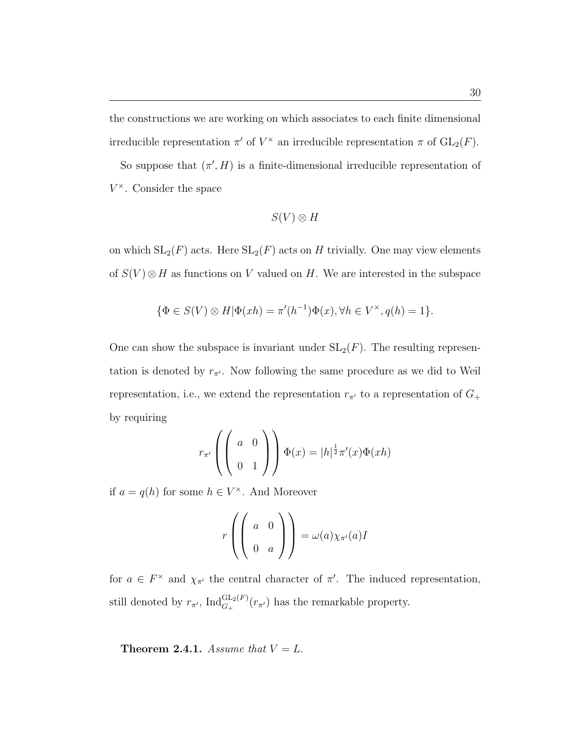the constructions we are working on which associates to each finite dimensional irreducible representation $\pi'$ of $V^\times$ an irreducible representation $\pi$ of $\mathrm{GL}_2(F)$.

So suppose that $(\pi', H)$ is a finite-dimensional irreducible representation of $V^\times$. Consider the space

$$S(V) \otimes H$$

on which $\mathrm{SL}_2(F)$ acts. Here $\mathrm{SL}_2(F)$ acts on $H$ trivially. One may view elements of $S(V) \otimes H$ as functions on $V$ valued on $H$. We are interested in the subspace

$$\{\Phi \in S(V) \otimes H | \Phi(xh) = \pi'(h^{-1})\Phi(x), \forall h \in V^\times, q(h) = 1\}.$$

One can show the subspace is invariant under $\mathrm{SL}_2(F)$. The resulting representation is denoted by $r_{\pi'}$. Now following the same procedure as we did to Weil representation, i.e., we extend the representation $r_{\pi'}$ to a representation of $G_+$ by requiring

$$r_{\pi'}\left(\begin{pmatrix} a & 0 \\ 0 & 1 \end{pmatrix}\right)\Phi(x) = |h|^{\frac{1}{2}}\pi'(x)\Phi(xh)$$

if $a = q(h)$ for some $h \in V^\times$. And Moreover

$$r\left(\begin{pmatrix} a & 0 \\ 0 & a \end{pmatrix}\right) = \omega(a)\chi_{\pi'}(a)I$$

for $a \in F^\times$ and $\chi_{\pi'}$ the central character of $\pi'$. The induced representation, still denoted by $r_{\pi'}$, $\mathrm{Ind}_{G_+}^{\mathrm{GL}_2(F)}(r_{\pi'})$ has the remarkable property.

**Theorem 2.4.1.** *Assume that $V = L$.*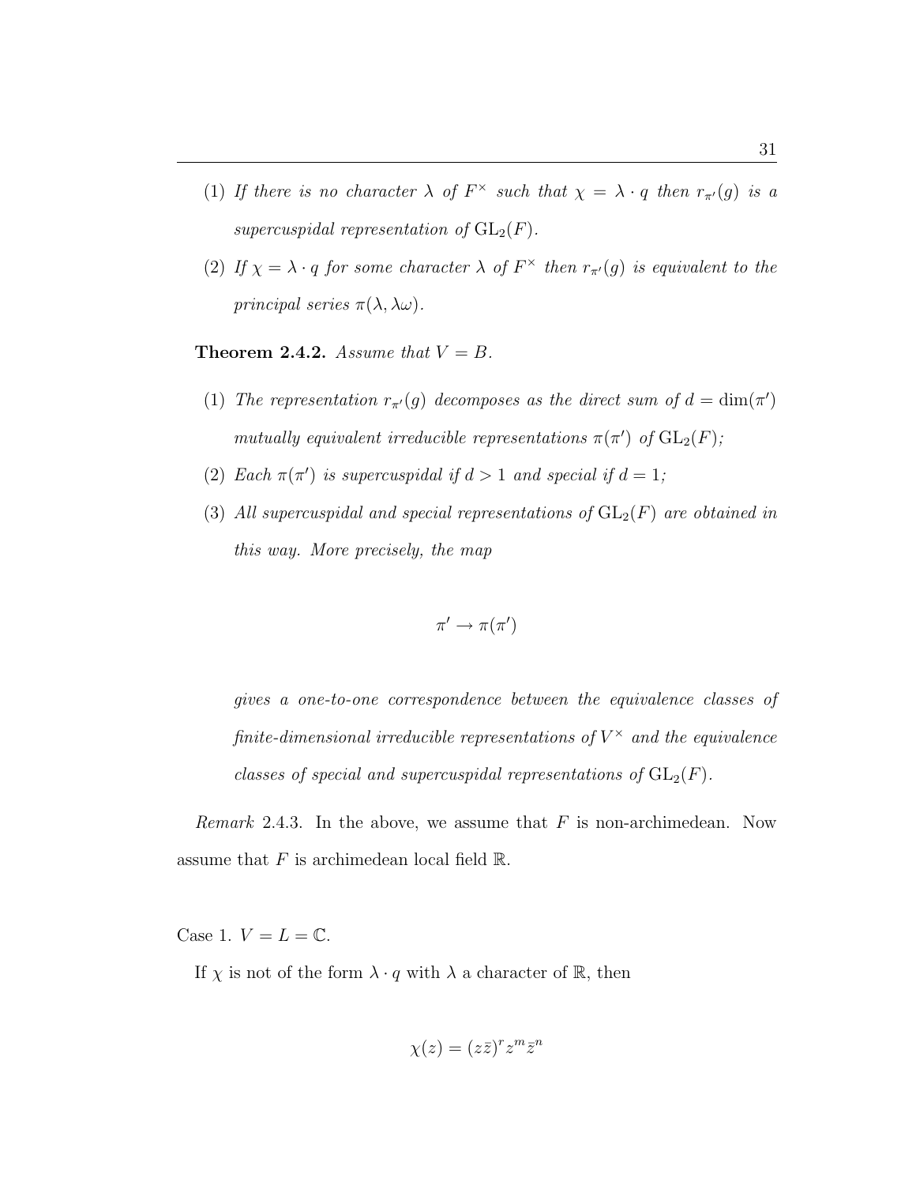(1) *If there is no character $\lambda$ of $F^\times$ such that $\chi = \lambda \cdot q$ then $r_{\pi'}(g)$ is a supercuspidal representation of $\mathrm{GL}_2(F)$.*

(2) *If $\chi = \lambda \cdot q$ for some character $\lambda$ of $F^\times$ then $r_{\pi'}(g)$ is equivalent to the principal series $\pi(\lambda, \lambda\omega)$.*

**Theorem 2.4.2.** *Assume that $V = B$.*

(1) *The representation $r_{\pi'}(g)$ decomposes as the direct sum of $d = \dim(\pi')$ mutually equivalent irreducible representations $\pi(\pi')$ of $\mathrm{GL}_2(F)$;*

(2) *Each $\pi(\pi')$ is supercuspidal if $d > 1$ and special if $d = 1$;*

(3) *All supercuspidal and special representations of $\mathrm{GL}_2(F)$ are obtained in this way. More precisely, the map*

$$\pi' \to \pi(\pi')$$

*gives a one-to-one correspondence between the equivalence classes of finite-dimensional irreducible representations of $V^\times$ and the equivalence classes of special and supercuspidal representations of $\mathrm{GL}_2(F)$.*

*Remark* 2.4.3. In the above, we assume that $F$ is non-archimedean. Now assume that $F$ is archimedean local field $\mathbb{R}$.

Case 1. $V = L = \mathbb{C}$.

If $\chi$ is not of the form $\lambda \cdot q$ with $\lambda$ a character of $\mathbb{R}$, then

$$\chi(z) = (z\bar{z})^r z^m \bar{z}^n$$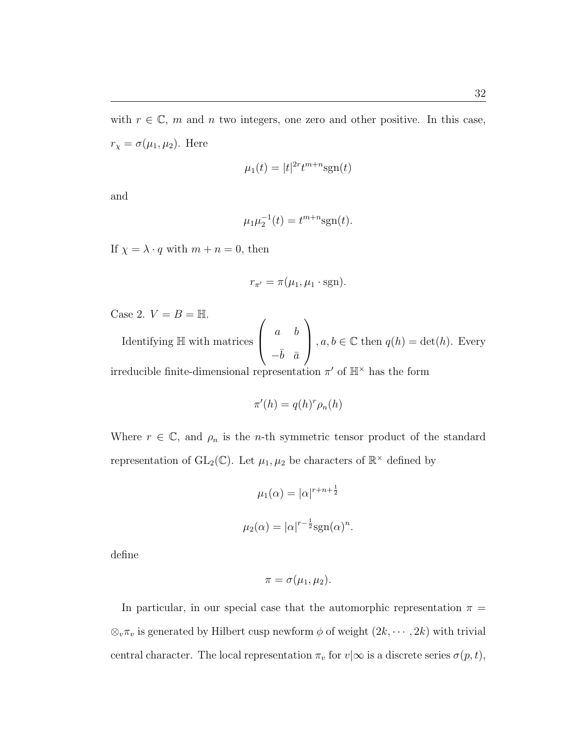with $r \in \mathbb{C}$, $m$ and $n$ two integers, one zero and other positive. In this case, $r_\chi = \sigma(\mu_1, \mu_2)$. Here

$$\mu_1(t) = |t|^{2r} t^{m+n} \mathrm{sgn}(t)$$

and

$$\mu_1 \mu_2^{-1}(t) = t^{m+n} \mathrm{sgn}(t).$$

If $\chi = \lambda \cdot q$ with $m + n = 0$, then

$$r_{\pi'} = \pi(\mu_1, \mu_1 \cdot \mathrm{sgn}).$$

Case 2. $V = B = \mathbb{H}$.

Identifying $\mathbb{H}$ with matrices $\begin{pmatrix} a & b \\ -\bar{b} & \bar{a} \end{pmatrix}$, $a, b \in \mathbb{C}$ then $q(h) = \det(h)$. Every irreducible finite-dimensional representation $\pi'$ of $\mathbb{H}^\times$ has the form

$$\pi'(h) = q(h)^r \rho_n(h)$$

Where $r \in \mathbb{C}$, and $\rho_n$ is the $n$-th symmetric tensor product of the standard representation of $\mathrm{GL}_2(\mathbb{C})$. Let $\mu_1, \mu_2$ be characters of $\mathbb{R}^\times$ defined by

$$\mu_1(\alpha) = |\alpha|^{r+n+\frac{1}{2}}$$

$$\mu_2(\alpha) = |\alpha|^{r-\frac{1}{2}} \mathrm{sgn}(\alpha)^n.$$

define

$$\pi = \sigma(\mu_1, \mu_2).$$

In particular, in our special case that the automorphic representation $\pi = \otimes_v \pi_v$ is generated by Hilbert cusp newform $\phi$ of weight $(2k, \cdots, 2k)$ with trivial central character. The local representation $\pi_v$ for $v|\infty$ is a discrete series $\sigma(p, t)$,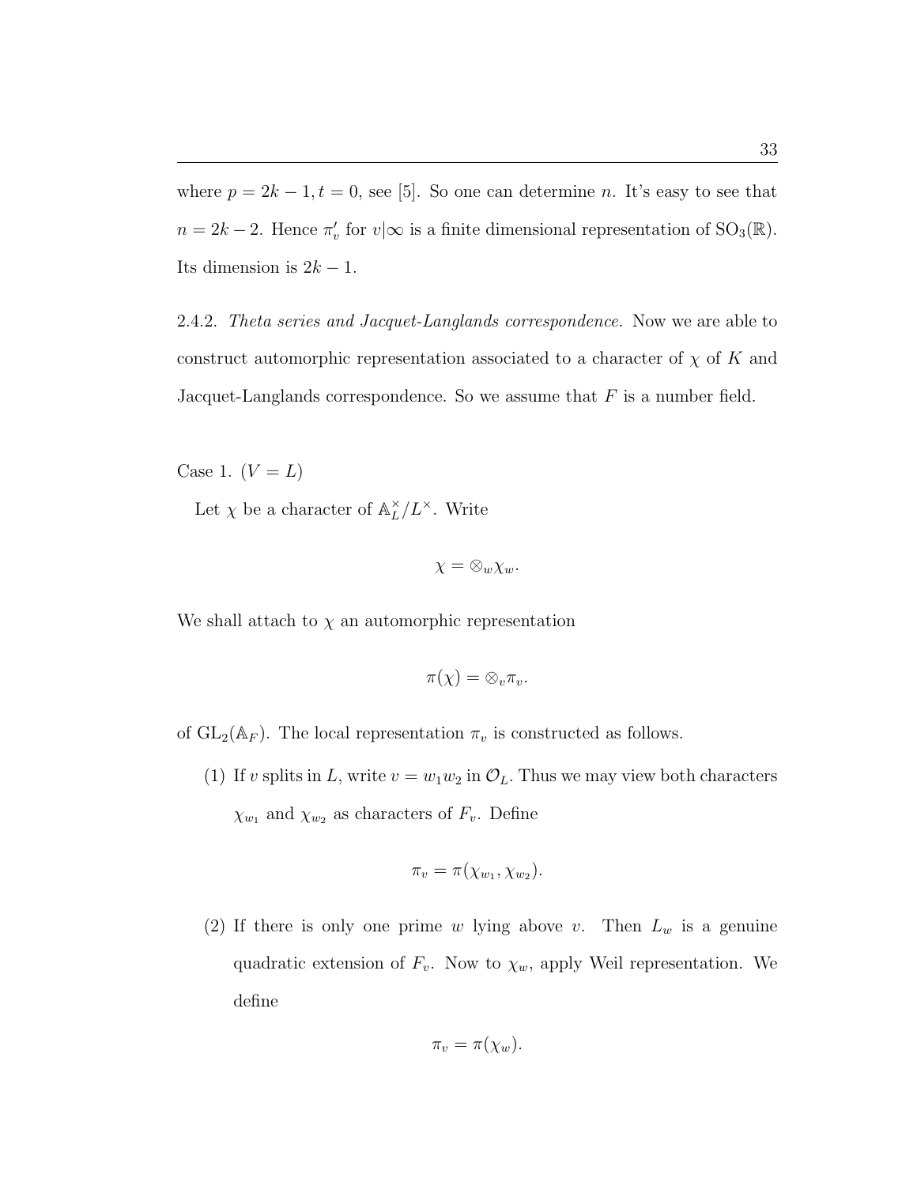where $p = 2k-1, t = 0$, see [5]. So one can determine $n$. It's easy to see that $n = 2k-2$. Hence $\pi'_v$ for $v|\infty$ is a finite dimensional representation of $\mathrm{SO}_3(\mathbb{R})$. Its dimension is $2k-1$.

2.4.2. *Theta series and Jacquet-Langlands correspondence.* Now we are able to construct automorphic representation associated to a character of $\chi$ of $K$ and Jacquet-Langlands correspondence. So we assume that $F$ is a number field.

Case 1. ($V = L$)

Let $\chi$ be a character of $\mathbb{A}_L^\times / L^\times$. Write

$$\chi = \otimes_w \chi_w.$$

We shall attach to $\chi$ an automorphic representation

$$\pi(\chi) = \otimes_v \pi_v.$$

of $\mathrm{GL}_2(\mathbb{A}_F)$. The local representation $\pi_v$ is constructed as follows.

1. If $v$ splits in $L$, write $v = w_1 w_2$ in $\mathcal{O}_L$. Thus we may view both characters $\chi_{w_1}$ and $\chi_{w_2}$ as characters of $F_v$. Define

$$\pi_v = \pi(\chi_{w_1}, \chi_{w_2}).$$

2. If there is only one prime $w$ lying above $v$. Then $L_w$ is a genuine quadratic extension of $F_v$. Now to $\chi_w$, apply Weil representation. We define

$$\pi_v = \pi(\chi_w).$$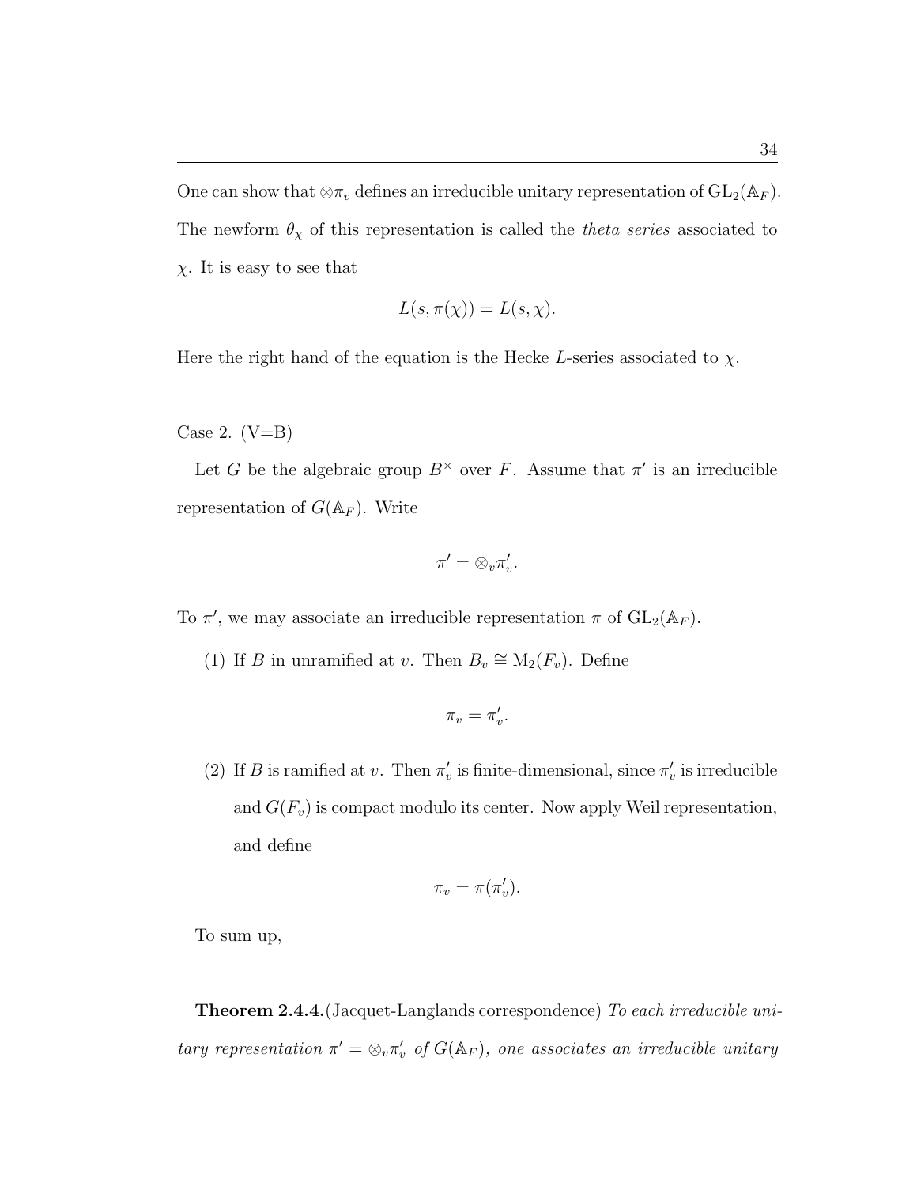One can show that $\otimes \pi_v$ defines an irreducible unitary representation of $\mathrm{GL}_2(\mathbb{A}_F)$. The newform $\theta_\chi$ of this representation is called the *theta series* associated to $\chi$. It is easy to see that

$$L(s, \pi(\chi)) = L(s, \chi).$$

Here the right hand of the equation is the Hecke $L$-series associated to $\chi$.

Case 2. (V=B)

Let $G$ be the algebraic group $B^\times$ over $F$. Assume that $\pi'$ is an irreducible representation of $G(\mathbb{A}_F)$. Write

$$\pi' = \otimes_v \pi'_v.$$

To $\pi'$, we may associate an irreducible representation $\pi$ of $\mathrm{GL}_2(\mathbb{A}_F)$.

(1) If $B$ in unramified at $v$. Then $B_v \cong \mathrm{M}_2(F_v)$. Define

$$\pi_v = \pi'_v.$$

(2) If $B$ is ramified at $v$. Then $\pi'_v$ is finite-dimensional, since $\pi'_v$ is irreducible and $G(F_v)$ is compact modulo its center. Now apply Weil representation, and define

$$\pi_v = \pi(\pi'_v).$$

To sum up,

**Theorem 2.4.4.**(Jacquet-Langlands correspondence) *To each irreducible unitary representation $\pi' = \otimes_v \pi'_v$ of $G(\mathbb{A}_F)$, one associates an irreducible unitary*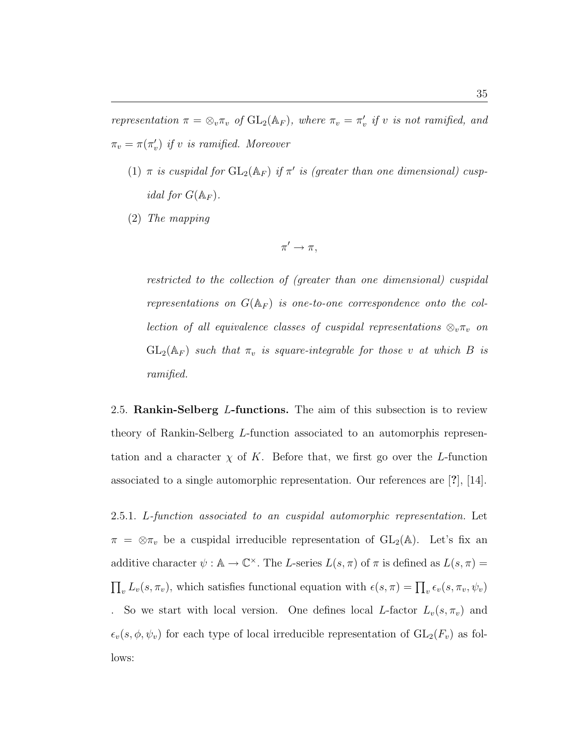*representation $\pi = \otimes_v \pi_v$ of $\mathrm{GL}_2(\mathbb{A}_F)$, where $\pi_v = \pi'_v$ if $v$ is not ramified, and $\pi_v = \pi(\pi'_v)$ if $v$ is ramified. Moreover*

(1) *$\pi$ is cuspidal for $\mathrm{GL}_2(\mathbb{A}_F)$ if $\pi'$ is (greater than one dimensional) cuspidal for $G(\mathbb{A}_F)$.*

(2) *The mapping*

$$\pi' \to \pi,$$

*restricted to the collection of (greater than one dimensional) cuspidal representations on $G(\mathbb{A}_F)$ is one-to-one correspondence onto the collection of all equivalence classes of cuspidal representations $\otimes_v \pi_v$ on $\mathrm{GL}_2(\mathbb{A}_F)$ such that $\pi_v$ is square-integrable for those $v$ at which $B$ is ramified.*

2.5. **Rankin-Selberg $L$-functions.** The aim of this subsection is to review theory of Rankin-Selberg $L$-function associated to an automorphis representation and a character $\chi$ of $K$. Before that, we first go over the $L$-function associated to a single automorphic representation. Our references are [**?**], [14].

2.5.1. *$L$-function associated to an cuspidal automorphic representation.* Let $\pi = \otimes \pi_v$ be a cuspidal irreducible representation of $\mathrm{GL}_2(\mathbb{A})$. Let's fix an additive character $\psi : \mathbb{A} \to \mathbb{C}^\times$. The $L$-series $L(s, \pi)$ of $\pi$ is defined as $L(s, \pi) = \prod_v L_v(s, \pi_v)$, which satisfies functional equation with $\epsilon(s, \pi) = \prod_v \epsilon_v(s, \pi_v, \psi_v)$ . So we start with local version. One defines local $L$-factor $L_v(s, \pi_v)$ and $\epsilon_v(s, \phi, \psi_v)$ for each type of local irreducible representation of $\mathrm{GL}_2(F_v)$ as follows: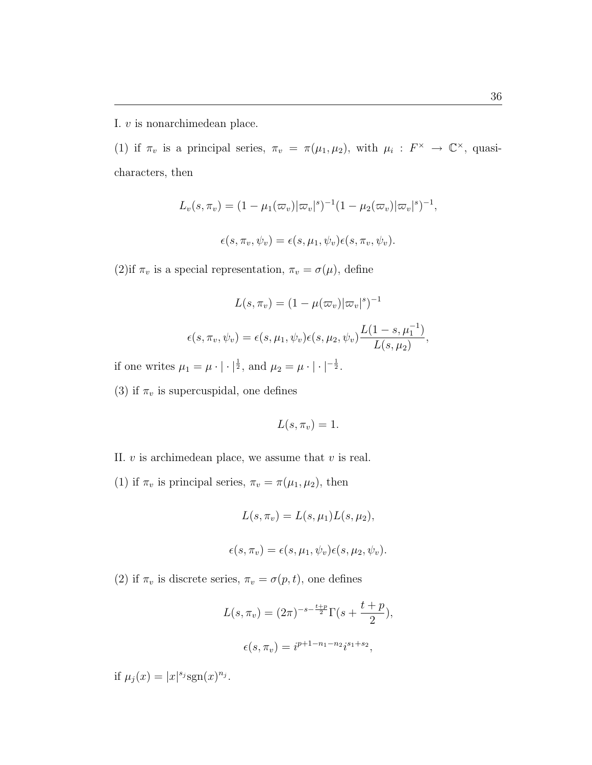I. $v$ is nonarchimedean place.

(1) if $\pi_v$ is a principal series, $\pi_v = \pi(\mu_1, \mu_2)$, with $\mu_i : F^\times \to \mathbb{C}^\times$, quasi-characters, then

$$L_v(s, \pi_v) = (1 - \mu_1(\varpi_v)|\varpi_v|^s)^{-1}(1 - \mu_2(\varpi_v)|\varpi_v|^s)^{-1},$$

$$\epsilon(s, \pi_v, \psi_v) = \epsilon(s, \mu_1, \psi_v)\epsilon(s, \pi_v, \psi_v).$$

(2)if $\pi_v$ is a special representation, $\pi_v = \sigma(\mu)$, define

$$L(s, \pi_v) = (1 - \mu(\varpi_v)|\varpi_v|^s)^{-1}$$

$$\epsilon(s, \pi_v, \psi_v) = \epsilon(s, \mu_1, \psi_v)\epsilon(s, \mu_2, \psi_v)\frac{L(1 - s, \mu_1^{-1})}{L(s, \mu_2)},$$

if one writes $\mu_1 = \mu \cdot | \cdot |^{\frac{1}{2}}$, and $\mu_2 = \mu \cdot | \cdot |^{-\frac{1}{2}}$.

(3) if $\pi_v$ is supercuspidal, one defines

$$L(s, \pi_v) = 1.$$

II. $v$ is archimedean place, we assume that $v$ is real.

(1) if $\pi_v$ is principal series, $\pi_v = \pi(\mu_1, \mu_2)$, then

$$L(s, \pi_v) = L(s, \mu_1)L(s, \mu_2),$$

$$\epsilon(s, \pi_v) = \epsilon(s, \mu_1, \psi_v)\epsilon(s, \mu_2, \psi_v).$$

(2) if $\pi_v$ is discrete series, $\pi_v = \sigma(p, t)$, one defines

$$L(s, \pi_v) = (2\pi)^{-s-\frac{t+p}{2}}\Gamma(s + \frac{t + p}{2}),$$

$$\epsilon(s, \pi_v) = i^{p+1-n_1-n_2}i^{s_1+s_2},$$

if $\mu_j(x) = |x|^{s_j}\mathrm{sgn}(x)^{n_j}$.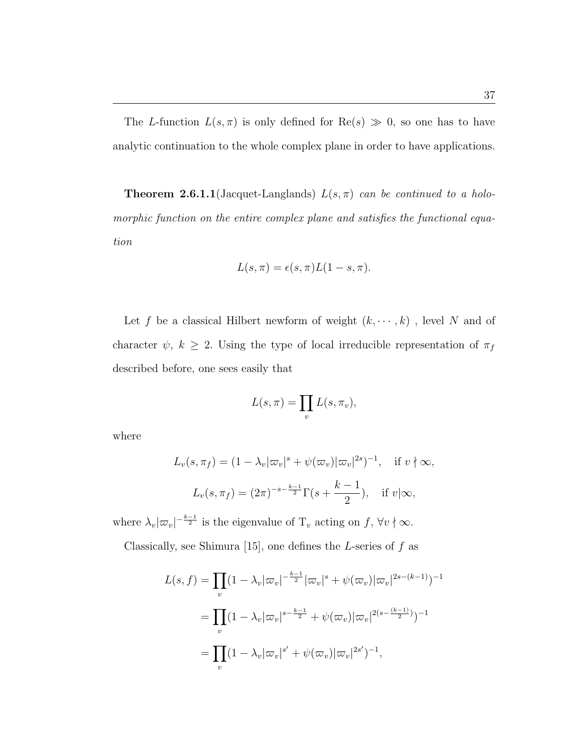The $L$-function $L(s, \pi)$ is only defined for $\mathrm{Re}(s) \gg 0$, so one has to have analytic continuation to the whole complex plane in order to have applications.

**Theorem 2.6.1.1**(Jacquet-Langlands) *$L(s, \pi)$ can be continued to a holomorphic function on the entire complex plane and satisfies the functional equation*

$$L(s, \pi) = \epsilon(s, \pi) L(1 - s, \pi).$$

Let $f$ be a classical Hilbert newform of weight $(k, \cdots, k)$ , level $N$ and of character $\psi$, $k \geq 2$. Using the type of local irreducible representation of $\pi_f$ described before, one sees easily that

$$L(s, \pi) = \prod_v L(s, \pi_v),$$

where

$$L_v(s, \pi_f) = (1 - \lambda_v |\varpi_v|^s + \psi(\varpi_v) |\varpi_v|^{2s})^{-1}, \quad \text{if } v \nmid \infty,$$

$$L_v(s, \pi_f) = (2\pi)^{-s - \frac{k-1}{2}} \Gamma(s + \frac{k-1}{2}), \quad \text{if } v | \infty,$$

where $\lambda_v |\varpi_v|^{-\frac{k-1}{2}}$ is the eigenvalue of $\mathrm{T}_v$ acting on $f$, $\forall v \nmid \infty$.

Classically, see Shimura [15], one defines the $L$-series of $f$ as

$$\begin{aligned}
L(s, f) &= \prod_v (1 - \lambda_v |\varpi_v|^{-\frac{k-1}{2}} |\varpi_v|^s + \psi(\varpi_v) |\varpi_v|^{2s-(k-1)})^{-1} \\
&= \prod_v (1 - \lambda_v |\varpi_v|^{s - \frac{k-1}{2}} + \psi(\varpi_v) |\varpi_v|^{2(s - \frac{(k-1)}{2})})^{-1} \\
&= \prod_v (1 - \lambda_v |\varpi_v|^{s'} + \psi(\varpi_v) |\varpi_v|^{2s'})^{-1},
\end{aligned}$$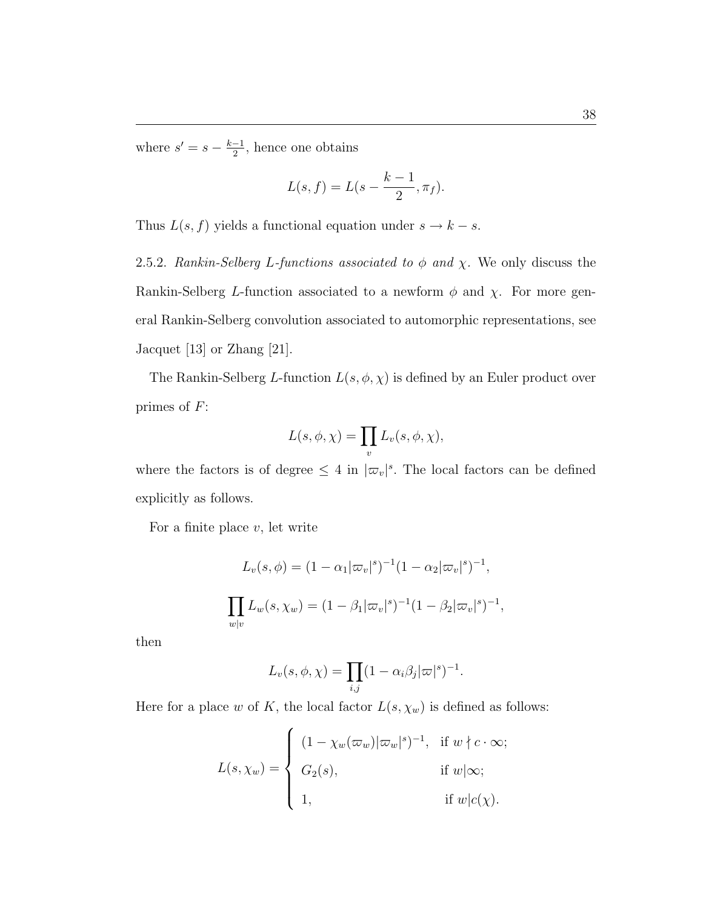where $s' = s - \frac{k-1}{2}$, hence one obtains

$$L(s, f) = L(s - \frac{k-1}{2}, \pi_f).$$

Thus $L(s, f)$ yields a functional equation under $s \to k - s$.

2.5.2. *Rankin-Selberg L-functions associated to $\phi$ and $\chi$.* We only discuss the Rankin-Selberg $L$-function associated to a newform $\phi$ and $\chi$. For more general Rankin-Selberg convolution associated to automorphic representations, see Jacquet [13] or Zhang [21].

The Rankin-Selberg $L$-function $L(s, \phi, \chi)$ is defined by an Euler product over primes of $F$:

$$L(s, \phi, \chi) = \prod_v L_v(s, \phi, \chi),$$

where the factors is of degree $\leq 4$ in $|\varpi_v|^s$. The local factors can be defined explicitly as follows.

For a finite place $v$, let write

$$L_v(s, \phi) = (1 - \alpha_1 |\varpi_v|^s)^{-1}(1 - \alpha_2 |\varpi_v|^s)^{-1},$$

$$\prod_{w|v} L_w(s, \chi_w) = (1 - \beta_1 |\varpi_v|^s)^{-1}(1 - \beta_2 |\varpi_v|^s)^{-1},$$

then

$$L_v(s, \phi, \chi) = \prod_{i,j} (1 - \alpha_i \beta_j |\varpi|^s)^{-1}.$$

Here for a place $w$ of $K$, the local factor $L(s, \chi_w)$ is defined as follows:

$$L(s, \chi_w) = \begin{cases} (1 - \chi_w(\varpi_w)|\varpi_w|^s)^{-1}, & \text{if } w \nmid c \cdot \infty; \\ G_2(s), & \text{if } w | \infty; \\ 1, & \text{if } w | c(\chi). \end{cases}$$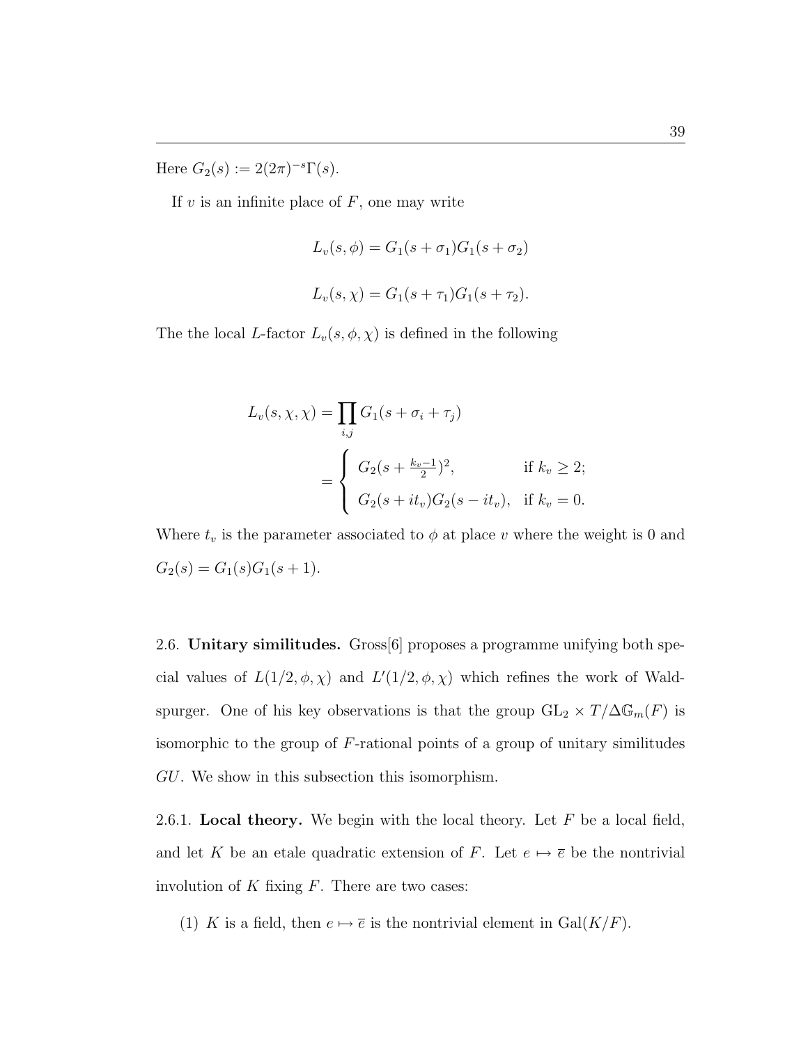Here $G_2(s) := 2(2\pi)^{-s}\Gamma(s)$.

If $v$ is an infinite place of $F$, one may write

$$L_v(s, \phi) = G_1(s + \sigma_1)G_1(s + \sigma_2)$$

$$L_v(s, \chi) = G_1(s + \tau_1)G_1(s + \tau_2).$$

The the local $L$-factor $L_v(s, \phi, \chi)$ is defined in the following

$$\begin{aligned} L_v(s, \chi, \chi) &= \prod_{i,j} G_1(s + \sigma_i + \tau_j) \\ &= \begin{cases} G_2(s + \frac{k_v - 1}{2})^2, & \text{if } k_v \geq 2; \\ G_2(s + it_v)G_2(s - it_v), & \text{if } k_v = 0. \end{cases} \end{aligned}$$

Where $t_v$ is the parameter associated to $\phi$ at place $v$ where the weight is 0 and $G_2(s) = G_1(s)G_1(s + 1)$.

2.6. **Unitary similitudes.** Gross[6] proposes a programme unifying both special values of $L(1/2, \phi, \chi)$ and $L'(1/2, \phi, \chi)$ which refines the work of Waldspurger. One of his key observations is that the group $\mathrm{GL}_2 \times T/\Delta\mathbb{G}_m(F)$ is isomorphic to the group of $F$-rational points of a group of unitary similitudes $GU$. We show in this subsection this isomorphism.

2.6.1. **Local theory.** We begin with the local theory. Let $F$ be a local field, and let $K$ be an etale quadratic extension of $F$. Let $e \mapsto \bar{e}$ be the nontrivial involution of $K$ fixing $F$. There are two cases:

(1) $K$ is a field, then $e \mapsto \bar{e}$ is the nontrivial element in $\mathrm{Gal}(K/F)$.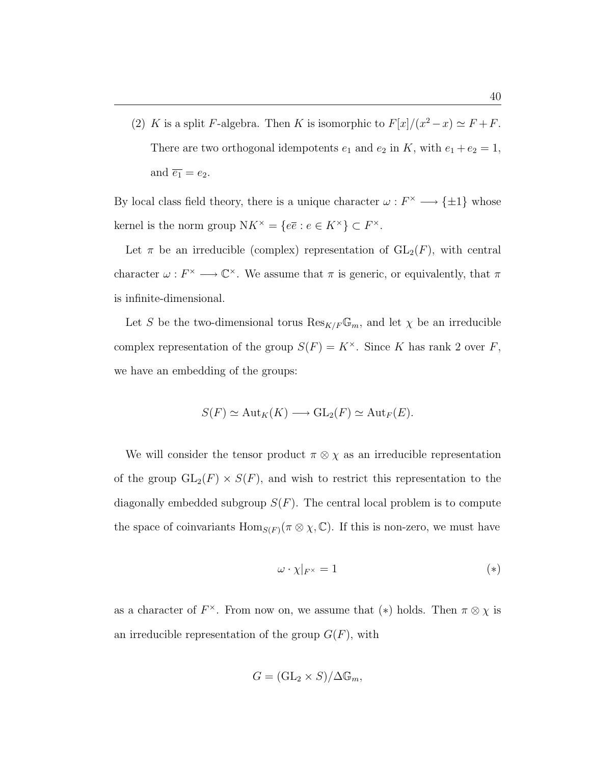(2) $K$ is a split $F$-algebra. Then $K$ is isomorphic to $F[x]/(x^2 - x) \simeq F + F$. There are two orthogonal idempotents $e_1$ and $e_2$ in $K$, with $e_1 + e_2 = 1$, and $\overline{e_1} = e_2$.

By local class field theory, there is a unique character $\omega : F^\times \longrightarrow \{\pm 1\}$ whose kernel is the norm group $\mathrm{N}K^\times = \{e\overline{e} : e \in K^\times\} \subset F^\times$.

Let $\pi$ be an irreducible (complex) representation of $\mathrm{GL}_2(F)$, with central character $\omega : F^\times \longrightarrow \mathbb{C}^\times$. We assume that $\pi$ is generic, or equivalently, that $\pi$ is infinite-dimensional.

Let $S$ be the two-dimensional torus $\mathrm{Res}_{K/F}\mathbb{G}_m$, and let $\chi$ be an irreducible complex representation of the group $S(F) = K^\times$. Since $K$ has rank 2 over $F$, we have an embedding of the groups:

$$S(F) \simeq \mathrm{Aut}_K(K) \longrightarrow \mathrm{GL}_2(F) \simeq \mathrm{Aut}_F(E).$$

We will consider the tensor product $\pi \otimes \chi$ as an irreducible representation of the group $\mathrm{GL}_2(F) \times S(F)$, and wish to restrict this representation to the diagonally embedded subgroup $S(F)$. The central local problem is to compute the space of coinvariants $\mathrm{Hom}_{S(F)}(\pi \otimes \chi, \mathbb{C})$. If this is non-zero, we must have

$$\omega \cdot \chi|_{F^\times} = 1 \tag{$*$}$$

as a character of $F^\times$. From now on, we assume that $(*)$ holds. Then $\pi \otimes \chi$ is an irreducible representation of the group $G(F)$, with

$$G = (\mathrm{GL}_2 \times S)/\Delta\mathbb{G}_m,$$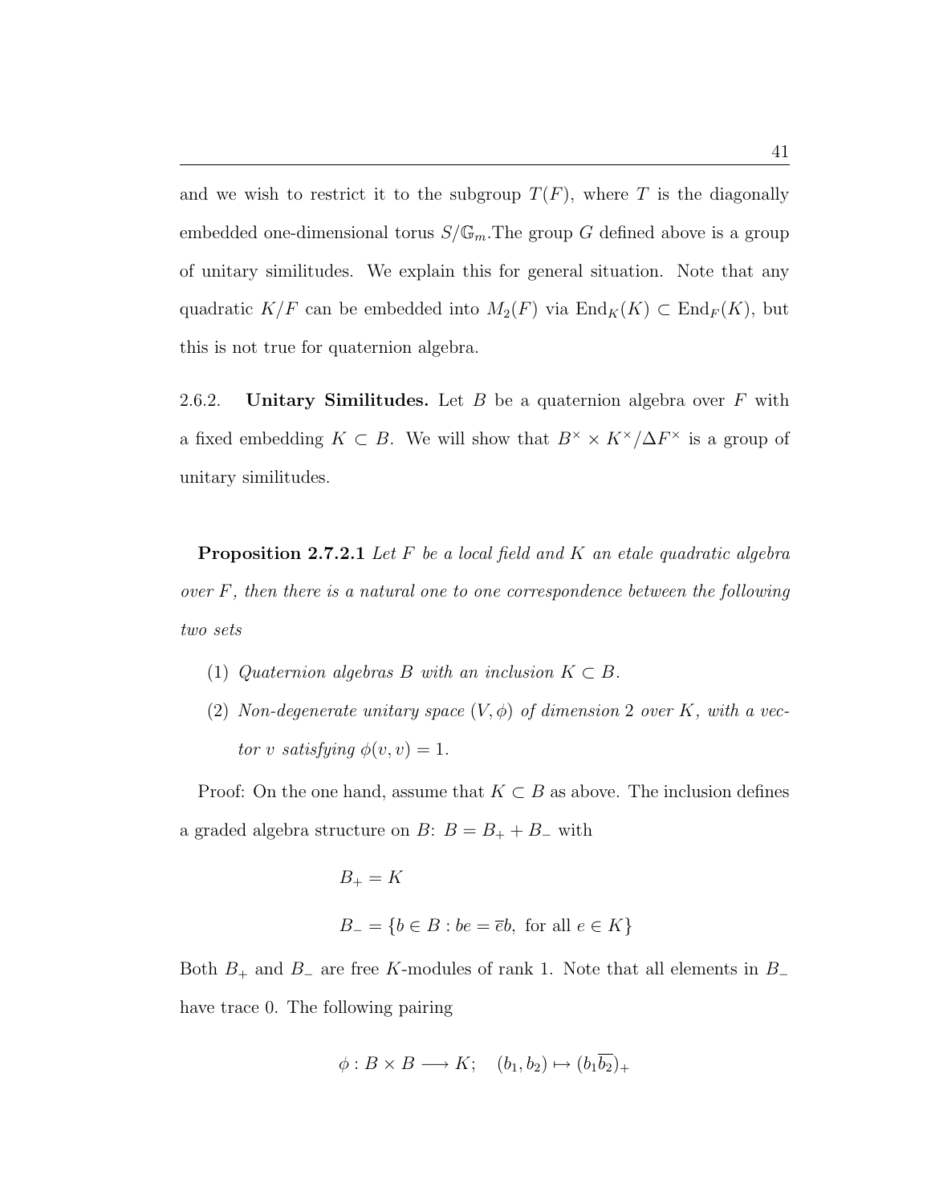and we wish to restrict it to the subgroup $T(F)$, where $T$ is the diagonally embedded one-dimensional torus $S/\mathbb{G}_m$.The group $G$ defined above is a group of unitary similitudes. We explain this for general situation. Note that any quadratic $K/F$ can be embedded into $M_2(F)$ via $\mathrm{End}_K(K) \subset \mathrm{End}_F(K)$, but this is not true for quaternion algebra.

2.6.2. **Unitary Similitudes.** Let $B$ be a quaternion algebra over $F$ with a fixed embedding $K \subset B$. We will show that $B^\times \times K^\times/\Delta F^\times$ is a group of unitary similitudes.

**Proposition 2.7.2.1** *Let $F$ be a local field and $K$ an etale quadratic algebra over $F$, then there is a natural one to one correspondence between the following two sets*

1. *Quaternion algebras $B$ with an inclusion $K \subset B$.*
2. *Non-degenerate unitary space $(V, \phi)$ of dimension 2 over $K$, with a vector $v$ satisfying $\phi(v, v) = 1$.*

Proof: On the one hand, assume that $K \subset B$ as above. The inclusion defines a graded algebra structure on $B$: $B = B_+ + B_-$ with

$$B_+ = K$$

$$B_- = \{b \in B : be = \overline{e}b, \text{ for all } e \in K\}$$

Both $B_+$ and $B_-$ are free $K$-modules of rank 1. Note that all elements in $B_-$ have trace 0. The following pairing

$$\phi : B \times B \longrightarrow K; \quad (b_1, b_2) \mapsto (b_1\overline{b_2})_+$$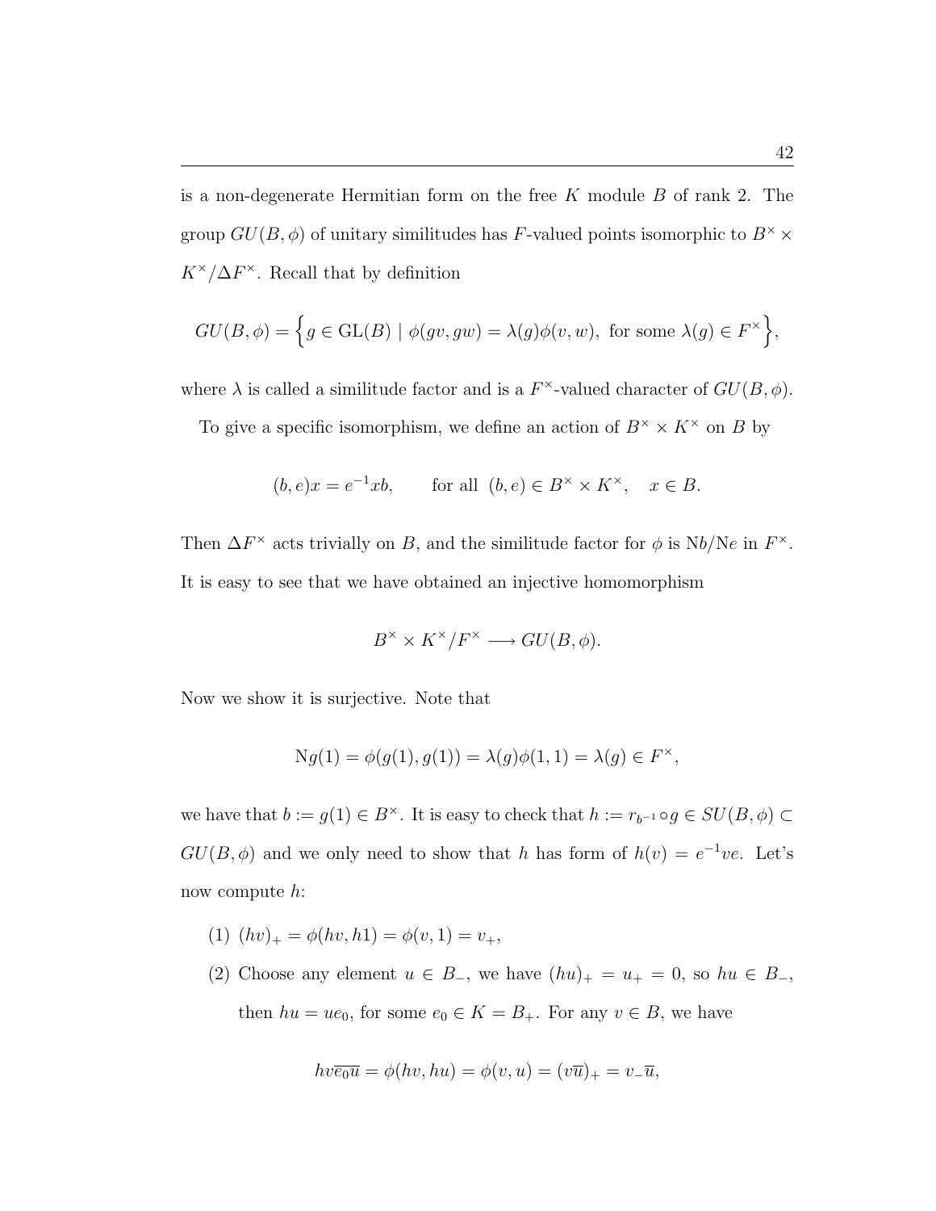is a non-degenerate Hermitian form on the free $K$ module $B$ of rank 2. The group $GU(B, \phi)$ of unitary similitudes has $F$-valued points isomorphic to $B^\times \times K^\times/\Delta F^\times$. Recall that by definition

$$GU(B, \phi) = \Big\{ g \in \mathrm{GL}(B) \mid \phi(gv, gw) = \lambda(g)\phi(v, w), \text{ for some } \lambda(g) \in F^\times \Big\},$$

where $\lambda$ is called a similitude factor and is a $F^\times$-valued character of $GU(B, \phi)$.

To give a specific isomorphism, we define an action of $B^\times \times K^\times$ on $B$ by

$$(b, e)x = e^{-1}xb, \qquad \text{for all } (b, e) \in B^\times \times K^\times, \quad x \in B.$$

Then $\Delta F^\times$ acts trivially on $B$, and the similitude factor for $\phi$ is $\mathrm{N}b/\mathrm{N}e$ in $F^\times$. It is easy to see that we have obtained an injective homomorphism

$$B^\times \times K^\times/F^\times \longrightarrow GU(B, \phi).$$

Now we show it is surjective. Note that

$$\mathrm{N}g(1) = \phi(g(1), g(1)) = \lambda(g)\phi(1, 1) = \lambda(g) \in F^\times,$$

we have that $b := g(1) \in B^\times$. It is easy to check that $h := r_{b^{-1}} \circ g \in SU(B, \phi) \subset GU(B, \phi)$ and we only need to show that $h$ has form of $h(v) = e^{-1}ve$. Let's now compute $h$:

(1) $(hv)_+ = \phi(hv, h1) = \phi(v, 1) = v_+$,

(2) Choose any element $u \in B_-$, we have $(hu)_+ = u_+ = 0$, so $hu \in B_-$, then $hu = ue_0$, for some $e_0 \in K = B_+$. For any $v \in B$, we have

$$hv\overline{e_0}\overline{u} = \phi(hv, hu) = \phi(v, u) = (v\overline{u})_+ = v_-\overline{u},$$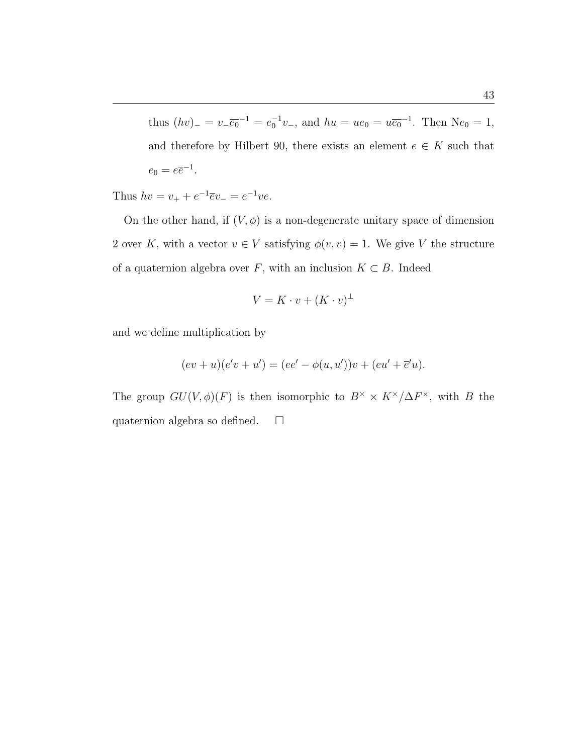thus $(hv)_- = v_-\overline{e_0}^{-1} = e_0^{-1}v_-$, and $hu = ue_0 = u\overline{e_0}^{-1}$. Then $\mathrm{N}e_0 = 1$, and therefore by Hilbert 90, there exists an element $e \in K$ such that $e_0 = e\overline{e}^{-1}$.

Thus $hv = v_+ + e^{-1}\overline{e}v_- = e^{-1}ve$.

On the other hand, if $(V, \phi)$ is a non-degenerate unitary space of dimension 2 over $K$, with a vector $v \in V$ satisfying $\phi(v, v) = 1$. We give $V$ the structure of a quaternion algebra over $F$, with an inclusion $K \subset B$. Indeed

$$V = K \cdot v + (K \cdot v)^{\perp}$$

and we define multiplication by

$$(ev + u)(e'v + u') = (ee' - \phi(u, u'))v + (eu' + \overline{e}'u).$$

The group $GU(V, \phi)(F)$ is then isomorphic to $B^{\times} \times K^{\times}/\Delta F^{\times}$, with $B$ the quaternion algebra so defined. $\square$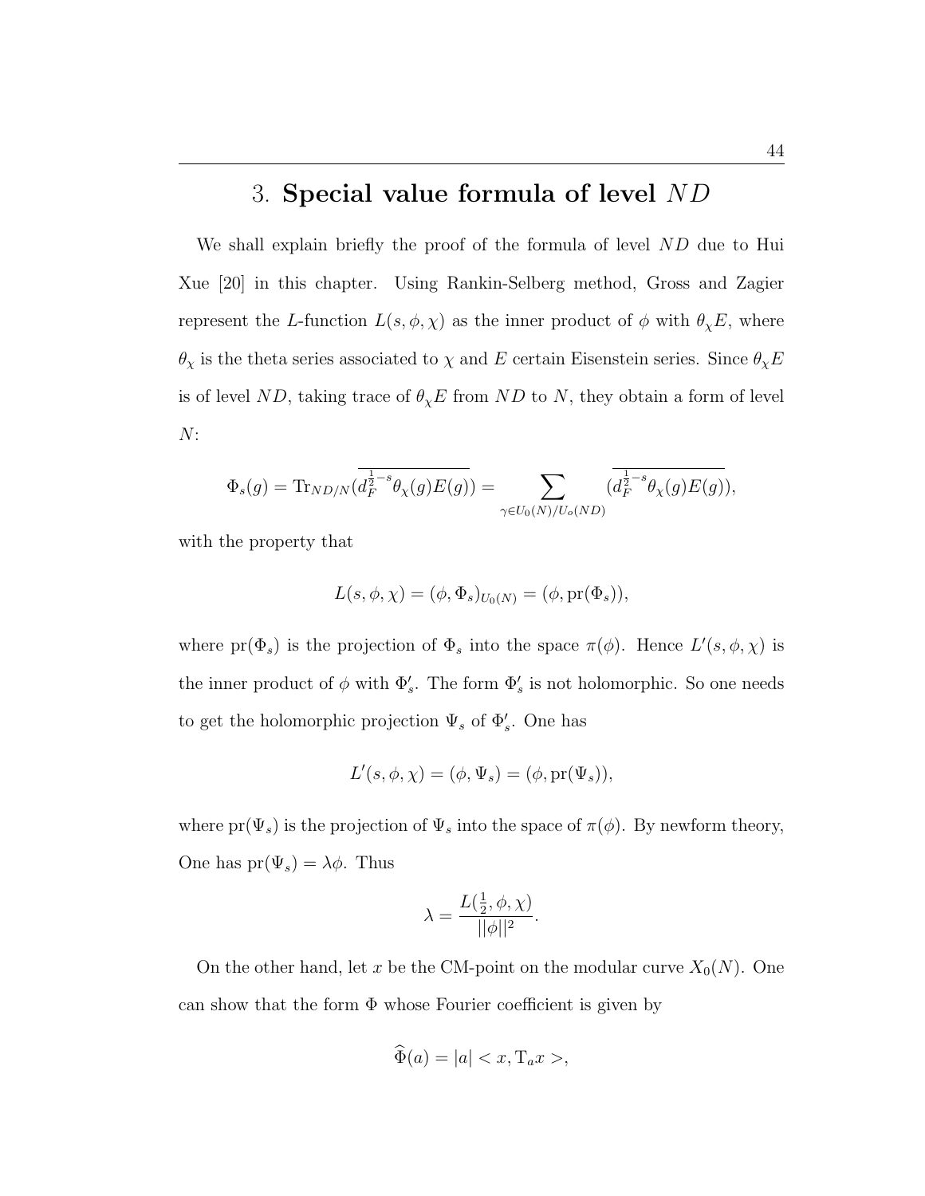# 3. Special value formula of level $ND$

We shall explain briefly the proof of the formula of level $ND$ due to Hui Xue [20] in this chapter. Using Rankin-Selberg method, Gross and Zagier represent the $L$-function $L(s, \phi, \chi)$ as the inner product of $\phi$ with $\theta_\chi E$, where $\theta_\chi$ is the theta series associated to $\chi$ and $E$ certain Eisenstein series. Since $\theta_\chi E$ is of level $ND$, taking trace of $\theta_\chi E$ from $ND$ to $N$, they obtain a form of level $N$:

$$\Phi_s(g) = \mathrm{Tr}_{ND/N}(\overline{d_F^{\frac{1}{2}-s}\theta_\chi(g)E(g)}) = \sum_{\gamma \in U_0(N)/U_o(ND)} (\overline{d_F^{\frac{1}{2}-s}\theta_\chi(g)E(g)}),$$

with the property that

$$L(s, \phi, \chi) = (\phi, \Phi_s)_{U_0(N)} = (\phi, \mathrm{pr}(\Phi_s)),$$

where $\mathrm{pr}(\Phi_s)$ is the projection of $\Phi_s$ into the space $\pi(\phi)$. Hence $L'(s, \phi, \chi)$ is the inner product of $\phi$ with $\Phi'_s$. The form $\Phi'_s$ is not holomorphic. So one needs to get the holomorphic projection $\Psi_s$ of $\Phi'_s$. One has

$$L'(s, \phi, \chi) = (\phi, \Psi_s) = (\phi, \mathrm{pr}(\Psi_s)),$$

where $\mathrm{pr}(\Psi_s)$ is the projection of $\Psi_s$ into the space of $\pi(\phi)$. By newform theory, One has $\mathrm{pr}(\Psi_s) = \lambda\phi$. Thus

$$\lambda = \frac{L(\frac{1}{2}, \phi, \chi)}{||\phi||^2}.$$

On the other hand, let $x$ be the CM-point on the modular curve $X_0(N)$. One can show that the form $\Phi$ whose Fourier coefficient is given by

$$\widehat{\Phi}(a) = |a| < x, \mathrm{T}_a x >,$$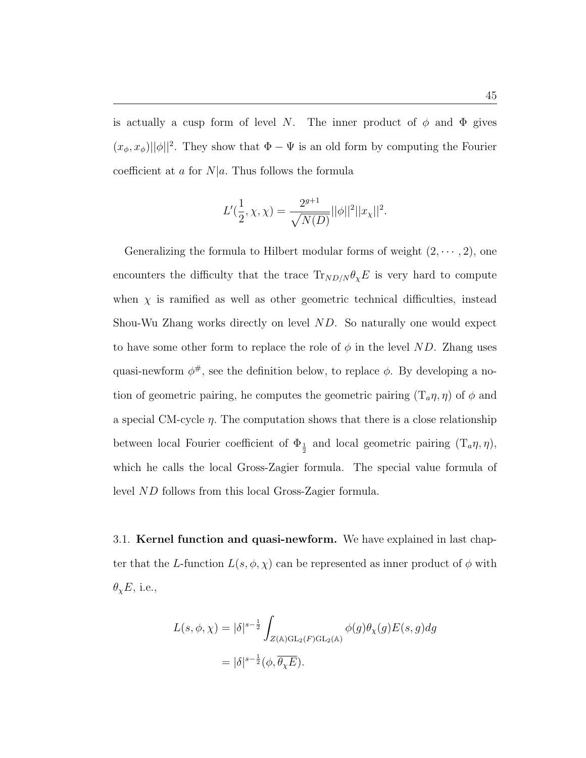is actually a cusp form of level $N$. The inner product of $\phi$ and $\Phi$ gives $(x_\phi, x_\phi)||\phi||^2$. They show that $\Phi - \Psi$ is an old form by computing the Fourier coefficient at $a$ for $N|a$. Thus follows the formula

$$L'(\frac{1}{2}, \chi, \chi) = \frac{2^{g+1}}{\sqrt{N(D)}}||\phi||^2||x_\chi||^2.$$

Generalizing the formula to Hilbert modular forms of weight $(2, \cdots, 2)$, one encounters the difficulty that the trace $\mathrm{Tr}_{ND/N}\theta_\chi E$ is very hard to compute when $\chi$ is ramified as well as other geometric technical difficulties, instead Shou-Wu Zhang works directly on level $ND$. So naturally one would expect to have some other form to replace the role of $\phi$ in the level $ND$. Zhang uses quasi-newform $\phi^{\#}$, see the definition below, to replace $\phi$. By developing a notion of geometric pairing, he computes the geometric pairing $(\mathrm{T}_a\eta, \eta)$ of $\phi$ and a special CM-cycle $\eta$. The computation shows that there is a close relationship between local Fourier coefficient of $\Phi_{\frac{1}{2}}$ and local geometric pairing $(\mathrm{T}_a\eta, \eta)$, which he calls the local Gross-Zagier formula. The special value formula of level $ND$ follows from this local Gross-Zagier formula.

3.1. **Kernel function and quasi-newform.** We have explained in last chapter that the $L$-function $L(s, \phi, \chi)$ can be represented as inner product of $\phi$ with $\theta_\chi E$, i.e.,

$$\begin{aligned} L(s, \phi, \chi) &= |\delta|^{s-\frac{1}{2}} \int_{Z(\mathbb{A})\mathrm{GL}_2(F)\mathrm{GL}_2(\mathbb{A})} \phi(g)\theta_\chi(g)E(s, g)dg \\ &= |\delta|^{s-\frac{1}{2}}(\phi, \overline{\theta_\chi E}). \end{aligned}$$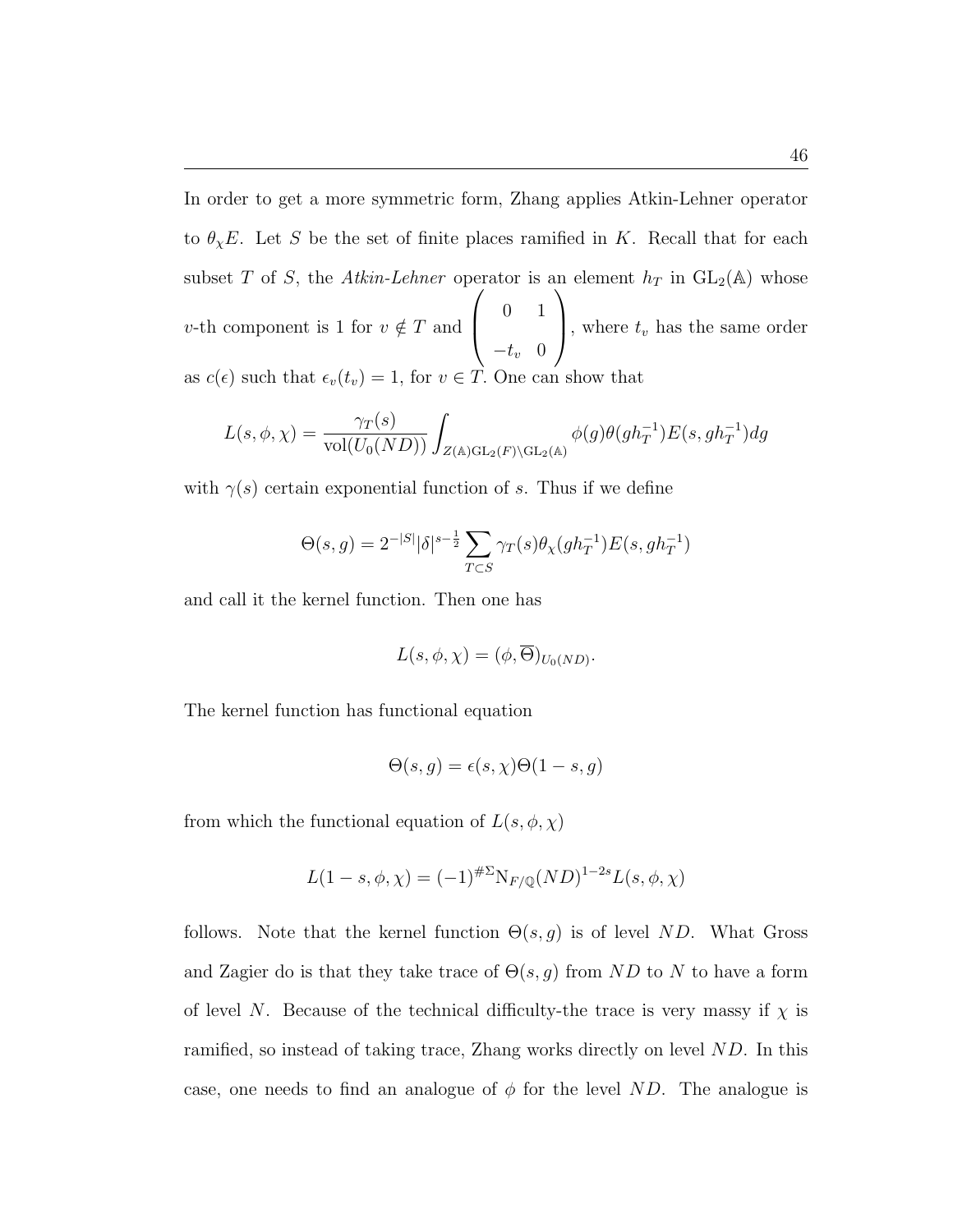In order to get a more symmetric form, Zhang applies Atkin-Lehner operator to $\theta_\chi E$. Let $S$ be the set of finite places ramified in $K$. Recall that for each subset $T$ of $S$, the *Atkin-Lehner* operator is an element $h_T$ in $\mathrm{GL}_2(\mathbb{A})$ whose $v$-th component is 1 for $v \notin T$ and $\begin{pmatrix} 0 & 1 \\ -t_v & 0 \end{pmatrix}$, where $t_v$ has the same order as $c(\epsilon)$ such that $\epsilon_v(t_v) = 1$, for $v \in T$. One can show that

$$L(s, \phi, \chi) = \frac{\gamma_T(s)}{\mathrm{vol}(U_0(ND))} \int_{Z(\mathbb{A})\mathrm{GL}_2(F)\backslash \mathrm{GL}_2(\mathbb{A})} \phi(g)\theta(gh_T^{-1})E(s, gh_T^{-1})dg$$

with $\gamma(s)$ certain exponential function of $s$. Thus if we define

$$\Theta(s, g) = 2^{-|S|}|\delta|^{s-\frac{1}{2}} \sum_{T \subset S} \gamma_T(s)\theta_\chi(gh_T^{-1})E(s, gh_T^{-1})$$

and call it the kernel function. Then one has

$$L(s, \phi, \chi) = (\phi, \overline{\Theta})_{U_0(ND)}.$$

The kernel function has functional equation

$$\Theta(s, g) = \epsilon(s, \chi)\Theta(1 - s, g)$$

from which the functional equation of $L(s, \phi, \chi)$

$$L(1 - s, \phi, \chi) = (-1)^{\#\Sigma}\mathrm{N}_{F/\mathbb{Q}}(ND)^{1-2s}L(s, \phi, \chi)$$

follows. Note that the kernel function $\Theta(s, g)$ is of level $ND$. What Gross and Zagier do is that they take trace of $\Theta(s, g)$ from $ND$ to $N$ to have a form of level $N$. Because of the technical difficulty-the trace is very massy if $\chi$ is ramified, so instead of taking trace, Zhang works directly on level $ND$. In this case, one needs to find an analogue of $\phi$ for the level $ND$. The analogue is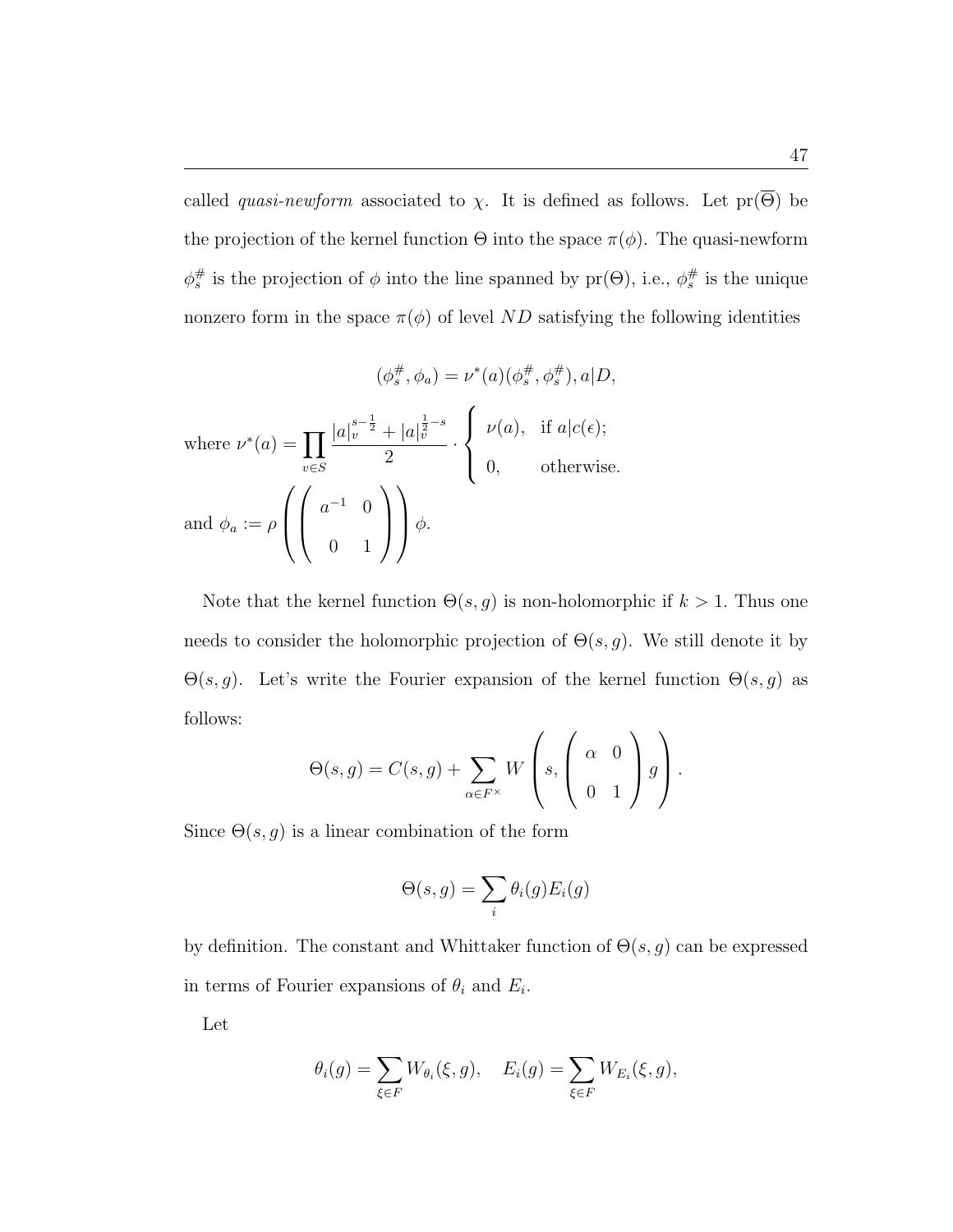called *quasi-newform* associated to $\chi$. It is defined as follows. Let $\mathrm{pr}(\overline{\Theta})$ be the projection of the kernel function $\Theta$ into the space $\pi(\phi)$. The quasi-newform $\phi_s^{\#}$ is the projection of $\phi$ into the line spanned by $\mathrm{pr}(\Theta)$, i.e., $\phi_s^{\#}$ is the unique nonzero form in the space $\pi(\phi)$ of level $ND$ satisfying the following identities

$$(\phi_s^{\#}, \phi_a) = \nu^*(a)(\phi_s^{\#}, \phi_s^{\#}), a|D,$$

where $\nu^*(a) = \prod_{v \in S} \frac{|a|_v^{s-\frac{1}{2}} + |a|_v^{\frac{1}{2}-s}}{2} \cdot \begin{cases} \nu(a), & \text{if } a|c(\epsilon); \\ 0, & \text{otherwise.} \end{cases}$

and $\phi_a := \rho\left(\begin{pmatrix} a^{-1} & 0 \\ 0 & 1 \end{pmatrix}\right)\phi$.

Note that the kernel function $\Theta(s, g)$ is non-holomorphic if $k > 1$. Thus one needs to consider the holomorphic projection of $\Theta(s, g)$. We still denote it by $\Theta(s, g)$. Let's write the Fourier expansion of the kernel function $\Theta(s, g)$ as follows:

$$\Theta(s, g) = C(s, g) + \sum_{\alpha \in F^\times} W\left(s, \begin{pmatrix} \alpha & 0 \\ 0 & 1 \end{pmatrix} g\right).$$

Since $\Theta(s, g)$ is a linear combination of the form

$$\Theta(s, g) = \sum_i \theta_i(g) E_i(g)$$

by definition. The constant and Whittaker function of $\Theta(s, g)$ can be expressed in terms of Fourier expansions of $\theta_i$ and $E_i$.

Let

$$\theta_i(g) = \sum_{\xi \in F} W_{\theta_i}(\xi, g), \quad E_i(g) = \sum_{\xi \in F} W_{E_i}(\xi, g),$$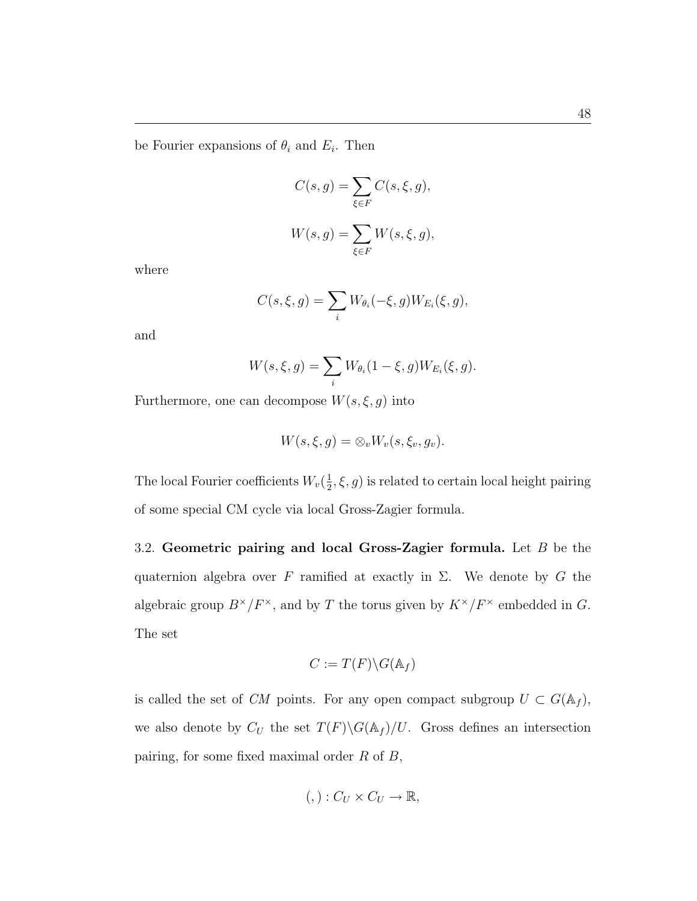be Fourier expansions of $\theta_i$ and $E_i$. Then

$$C(s, g) = \sum_{\xi \in F} C(s, \xi, g),$$

$$W(s, g) = \sum_{\xi \in F} W(s, \xi, g),$$

where

$$C(s, \xi, g) = \sum_i W_{\theta_i}(-\xi, g) W_{E_i}(\xi, g),$$

and

$$W(s, \xi, g) = \sum_i W_{\theta_i}(1 - \xi, g) W_{E_i}(\xi, g).$$

Furthermore, one can decompose $W(s, \xi, g)$ into

$$W(s, \xi, g) = \otimes_v W_v(s, \xi_v, g_v).$$

The local Fourier coefficients $W_v(\frac{1}{2}, \xi, g)$ is related to certain local height pairing of some special CM cycle via local Gross-Zagier formula.

3.2. **Geometric pairing and local Gross-Zagier formula.** Let $B$ be the quaternion algebra over $F$ ramified at exactly in $\Sigma$. We denote by $G$ the algebraic group $B^\times / F^\times$, and by $T$ the torus given by $K^\times / F^\times$ embedded in $G$. The set

$$C := T(F) \backslash G(\mathbb{A}_f)$$

is called the set of *CM* points. For any open compact subgroup $U \subset G(\mathbb{A}_f)$, we also denote by $C_U$ the set $T(F) \backslash G(\mathbb{A}_f)/U$. Gross defines an intersection pairing, for some fixed maximal order $R$ of $B$,

$$(,) : C_U \times C_U \to \mathbb{R},$$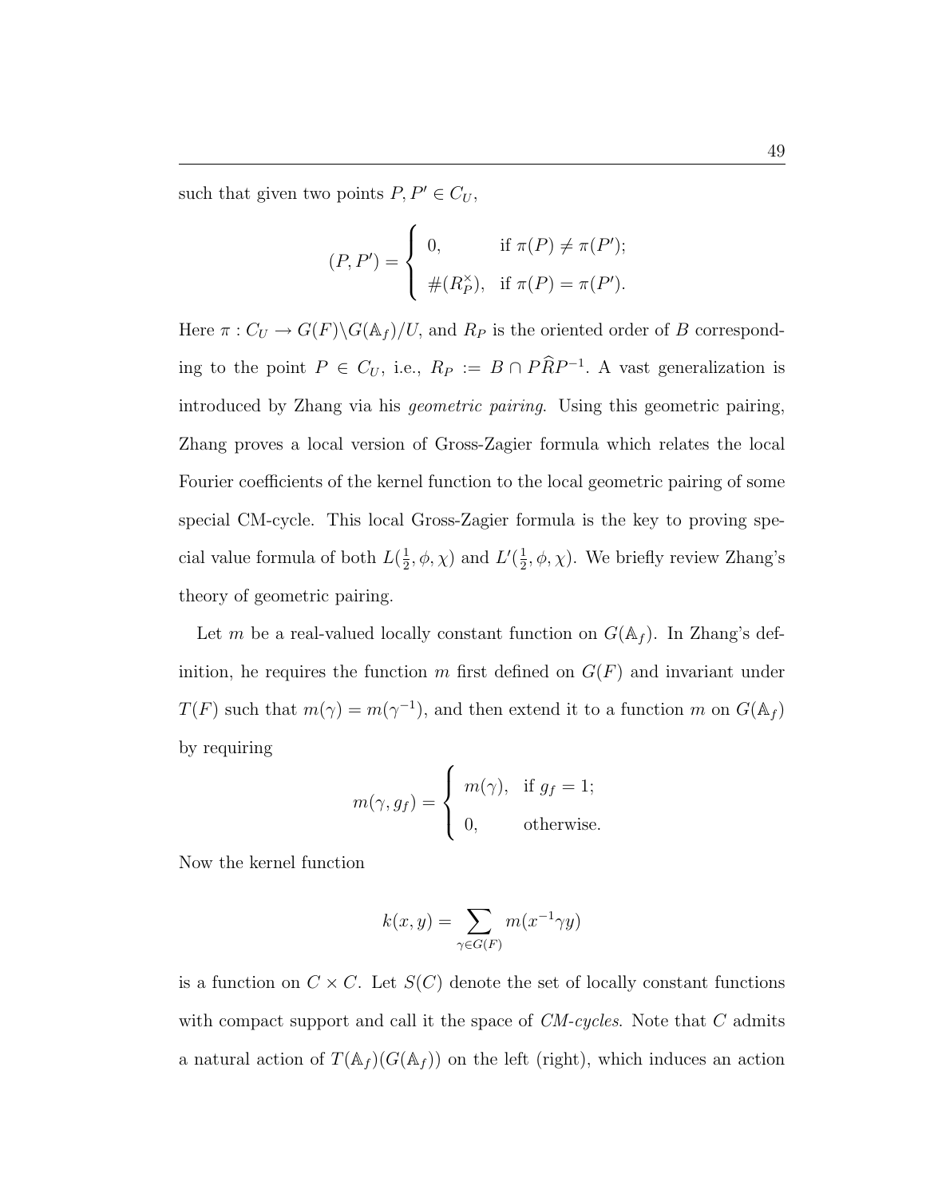such that given two points $P, P' \in C_U$,

$$(P, P') = \begin{cases} 0, & \text{if } \pi(P) \neq \pi(P'); \\ \#(R_P^\times), & \text{if } \pi(P) = \pi(P'). \end{cases}$$

Here $\pi : C_U \to G(F)\backslash G(\mathbb{A}_f)/U$, and $R_P$ is the oriented order of $B$ corresponding to the point $P \in C_U$, i.e., $R_P := B \cap P\widehat{R}P^{-1}$. A vast generalization is introduced by Zhang via his *geometric pairing*. Using this geometric pairing, Zhang proves a local version of Gross-Zagier formula which relates the local Fourier coefficients of the kernel function to the local geometric pairing of some special CM-cycle. This local Gross-Zagier formula is the key to proving special value formula of both $L(\frac{1}{2}, \phi, \chi)$ and $L'(\frac{1}{2}, \phi, \chi)$. We briefly review Zhang's theory of geometric pairing.

Let $m$ be a real-valued locally constant function on $G(\mathbb{A}_f)$. In Zhang's definition, he requires the function $m$ first defined on $G(F)$ and invariant under $T(F)$ such that $m(\gamma) = m(\gamma^{-1})$, and then extend it to a function $m$ on $G(\mathbb{A}_f)$ by requiring

$$m(\gamma, g_f) = \begin{cases} m(\gamma), & \text{if } g_f = 1; \\ 0, & \text{otherwise.} \end{cases}$$

Now the kernel function

$$k(x, y) = \sum_{\gamma \in G(F)} m(x^{-1}\gamma y)$$

is a function on $C \times C$. Let $S(C)$ denote the set of locally constant functions with compact support and call it the space of *CM-cycles*. Note that $C$ admits a natural action of $T(\mathbb{A}_f)(G(\mathbb{A}_f))$ on the left (right), which induces an action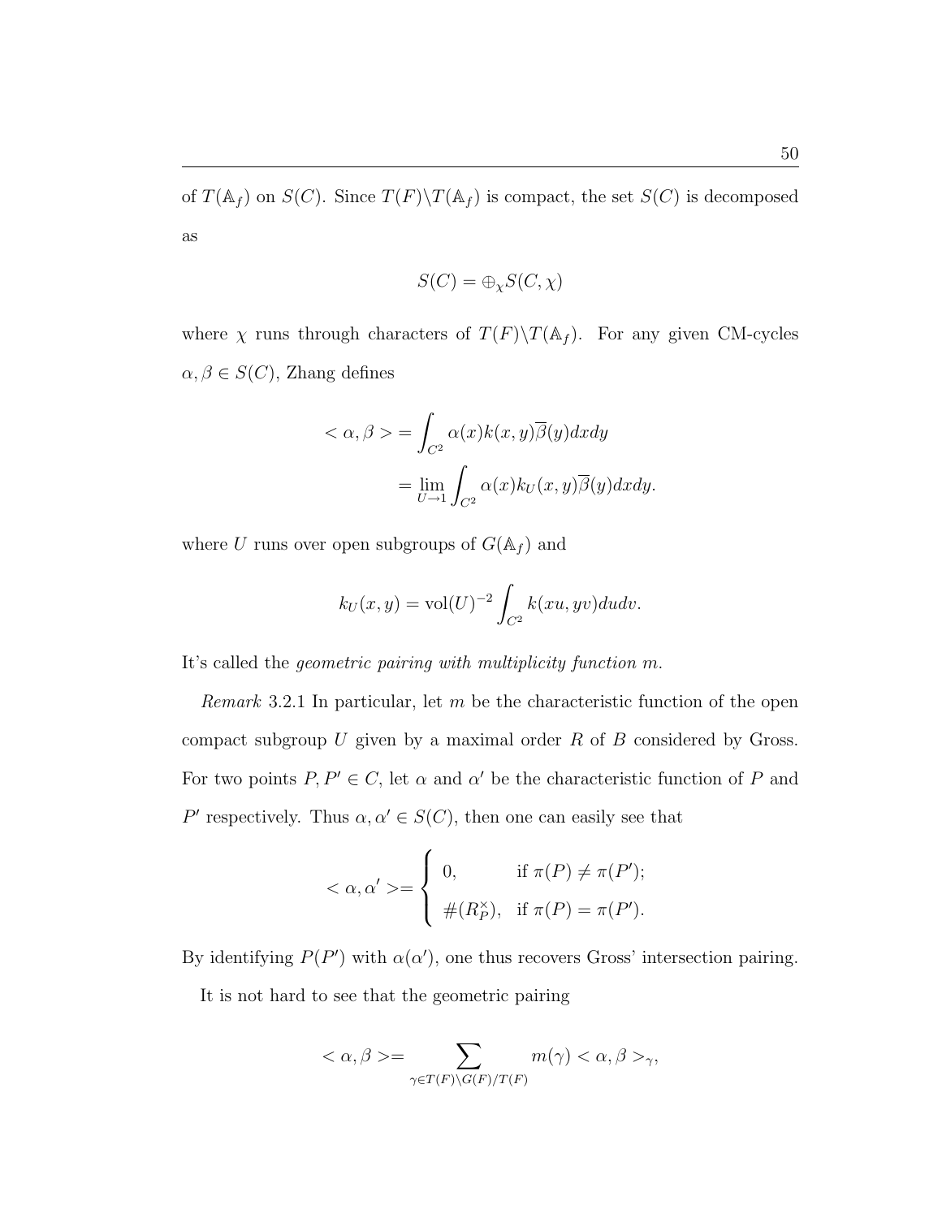of $T(\mathbb{A}_f)$ on $S(C)$. Since $T(F)\backslash T(\mathbb{A}_f)$ is compact, the set $S(C)$ is decomposed as

$$S(C) = \oplus_\chi S(C, \chi)$$

where $\chi$ runs through characters of $T(F)\backslash T(\mathbb{A}_f)$. For any given CM-cycles $\alpha, \beta \in S(C)$, Zhang defines

$$\begin{aligned} < \alpha, \beta > &= \int_{C^2} \alpha(x) k(x, y) \overline{\beta}(y) dx dy \\ &= \lim_{U \to 1} \int_{C^2} \alpha(x) k_U(x, y) \overline{\beta}(y) dx dy. \end{aligned}$$

where $U$ runs over open subgroups of $G(\mathbb{A}_f)$ and

$$k_U(x, y) = \mathrm{vol}(U)^{-2} \int_{C^2} k(xu, yv) du dv.$$

It's called the *geometric pairing with multiplicity function* $m$.

*Remark* 3.2.1 In particular, let $m$ be the characteristic function of the open compact subgroup $U$ given by a maximal order $R$ of $B$ considered by Gross. For two points $P, P' \in C$, let $\alpha$ and $\alpha'$ be the characteristic function of $P$ and $P'$ respectively. Thus $\alpha, \alpha' \in S(C)$, then one can easily see that

$$< \alpha, \alpha' > = \begin{cases} 0, & \text{if } \pi(P) \neq \pi(P'); \\ \#(R_P^\times), & \text{if } \pi(P) = \pi(P'). \end{cases}$$

By identifying $P(P')$ with $\alpha(\alpha')$, one thus recovers Gross' intersection pairing.

It is not hard to see that the geometric pairing

$$< \alpha, \beta > = \sum_{\gamma \in T(F)\backslash G(F)/T(F)} m(\gamma) < \alpha, \beta >_\gamma,$$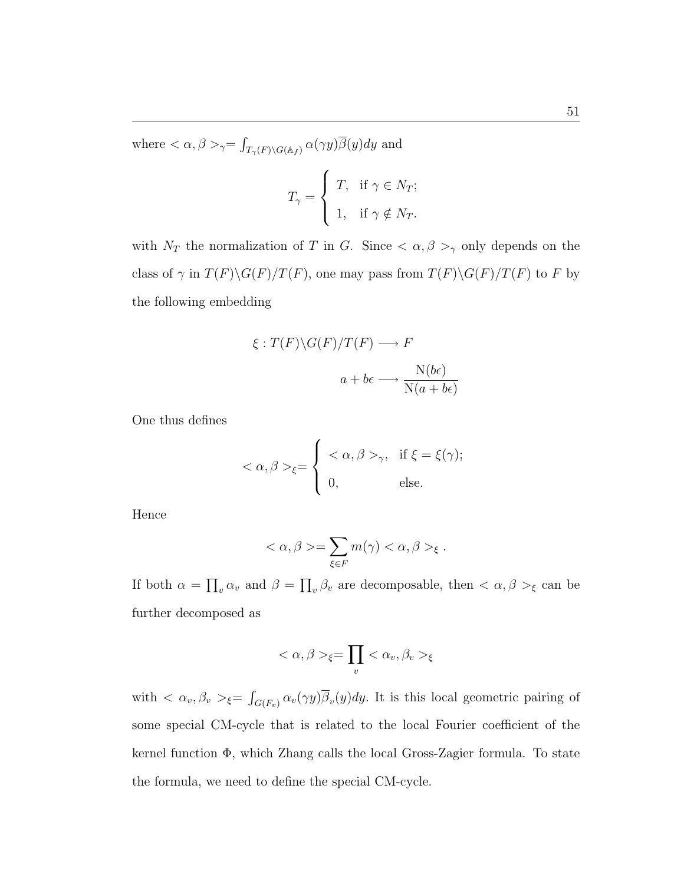where $<\alpha, \beta>_\gamma = \int_{T_\gamma(F)\backslash G(\mathbb{A}_f)} \alpha(\gamma y)\overline{\beta}(y)dy$ and

$$T_\gamma = \begin{cases} T, & \text{if } \gamma \in N_T; \\ 1, & \text{if } \gamma \notin N_T. \end{cases}$$

with $N_T$ the normalization of $T$ in $G$. Since $<\alpha, \beta>_\gamma$ only depends on the class of $\gamma$ in $T(F)\backslash G(F)/T(F)$, one may pass from $T(F)\backslash G(F)/T(F)$ to $F$ by the following embedding

$$\xi : T(F)\backslash G(F)/T(F) \longrightarrow F$$

$$a + b\epsilon \longrightarrow \frac{\mathrm{N}(b\epsilon)}{\mathrm{N}(a + b\epsilon)}$$

One thus defines

$$<\alpha, \beta>_\xi = \begin{cases} <\alpha, \beta>_\gamma, & \text{if } \xi = \xi(\gamma); \\ 0, & \text{else.} \end{cases}$$

Hence

$$<\alpha, \beta> = \sum_{\xi \in F} m(\gamma) <\alpha, \beta>_\xi .$$

If both $\alpha = \prod_v \alpha_v$ and $\beta = \prod_v \beta_v$ are decomposable, then $<\alpha, \beta>_\xi$ can be further decomposed as

$$<\alpha, \beta>_\xi = \prod_v <\alpha_v, \beta_v>_\xi$$

with $<\alpha_v, \beta_v>_\xi = \int_{G(F_v)} \alpha_v(\gamma y)\overline{\beta}_v(y)dy$. It is this local geometric pairing of some special CM-cycle that is related to the local Fourier coefficient of the kernel function $\Phi$, which Zhang calls the local Gross-Zagier formula. To state the formula, we need to define the special CM-cycle.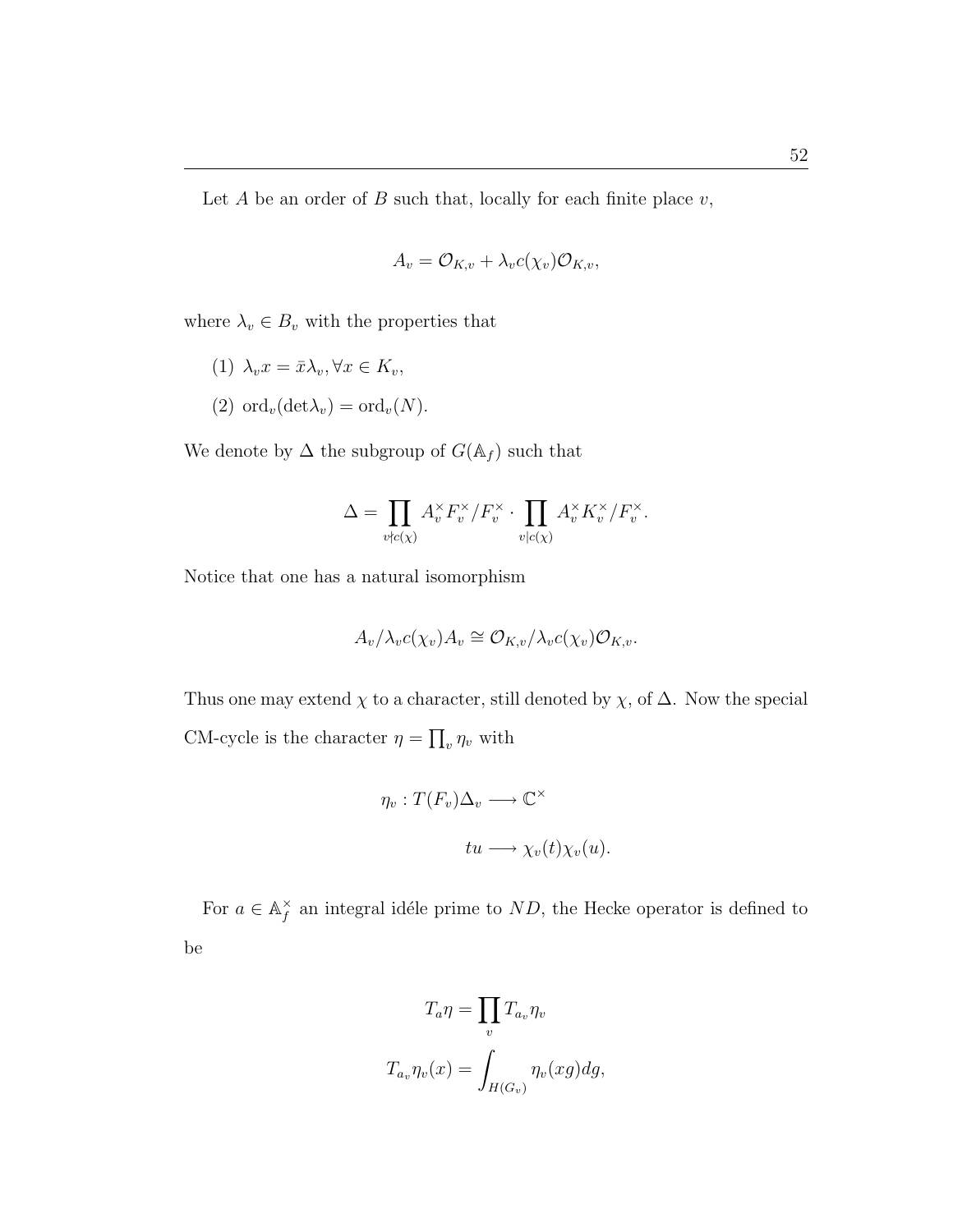Let $A$ be an order of $B$ such that, locally for each finite place $v$,

$$A_v = \mathcal{O}_{K,v} + \lambda_v c(\chi_v)\mathcal{O}_{K,v},$$

where $\lambda_v \in B_v$ with the properties that

(1) $\lambda_v x = \bar{x}\lambda_v, \forall x \in K_v$,

(2) $\mathrm{ord}_v(\det\lambda_v) = \mathrm{ord}_v(N)$.

We denote by $\Delta$ the subgroup of $G(\mathbb{A}_f)$ such that

$$\Delta = \prod_{v \nmid c(\chi)} A_v^\times F_v^\times / F_v^\times \cdot \prod_{v \mid c(\chi)} A_v^\times K_v^\times / F_v^\times.$$

Notice that one has a natural isomorphism

$$A_v / \lambda_v c(\chi_v) A_v \cong \mathcal{O}_{K,v} / \lambda_v c(\chi_v)\mathcal{O}_{K,v}.$$

Thus one may extend $\chi$ to a character, still denoted by $\chi$, of $\Delta$. Now the special CM-cycle is the character $\eta = \prod_v \eta_v$ with

$$\eta_v : T(F_v)\Delta_v \longrightarrow \mathbb{C}^\times$$

$$tu \longrightarrow \chi_v(t)\chi_v(u).$$

For $a \in \mathbb{A}_f^\times$ an integral idéle prime to $ND$, the Hecke operator is defined to be

$$T_a\eta = \prod_v T_{a_v}\eta_v$$

$$T_{a_v}\eta_v(x) = \int_{H(G_v)} \eta_v(xg)dg,$$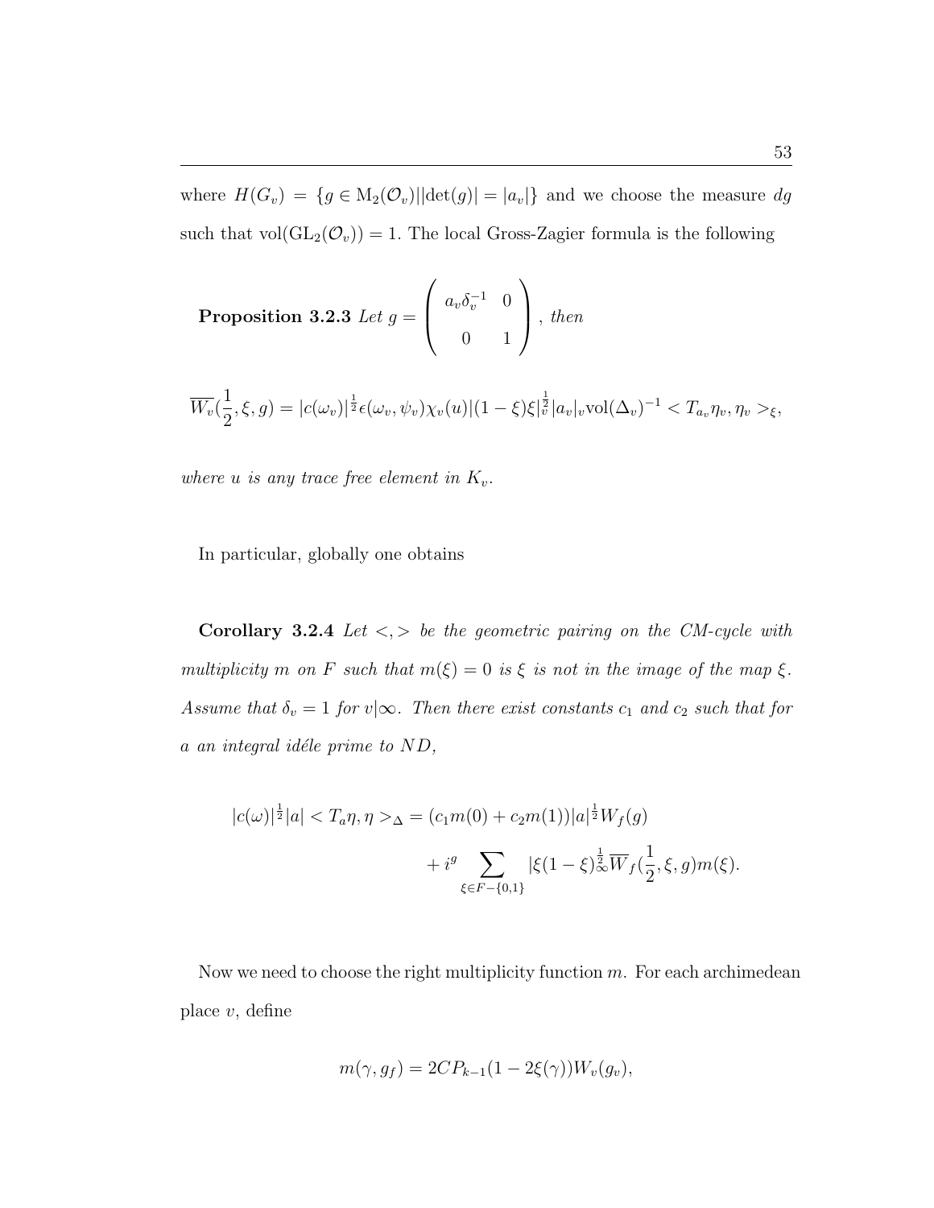where $H(G_v) = \{g \in \mathrm{M}_2(\mathcal{O}_v) || \det(g)| = |a_v|\}$ and we choose the measure $dg$ such that $\mathrm{vol}(\mathrm{GL}_2(\mathcal{O}_v)) = 1$. The local Gross-Zagier formula is the following

**Proposition 3.2.3** *Let* $g = \begin{pmatrix} a_v \delta_v^{-1} & 0 \\ 0 & 1 \end{pmatrix}$, *then*

$$\overline{W_v}(\frac{1}{2}, \xi, g) = |c(\omega_v)|^{\frac{1}{2}} \epsilon(\omega_v, \psi_v) \chi_v(u) |(1-\xi)\xi|_v^{\frac{1}{2}} |a_v|_v \mathrm{vol}(\Delta_v)^{-1} < T_{a_v} \eta_v, \eta_v >_\xi,$$

*where* $u$ *is any trace free element in* $K_v$.

In particular, globally one obtains

**Corollary 3.2.4** *Let* $<,>$ *be the geometric pairing on the CM-cycle with multiplicity* $m$ *on* $F$ *such that* $m(\xi) = 0$ *is* $\xi$ *is not in the image of the map* $\xi$. *Assume that* $\delta_v = 1$ *for* $v|\infty$. *Then there exist constants* $c_1$ *and* $c_2$ *such that for* $a$ *an integral idéle prime to* $ND$,

$$\begin{aligned} |c(\omega)|^{\frac{1}{2}} |a| < T_a \eta, \eta >_\Delta = (c_1 m(0) + c_2 m(1)) |a|^{\frac{1}{2}} W_f(g) \\ + i^g \sum_{\xi \in F - \{0,1\}} |\xi(1-\xi)|_\infty^{\frac{1}{2}} \overline{W}_f(\frac{1}{2}, \xi, g) m(\xi). \end{aligned}$$

Now we need to choose the right multiplicity function $m$. For each archimedean place $v$, define

$$m(\gamma, g_f) = 2CP_{k-1}(1 - 2\xi(\gamma)) W_v(g_v),$$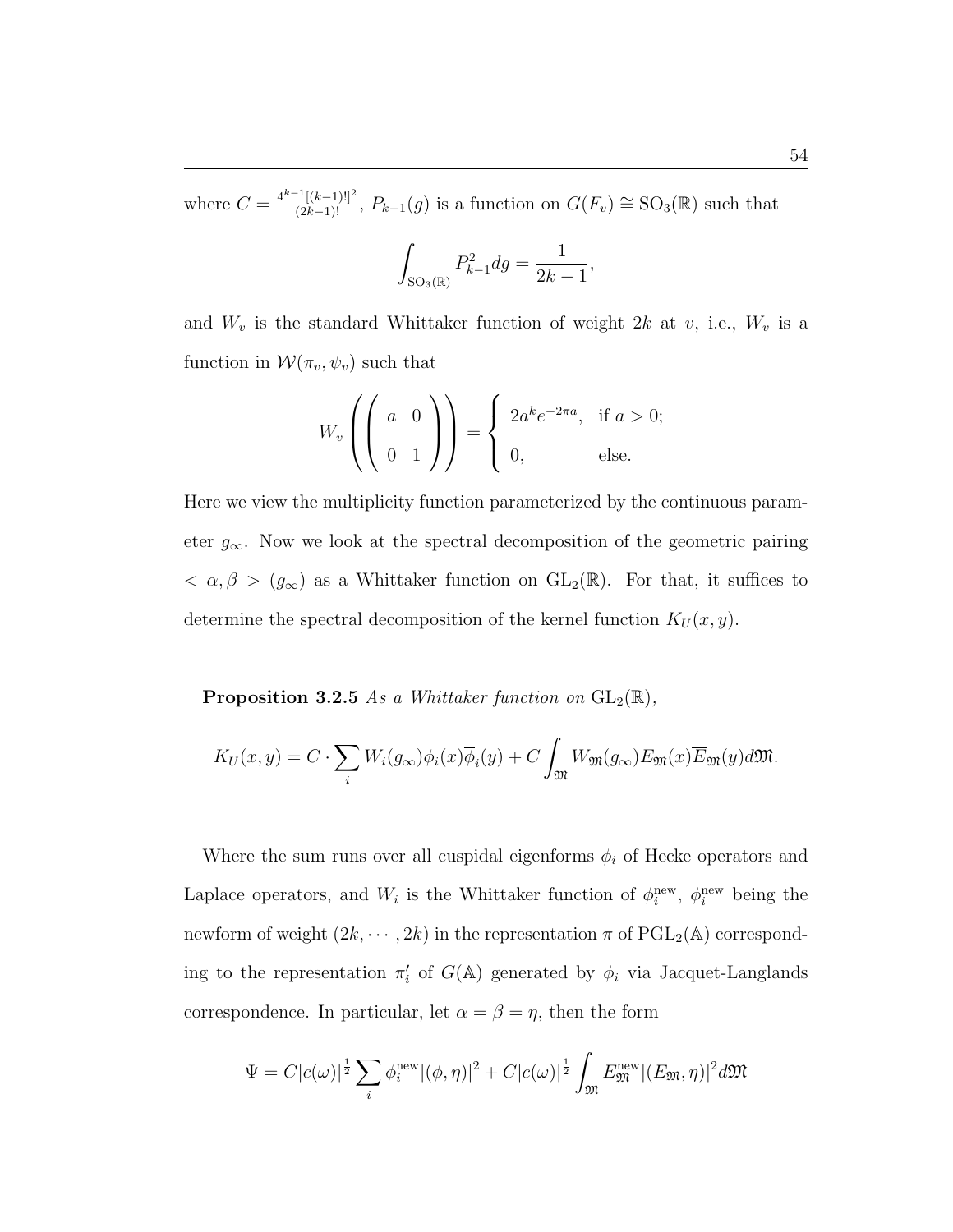where $C = \frac{4^{k-1}[(k-1)!]^2}{(2k-1)!}$, $P_{k-1}(g)$ is a function on $G(F_v) \cong \mathrm{SO}_3(\mathbb{R})$ such that

$$\int_{\mathrm{SO}_3(\mathbb{R})} P_{k-1}^2 dg = \frac{1}{2k-1},$$

and $W_v$ is the standard Whittaker function of weight $2k$ at $v$, i.e., $W_v$ is a function in $\mathcal{W}(\pi_v, \psi_v)$ such that

$$W_v\left(\begin{pmatrix} a & 0 \\ 0 & 1 \end{pmatrix}\right) = \begin{cases} 2a^k e^{-2\pi a}, & \text{if } a > 0; \\ 0, & \text{else.} \end{cases}$$

Here we view the multiplicity function parameterized by the continuous parameter $g_\infty$. Now we look at the spectral decomposition of the geometric pairing $< \alpha, \beta > (g_\infty)$ as a Whittaker function on $\mathrm{GL}_2(\mathbb{R})$. For that, it suffices to determine the spectral decomposition of the kernel function $K_U(x, y)$.

**Proposition 3.2.5** *As a Whittaker function on* $\mathrm{GL}_2(\mathbb{R})$*,*

$$K_U(x,y) = C \cdot \sum_i W_i(g_\infty)\phi_i(x)\overline{\phi}_i(y) + C\int_{\mathfrak{M}} W_{\mathfrak{M}}(g_\infty)E_{\mathfrak{M}}(x)\overline{E}_{\mathfrak{M}}(y)d\mathfrak{M}.$$

Where the sum runs over all cuspidal eigenforms $\phi_i$ of Hecke operators and Laplace operators, and $W_i$ is the Whittaker function of $\phi_i^{\text{new}}$, $\phi_i^{\text{new}}$ being the newform of weight $(2k, \cdots, 2k)$ in the representation $\pi$ of $\mathrm{PGL}_2(\mathbb{A})$ corresponding to the representation $\pi_i'$ of $G(\mathbb{A})$ generated by $\phi_i$ via Jacquet-Langlands correspondence. In particular, let $\alpha = \beta = \eta$, then the form

$$\Psi = C|c(\omega)|^{\frac{1}{2}} \sum_i \phi_i^{\text{new}} |(\phi, \eta)|^2 + C|c(\omega)|^{\frac{1}{2}} \int_{\mathfrak{M}} E_{\mathfrak{M}}^{\text{new}} |(E_{\mathfrak{M}}, \eta)|^2 d\mathfrak{M}$$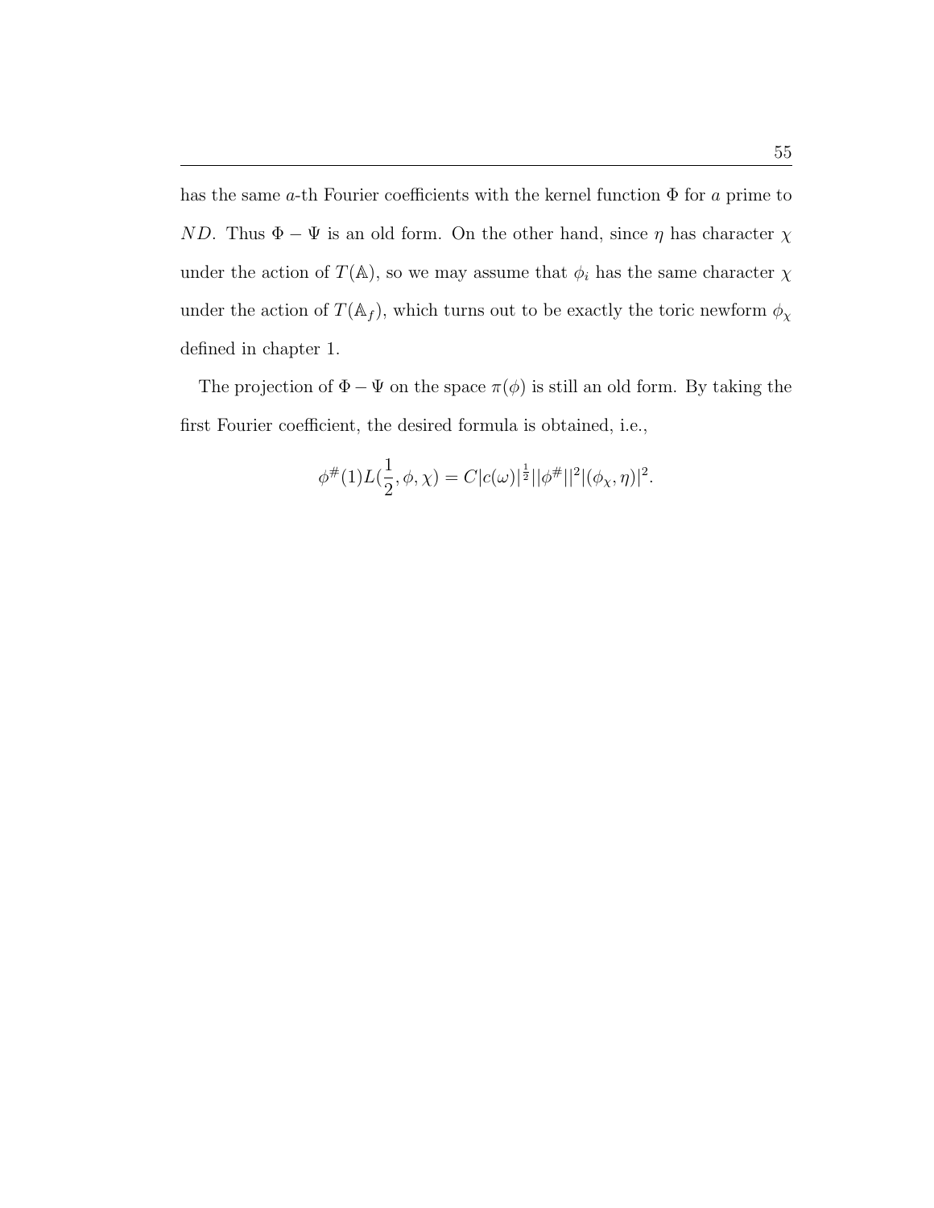has the same $a$-th Fourier coefficients with the kernel function $\Phi$ for $a$ prime to $ND$. Thus $\Phi - \Psi$ is an old form. On the other hand, since $\eta$ has character $\chi$ under the action of $T(\mathbb{A})$, so we may assume that $\phi_i$ has the same character $\chi$ under the action of $T(\mathbb{A}_f)$, which turns out to be exactly the toric newform $\phi_\chi$ defined in chapter 1.

The projection of $\Phi - \Psi$ on the space $\pi(\phi)$ is still an old form. By taking the first Fourier coefficient, the desired formula is obtained, i.e.,

$$\phi^{\#}(1)L(\frac{1}{2}, \phi, \chi) = C|c(\omega)|^{\frac{1}{2}}||\phi^{\#}||^2|(\phi_\chi, \eta)|^2.$$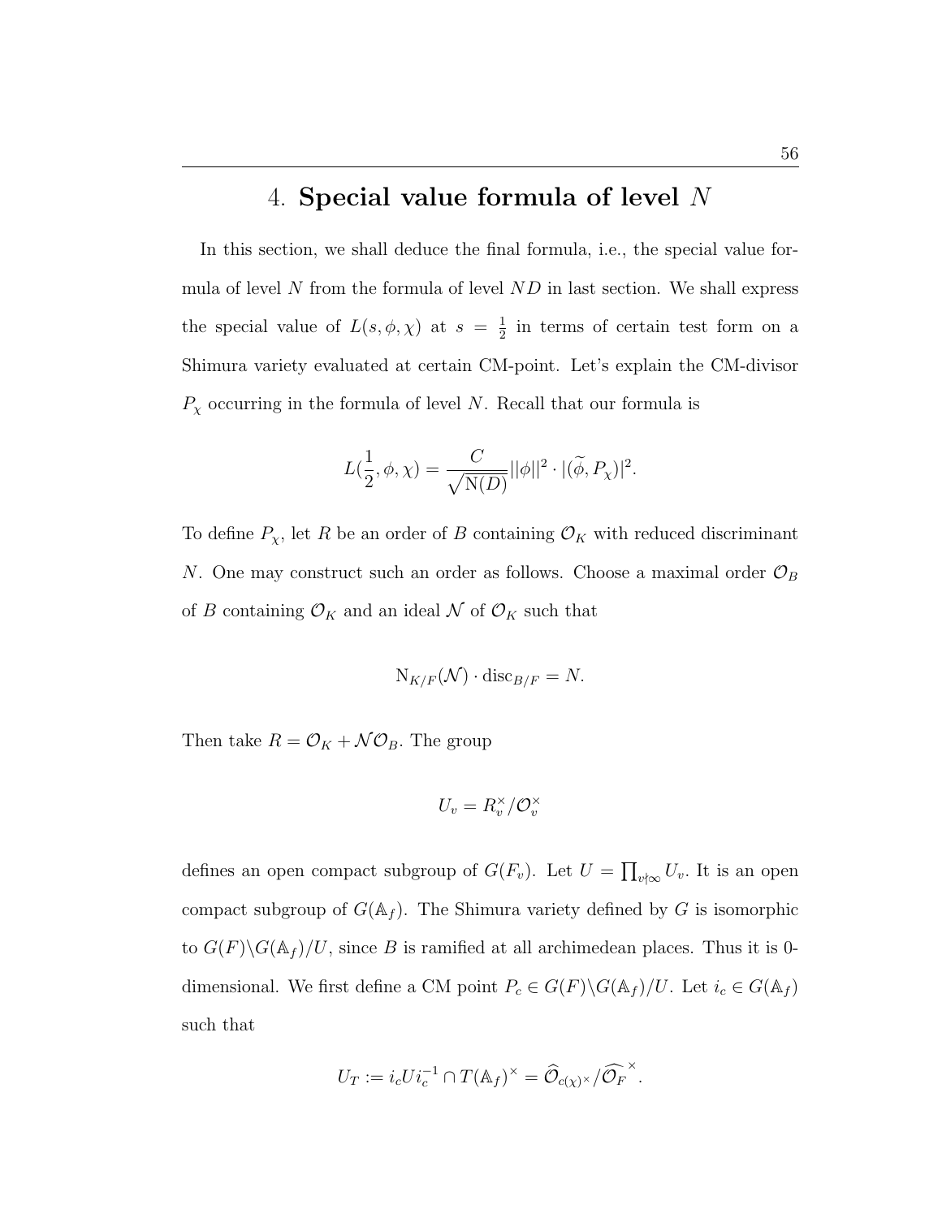# 4. **Special value formula of level $N$**

In this section, we shall deduce the final formula, i.e., the special value formula of level $N$ from the formula of level $ND$ in last section. We shall express the special value of $L(s, \phi, \chi)$ at $s = \frac{1}{2}$ in terms of certain test form on a Shimura variety evaluated at certain CM-point. Let's explain the CM-divisor $P_\chi$ occurring in the formula of level $N$. Recall that our formula is

$$L(\frac{1}{2}, \phi, \chi) = \frac{C}{\sqrt{\mathrm{N}(D)}} ||\phi||^2 \cdot |(\widetilde{\phi}, P_\chi)|^2.$$

To define $P_\chi$, let $R$ be an order of $B$ containing $\mathcal{O}_K$ with reduced discriminant $N$. One may construct such an order as follows. Choose a maximal order $\mathcal{O}_B$ of $B$ containing $\mathcal{O}_K$ and an ideal $\mathcal{N}$ of $\mathcal{O}_K$ such that

$$\mathrm{N}_{K/F}(\mathcal{N}) \cdot \mathrm{disc}_{B/F} = N.$$

Then take $R = \mathcal{O}_K + \mathcal{N}\mathcal{O}_B$. The group

$$U_v = R_v^\times / \mathcal{O}_v^\times$$

defines an open compact subgroup of $G(F_v)$. Let $U = \prod_{v \nmid \infty} U_v$. It is an open compact subgroup of $G(\mathbb{A}_f)$. The Shimura variety defined by $G$ is isomorphic to $G(F) \backslash G(\mathbb{A}_f)/U$, since $B$ is ramified at all archimedean places. Thus it is 0-dimensional. We first define a CM point $P_c \in G(F) \backslash G(\mathbb{A}_f)/U$. Let $i_c \in G(\mathbb{A}_f)$ such that

$$U_T := i_c U i_c^{-1} \cap T(\mathbb{A}_f)^\times = \widehat{\mathcal{O}}_{c(\chi)^\times} / \widehat{\mathcal{O}_F}^\times.$$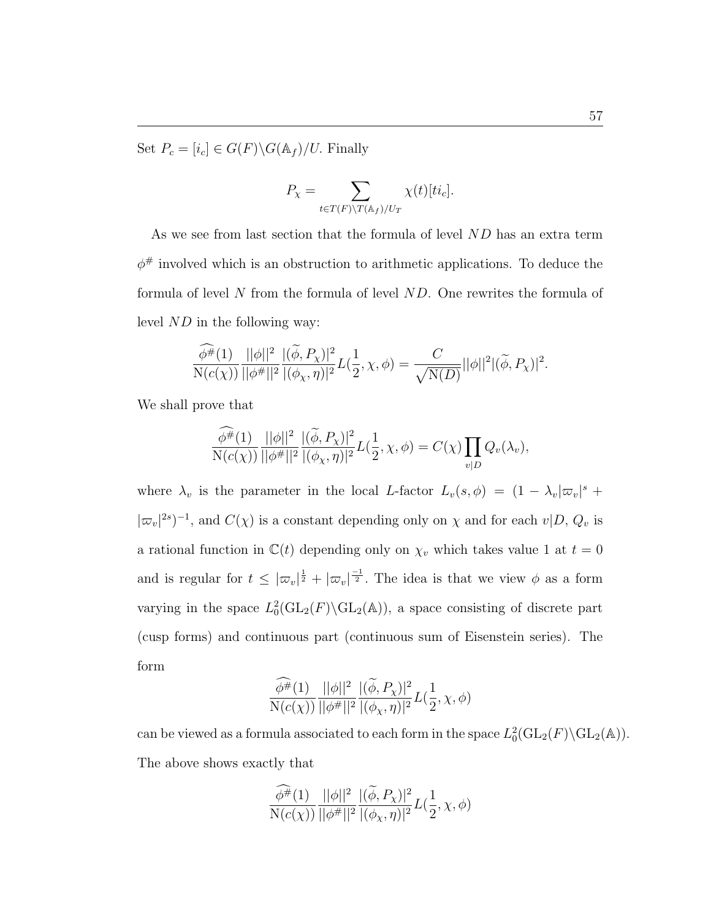Set $P_c = [i_c] \in G(F)\backslash G(\mathbb{A}_f)/U$. Finally

$$P_\chi = \sum_{t \in T(F)\backslash T(\mathbb{A}_f)/U_T} \chi(t)[ti_c].$$

As we see from last section that the formula of level $ND$ has an extra term $\phi^{\#}$ involved which is an obstruction to arithmetic applications. To deduce the formula of level $N$ from the formula of level $ND$. One rewrites the formula of level $ND$ in the following way:

$$\frac{\widehat{\phi^{\#}}(1)}{\mathrm{N}(c(\chi))} \frac{||\phi||^2}{||\phi^{\#}||^2} \frac{|(\widetilde{\phi}, P_\chi)|^2}{|(\phi_\chi, \eta)|^2} L(\frac{1}{2}, \chi, \phi) = \frac{C}{\sqrt{\mathrm{N}(D)}} ||\phi||^2 |(\widetilde{\phi}, P_\chi)|^2.$$

We shall prove that

$$\frac{\widehat{\phi^{\#}}(1)}{\mathrm{N}(c(\chi))} \frac{||\phi||^2}{||\phi^{\#}||^2} \frac{|(\widetilde{\phi}, P_\chi)|^2}{|(\phi_\chi, \eta)|^2} L(\frac{1}{2}, \chi, \phi) = C(\chi) \prod_{v|D} Q_v(\lambda_v),$$

where $\lambda_v$ is the parameter in the local $L$-factor $L_v(s, \phi) = (1 - \lambda_v |\varpi_v|^s + |\varpi_v|^{2s})^{-1}$, and $C(\chi)$ is a constant depending only on $\chi$ and for each $v|D$, $Q_v$ is a rational function in $\mathbb{C}(t)$ depending only on $\chi_v$ which takes value 1 at $t = 0$ and is regular for $t \leq |\varpi_v|^{\frac{1}{2}} + |\varpi_v|^{\frac{-1}{2}}$. The idea is that we view $\phi$ as a form varying in the space $L_0^2(\mathrm{GL}_2(F)\backslash \mathrm{GL}_2(\mathbb{A}))$, a space consisting of discrete part (cusp forms) and continuous part (continuous sum of Eisenstein series). The form

$$\frac{\widehat{\phi^{\#}}(1)}{\mathrm{N}(c(\chi))} \frac{||\phi||^2}{||\phi^{\#}||^2} \frac{|(\widetilde{\phi}, P_\chi)|^2}{|(\phi_\chi, \eta)|^2} L(\frac{1}{2}, \chi, \phi)$$

can be viewed as a formula associated to each form in the space $L_0^2(\mathrm{GL}_2(F)\backslash \mathrm{GL}_2(\mathbb{A}))$. The above shows exactly that

$$\frac{\widehat{\phi^{\#}}(1)}{\mathrm{N}(c(\chi))} \frac{||\phi||^2}{||\phi^{\#}||^2} \frac{|(\widetilde{\phi}, P_\chi)|^2}{|(\phi_\chi, \eta)|^2} L(\frac{1}{2}, \chi, \phi)$$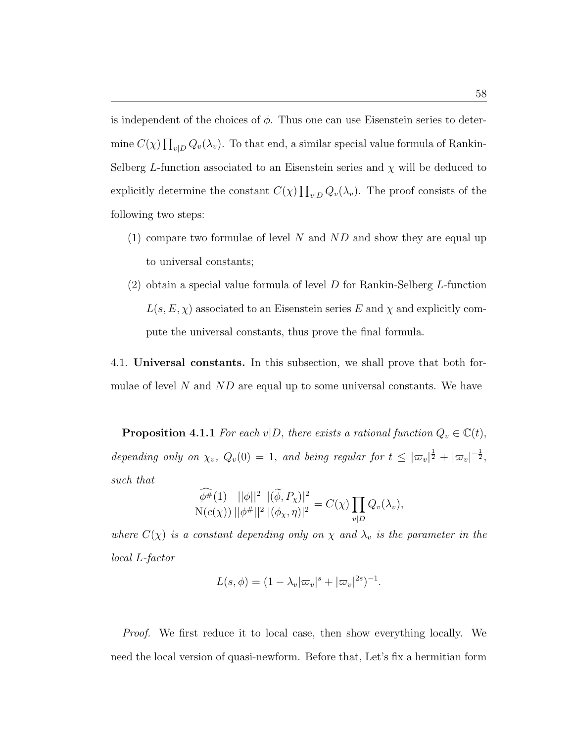is independent of the choices of $\phi$. Thus one can use Eisenstein series to determine $C(\chi)\prod_{v|D} Q_v(\lambda_v)$. To that end, a similar special value formula of Rankin-Selberg $L$-function associated to an Eisenstein series and $\chi$ will be deduced to explicitly determine the constant $C(\chi)\prod_{v|D} Q_v(\lambda_v)$. The proof consists of the following two steps:

(1) compare two formulae of level $N$ and $ND$ and show they are equal up to universal constants;

(2) obtain a special value formula of level $D$ for Rankin-Selberg $L$-function $L(s, E, \chi)$ associated to an Eisenstein series $E$ and $\chi$ and explicitly compute the universal constants, thus prove the final formula.

4.1. **Universal constants.** In this subsection, we shall prove that both formulae of level $N$ and $ND$ are equal up to some universal constants. We have

**Proposition 4.1.1** *For each $v|D$, there exists a rational function $Q_v \in \mathbb{C}(t)$, depending only on $\chi_v$, $Q_v(0) = 1$, and being regular for $t \leq |\varpi_v|^{\frac{1}{2}} + |\varpi_v|^{-\frac{1}{2}}$, such that*

$$\frac{\widehat{\phi^{\#}}(1)}{\mathrm{N}(c(\chi))} \frac{||\phi||^2}{||\phi^{\#}||^2} \frac{|(\widetilde{\phi}, P_\chi)|^2}{|(\phi_\chi, \eta)|^2} = C(\chi) \prod_{v|D} Q_v(\lambda_v),$$

*where $C(\chi)$ is a constant depending only on $\chi$ and $\lambda_v$ is the parameter in the local $L$-factor*

$$L(s, \phi) = (1 - \lambda_v |\varpi_v|^s + |\varpi_v|^{2s})^{-1}.$$

*Proof.* We first reduce it to local case, then show everything locally. We need the local version of quasi-newform. Before that, Let's fix a hermitian form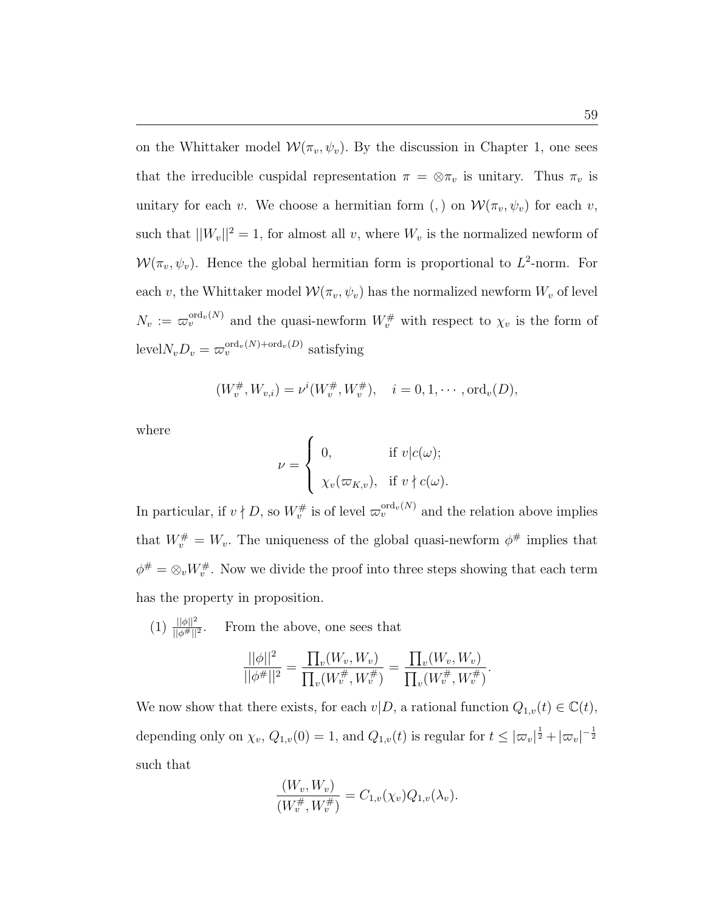on the Whittaker model $\mathcal{W}(\pi_v, \psi_v)$. By the discussion in Chapter 1, one sees that the irreducible cuspidal representation $\pi = \otimes \pi_v$ is unitary. Thus $\pi_v$ is unitary for each $v$. We choose a hermitian form $(,)$ on $\mathcal{W}(\pi_v, \psi_v)$ for each $v$, such that $||W_v||^2 = 1$, for almost all $v$, where $W_v$ is the normalized newform of $\mathcal{W}(\pi_v, \psi_v)$. Hence the global hermitian form is proportional to $L^2$-norm. For each $v$, the Whittaker model $\mathcal{W}(\pi_v, \psi_v)$ has the normalized newform $W_v$ of level $N_v := \varpi_v^{\mathrm{ord}_v(N)}$ and the quasi-newform $W_v^\#$ with respect to $\chi_v$ is the form of level$N_v D_v = \varpi_v^{\mathrm{ord}_v(N)+\mathrm{ord}_v(D)}$ satisfying

$$(W_v^\#, W_{v,i}) = \nu^i (W_v^\#, W_v^\#), \quad i = 0, 1, \cdots, \mathrm{ord}_v(D),$$

where

$$\nu = \begin{cases} 0, & \text{if } v | c(\omega); \\ \chi_v(\varpi_{K,v}), & \text{if } v \nmid c(\omega). \end{cases}$$

In particular, if $v \nmid D$, so $W_v^\#$ is of level $\varpi_v^{\mathrm{ord}_v(N)}$ and the relation above implies that $W_v^\# = W_v$. The uniqueness of the global quasi-newform $\phi^\#$ implies that $\phi^\# = \otimes_v W_v^\#$. Now we divide the proof into three steps showing that each term has the property in proposition.

(1) $\frac{||\phi||^2}{||\phi^\#||^2}$. From the above, one sees that

$$\frac{||\phi||^2}{||\phi^\#||^2} = \frac{\prod_v (W_v, W_v)}{\prod_v (W_v^\#, W_v^\#)} = \frac{\prod_v (W_v, W_v)}{\prod_v (W_v^\#, W_v^\#)}.$$

We now show that there exists, for each $v | D$, a rational function $Q_{1,v}(t) \in \mathbb{C}(t)$, depending only on $\chi_v$, $Q_{1,v}(0) = 1$, and $Q_{1,v}(t)$ is regular for $t \leq |\varpi_v|^{\frac{1}{2}} + |\varpi_v|^{-\frac{1}{2}}$ such that

$$\frac{(W_v, W_v)}{(W_v^\#, W_v^\#)} = C_{1,v}(\chi_v) Q_{1,v}(\lambda_v).$$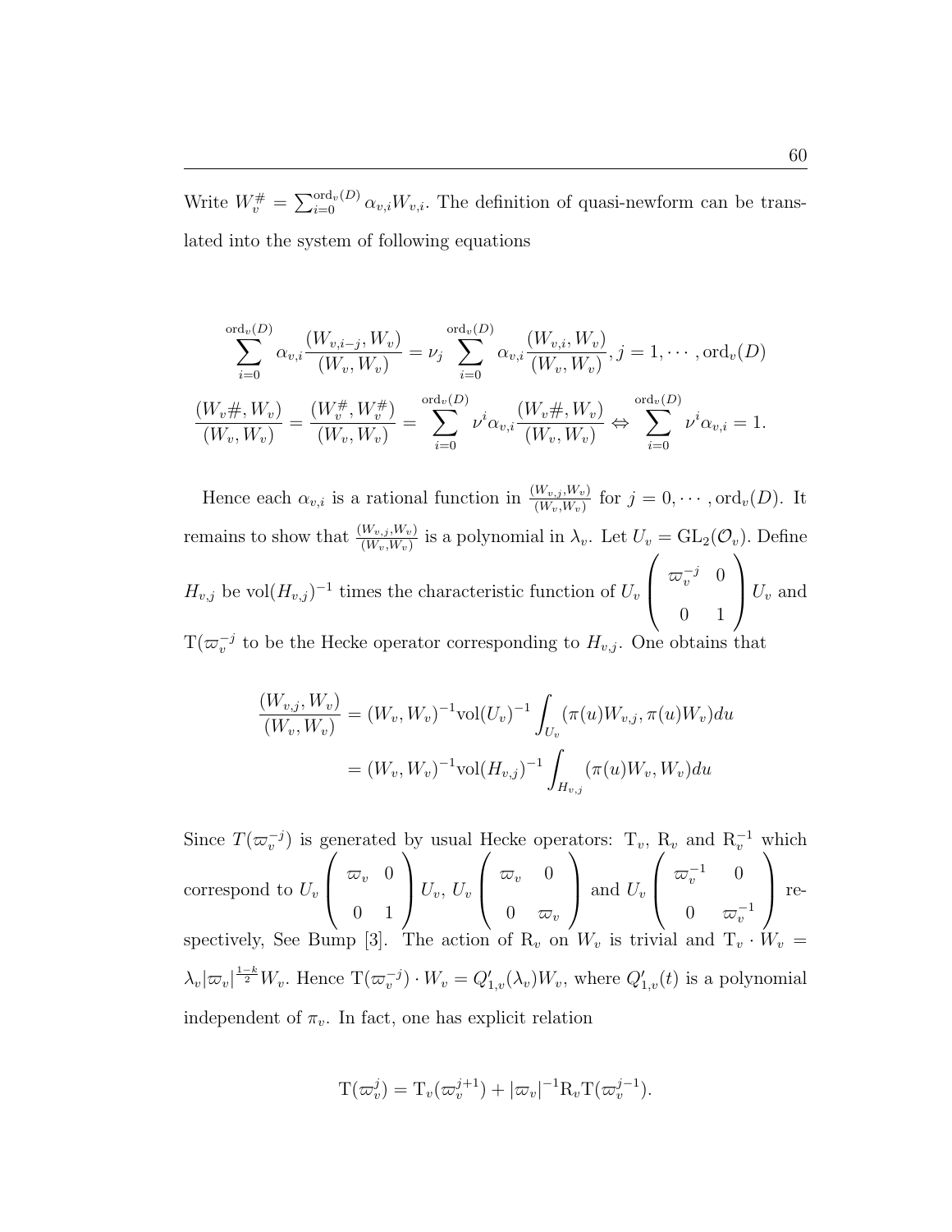Write $W_v^{\#} = \sum_{i=0}^{\mathrm{ord}_v(D)} \alpha_{v,i} W_{v,i}$. The definition of quasi-newform can be translated into the system of following equations

$$\sum_{i=0}^{\mathrm{ord}_v(D)} \alpha_{v,i} \frac{(W_{v,i-j}, W_v)}{(W_v, W_v)} = \nu_j \sum_{i=0}^{\mathrm{ord}_v(D)} \alpha_{v,i} \frac{(W_{v,i}, W_v)}{(W_v, W_v)}, j = 1, \cdots, \mathrm{ord}_v(D)$$

$$\frac{(W_v\#, W_v)}{(W_v, W_v)} = \frac{(W_v^{\#}, W_v^{\#})}{(W_v, W_v)} = \sum_{i=0}^{\mathrm{ord}_v(D)} \nu^i \alpha_{v,i} \frac{(W_v\#, W_v)}{(W_v, W_v)} \Leftrightarrow \sum_{i=0}^{\mathrm{ord}_v(D)} \nu^i \alpha_{v,i} = 1.$$

Hence each $\alpha_{v,i}$ is a rational function in $\frac{(W_{v,j}, W_v)}{(W_v, W_v)}$ for $j = 0, \cdots, \mathrm{ord}_v(D)$. It remains to show that $\frac{(W_{v,j}, W_v)}{(W_v, W_v)}$ is a polynomial in $\lambda_v$. Let $U_v = \mathrm{GL}_2(\mathcal{O}_v)$. Define $H_{v,j}$ be $\mathrm{vol}(H_{v,j})^{-1}$ times the characteristic function of $U_v \begin{pmatrix} \varpi_v^{-j} & 0 \\ 0 & 1 \end{pmatrix} U_v$ and $\mathrm{T}(\varpi_v^{-j}$ to be the Hecke operator corresponding to $H_{v,j}$. One obtains that

$$\begin{aligned} \frac{(W_{v,j}, W_v)}{(W_v, W_v)} &= (W_v, W_v)^{-1} \mathrm{vol}(U_v)^{-1} \int_{U_v} (\pi(u) W_{v,j}, \pi(u) W_v) du \\ &= (W_v, W_v)^{-1} \mathrm{vol}(H_{v,j})^{-1} \int_{H_{v,j}} (\pi(u) W_v, W_v) du \end{aligned}$$

Since $T(\varpi_v^{-j})$ is generated by usual Hecke operators: $\mathrm{T}_v$, $\mathrm{R}_v$ and $\mathrm{R}_v^{-1}$ which correspond to $U_v \begin{pmatrix} \varpi_v & 0 \\ 0 & 1 \end{pmatrix} U_v$, $U_v \begin{pmatrix} \varpi_v & 0 \\ 0 & \varpi_v \end{pmatrix}$ and $U_v \begin{pmatrix} \varpi_v^{-1} & 0 \\ 0 & \varpi_v^{-1} \end{pmatrix}$ respectively, See Bump [3]. The action of $\mathrm{R}_v$ on $W_v$ is trivial and $\mathrm{T}_v \cdot W_v = \lambda_v |\varpi_v|^{\frac{1-k}{2}} W_v$. Hence $\mathrm{T}(\varpi_v^{-j}) \cdot W_v = Q'_{1,v}(\lambda_v) W_v$, where $Q'_{1,v}(t)$ is a polynomial independent of $\pi_v$. In fact, one has explicit relation

$$\mathrm{T}(\varpi_v^j) = \mathrm{T}_v(\varpi_v^{j+1}) + |\varpi_v|^{-1} \mathrm{R}_v \mathrm{T}(\varpi_v^{j-1}).$$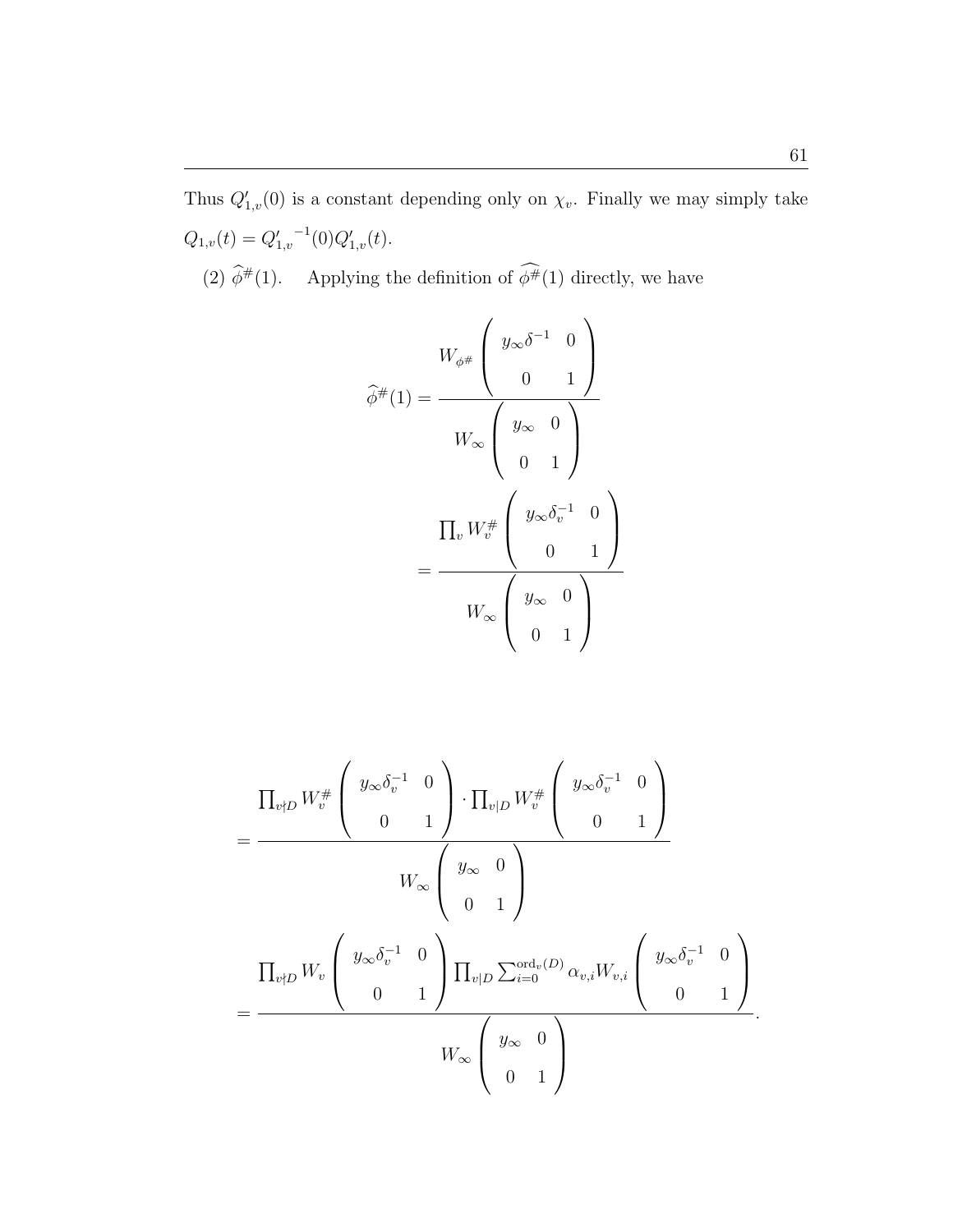Thus $Q'_{1,v}(0)$ is a constant depending only on $\chi_v$. Finally we may simply take $Q_{1,v}(t) = {Q'_{1,v}}^{-1}(0)Q'_{1,v}(t)$.

(2) $\widehat{\phi}^{\#}(1)$. Applying the definition of $\widehat{\phi^{\#}}(1)$ directly, we have

$$
\begin{aligned}
\widehat{\phi}^{\#}(1) &= \frac{W_{\phi^{\#}}\begin{pmatrix} y_\infty \delta^{-1} & 0 \\ 0 & 1 \end{pmatrix}}{W_\infty \begin{pmatrix} y_\infty & 0 \\ 0 & 1 \end{pmatrix}} \\
&= \frac{\prod_v W_v^{\#}\begin{pmatrix} y_\infty \delta_v^{-1} & 0 \\ 0 & 1 \end{pmatrix}}{W_\infty \begin{pmatrix} y_\infty & 0 \\ 0 & 1 \end{pmatrix}}
\end{aligned}
$$

$$
\begin{aligned}
&= \frac{\prod_{v \nmid D} W_v^{\#}\begin{pmatrix} y_\infty \delta_v^{-1} & 0 \\ 0 & 1 \end{pmatrix} \cdot \prod_{v \mid D} W_v^{\#}\begin{pmatrix} y_\infty \delta_v^{-1} & 0 \\ 0 & 1 \end{pmatrix}}{W_\infty \begin{pmatrix} y_\infty & 0 \\ 0 & 1 \end{pmatrix}} \\
&= \frac{\prod_{v \nmid D} W_v\begin{pmatrix} y_\infty \delta_v^{-1} & 0 \\ 0 & 1 \end{pmatrix} \prod_{v \mid D} \sum_{i=0}^{\mathrm{ord}_v(D)} \alpha_{v,i} W_{v,i}\begin{pmatrix} y_\infty \delta_v^{-1} & 0 \\ 0 & 1 \end{pmatrix}}{W_\infty \begin{pmatrix} y_\infty & 0 \\ 0 & 1 \end{pmatrix}}.
\end{aligned}
$$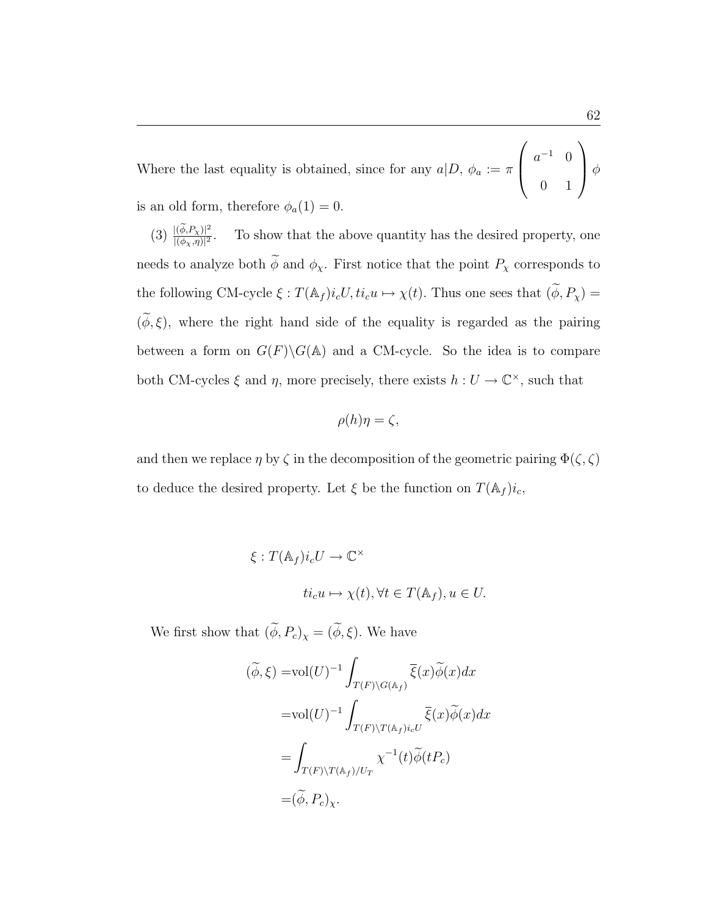Where the last equality is obtained, since for any $a|D$, $\phi_a := \pi \begin{pmatrix} a^{-1} & 0 \\ 0 & 1 \end{pmatrix} \phi$ is an old form, therefore $\phi_a(1) = 0$.

(3) $\frac{|(\widetilde{\phi}, P_\chi)|^2}{|(\phi_\chi, \eta)|^2}$. To show that the above quantity has the desired property, one needs to analyze both $\widetilde{\phi}$ and $\phi_\chi$. First notice that the point $P_\chi$ corresponds to the following CM-cycle $\xi : T(\mathbb{A}_f)i_cU, ti_cu \mapsto \chi(t)$. Thus one sees that $(\widetilde{\phi}, P_\chi) = (\widetilde{\phi}, \xi)$, where the right hand side of the equality is regarded as the pairing between a form on $G(F)\backslash G(\mathbb{A})$ and a CM-cycle. So the idea is to compare both CM-cycles $\xi$ and $\eta$, more precisely, there exists $h : U \to \mathbb{C}^\times$, such that

$$\rho(h)\eta = \zeta,$$

and then we replace $\eta$ by $\zeta$ in the decomposition of the geometric pairing $\Phi(\zeta, \zeta)$ to deduce the desired property. Let $\xi$ be the function on $T(\mathbb{A}_f)i_c$,

$$\xi : T(\mathbb{A}_f)i_cU \to \mathbb{C}^\times$$

$$ti_cu \mapsto \chi(t), \forall t \in T(\mathbb{A}_f), u \in U.$$

We first show that $(\widetilde{\phi}, P_c)_\chi = (\widetilde{\phi}, \xi)$. We have

$$\begin{aligned}
(\widetilde{\phi}, \xi) =& \mathrm{vol}(U)^{-1} \int_{T(F)\backslash G(\mathbb{A}_f)} \overline{\xi}(x)\widetilde{\phi}(x)dx \\
=& \mathrm{vol}(U)^{-1} \int_{T(F)\backslash T(\mathbb{A}_f)i_cU} \overline{\xi}(x)\widetilde{\phi}(x)dx \\
=& \int_{T(F)\backslash T(\mathbb{A}_f)/U_T} \chi^{-1}(t)\widetilde{\phi}(tP_c) \\
=& (\widetilde{\phi}, P_c)_\chi.
\end{aligned}$$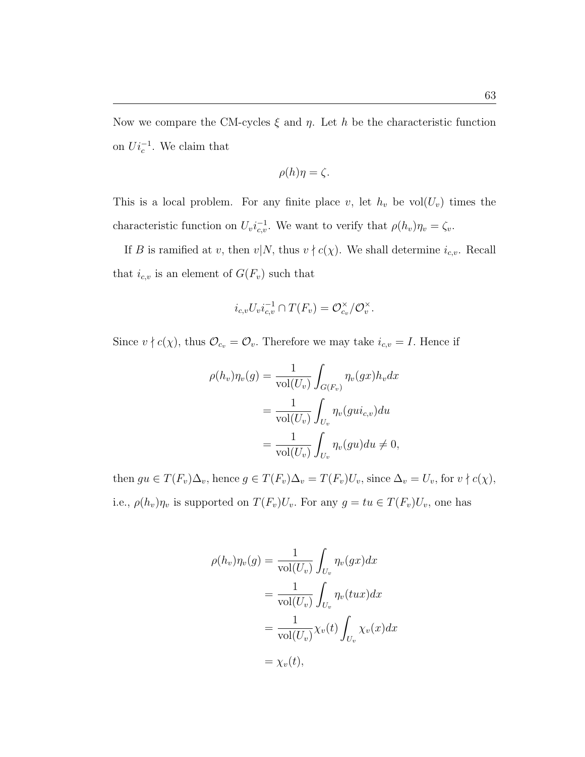Now we compare the CM-cycles $\xi$ and $\eta$. Let $h$ be the characteristic function on $Ui_c^{-1}$. We claim that

$$\rho(h)\eta = \zeta.$$

This is a local problem. For any finite place $v$, let $h_v$ be $\mathrm{vol}(U_v)$ times the characteristic function on $U_v i_{c,v}^{-1}$. We want to verify that $\rho(h_v)\eta_v = \zeta_v$.

If $B$ is ramified at $v$, then $v|N$, thus $v \nmid c(\chi)$. We shall determine $i_{c,v}$. Recall that $i_{c,v}$ is an element of $G(F_v)$ such that

$$i_{c,v} U_v i_{c,v}^{-1} \cap T(F_v) = \mathcal{O}_{c_v}^\times / \mathcal{O}_v^\times.$$

Since $v \nmid c(\chi)$, thus $\mathcal{O}_{c_v} = \mathcal{O}_v$. Therefore we may take $i_{c,v} = I$. Hence if

$$\begin{aligned}
\rho(h_v)\eta_v(g) &= \frac{1}{\mathrm{vol}(U_v)} \int_{G(F_v)} \eta_v(gx) h_v dx \\
&= \frac{1}{\mathrm{vol}(U_v)} \int_{U_v} \eta_v(gui_{c,v}) du \\
&= \frac{1}{\mathrm{vol}(U_v)} \int_{U_v} \eta_v(gu) du \neq 0,
\end{aligned}$$

then $gu \in T(F_v)\Delta_v$, hence $g \in T(F_v)\Delta_v = T(F_v)U_v$, since $\Delta_v = U_v$, for $v \nmid c(\chi)$, i.e., $\rho(h_v)\eta_v$ is supported on $T(F_v)U_v$. For any $g = tu \in T(F_v)U_v$, one has

$$\begin{aligned}
\rho(h_v)\eta_v(g) &= \frac{1}{\mathrm{vol}(U_v)} \int_{U_v} \eta_v(gx) dx \\
&= \frac{1}{\mathrm{vol}(U_v)} \int_{U_v} \eta_v(tux) dx \\
&= \frac{1}{\mathrm{vol}(U_v)} \chi_v(t) \int_{U_v} \chi_v(x) dx \\
&= \chi_v(t),
\end{aligned}$$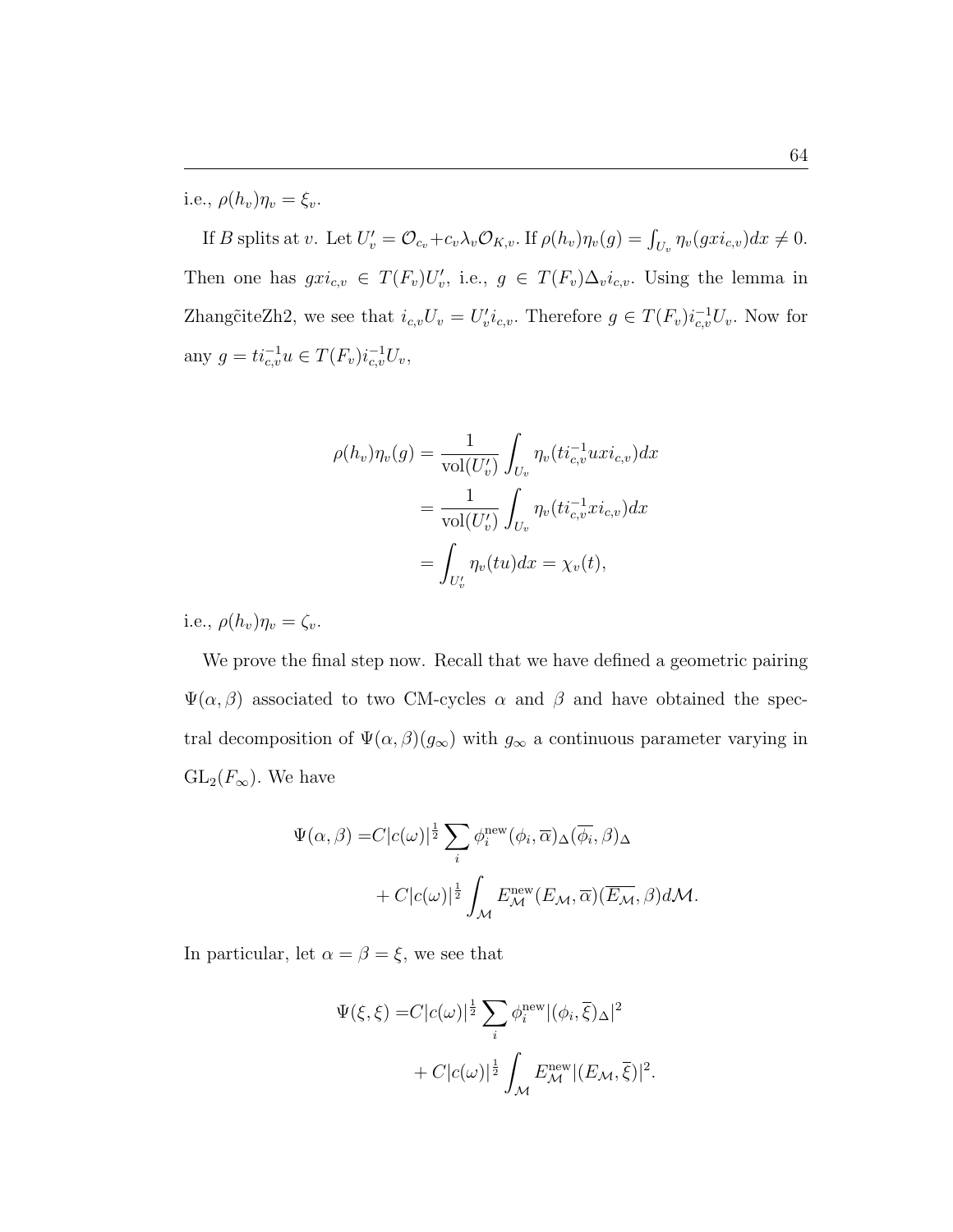i.e., $\rho(h_v)\eta_v = \xi_v$.

If $B$ splits at $v$. Let $U_v' = \mathcal{O}_{c_v} + c_v\lambda_v\mathcal{O}_{K,v}$. If $\rho(h_v)\eta_v(g) = \int_{U_v} \eta_v(gxi_{c,v})dx \neq 0$. Then one has $gxi_{c,v} \in T(F_v)U_v'$, i.e., $g \in T(F_v)\Delta_v i_{c,v}$. Using the lemma in Zhang̃citeZh2, we see that $i_{c,v}U_v = U_v' i_{c,v}$. Therefore $g \in T(F_v)i_{c,v}^{-1}U_v$. Now for any $g = ti_{c,v}^{-1}u \in T(F_v)i_{c,v}^{-1}U_v$,

$$
\begin{aligned}
\rho(h_v)\eta_v(g) &= \frac{1}{\mathrm{vol}(U_v')} \int_{U_v} \eta_v(ti_{c,v}^{-1}uxi_{c,v})dx \\
&= \frac{1}{\mathrm{vol}(U_v')} \int_{U_v} \eta_v(ti_{c,v}^{-1}xi_{c,v})dx \\
&= \int_{U_v'} \eta_v(tu)dx = \chi_v(t),
\end{aligned}
$$

i.e., $\rho(h_v)\eta_v = \zeta_v$.

We prove the final step now. Recall that we have defined a geometric pairing $\Psi(\alpha, \beta)$ associated to two CM-cycles $\alpha$ and $\beta$ and have obtained the spectral decomposition of $\Psi(\alpha, \beta)(g_\infty)$ with $g_\infty$ a continuous parameter varying in $\mathrm{GL}_2(F_\infty)$. We have

$$
\begin{aligned}
\Psi(\alpha, \beta) =& C|c(\omega)|^{\frac{1}{2}} \sum_i \phi_i^{\mathrm{new}}(\phi_i, \overline{\alpha})_\Delta(\overline{\phi_i}, \beta)_\Delta \\
&+ C|c(\omega)|^{\frac{1}{2}} \int_{\mathcal{M}} E_{\mathcal{M}}^{\mathrm{new}}(E_{\mathcal{M}}, \overline{\alpha})(\overline{E_{\mathcal{M}}}, \beta)d\mathcal{M}.
\end{aligned}
$$

In particular, let $\alpha = \beta = \xi$, we see that

$$
\begin{aligned}
\Psi(\xi, \xi) =& C|c(\omega)|^{\frac{1}{2}} \sum_i \phi_i^{\mathrm{new}}|(\phi_i, \overline{\xi})_\Delta|^2 \\
&+ C|c(\omega)|^{\frac{1}{2}} \int_{\mathcal{M}} E_{\mathcal{M}}^{\mathrm{new}}|(E_{\mathcal{M}}, \overline{\xi})|^2.
\end{aligned}
$$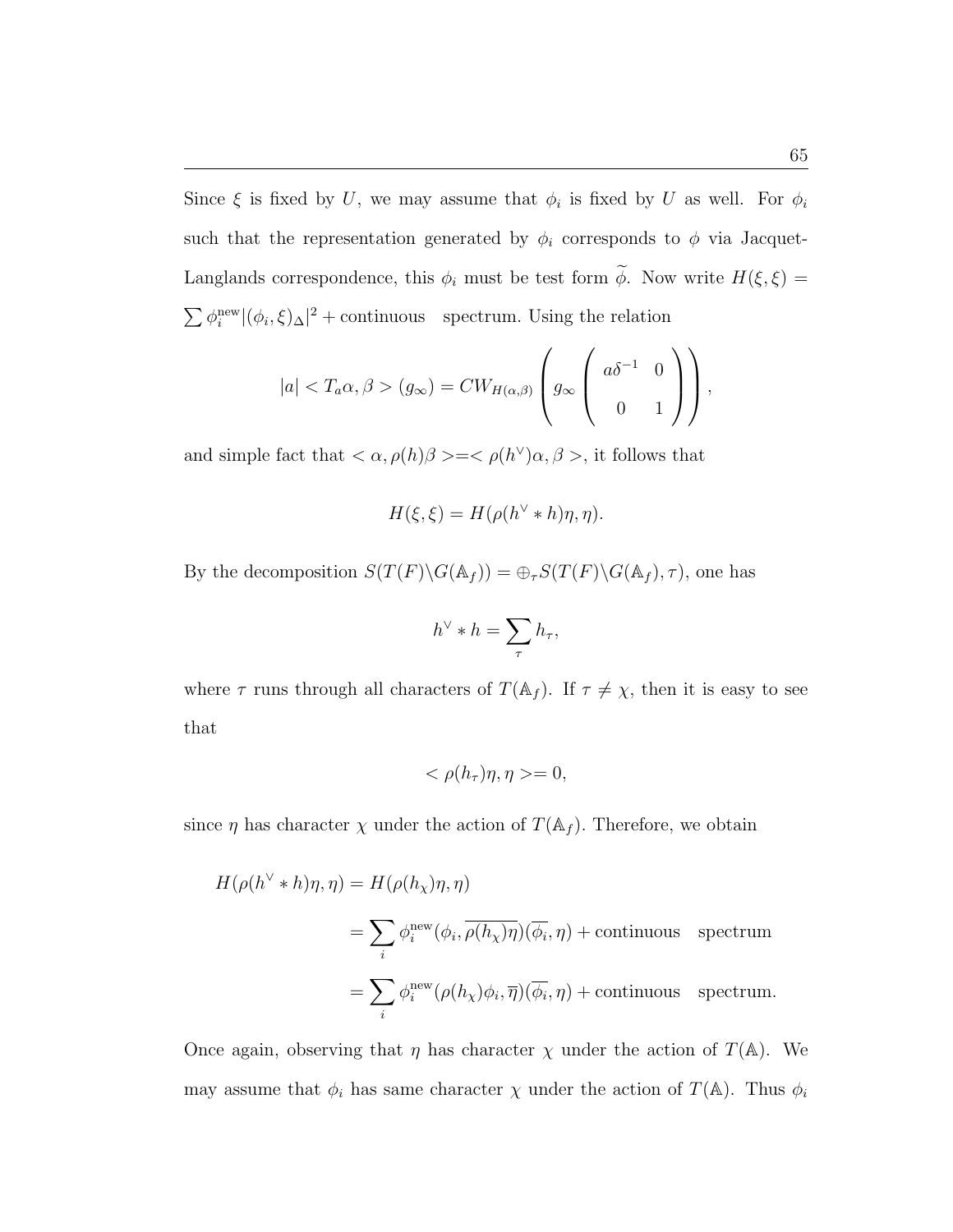Since $\xi$ is fixed by $U$, we may assume that $\phi_i$ is fixed by $U$ as well. For $\phi_i$ such that the representation generated by $\phi_i$ corresponds to $\phi$ via Jacquet-Langlands correspondence, this $\phi_i$ must be test form $\widetilde{\phi}$. Now write $H(\xi, \xi) = \sum \phi_i^{\text{new}} |(\phi_i, \xi)_\Delta|^2 + \text{continuous} \quad \text{spectrum}$. Using the relation

$$|a| < T_a \alpha, \beta > (g_\infty) = C W_{H(\alpha,\beta)} \left( g_\infty \left( \begin{array}{cc} a\delta^{-1} & 0 \\ 0 & 1 \end{array} \right) \right),$$

and simple fact that $< \alpha, \rho(h)\beta > = < \rho(h^\vee)\alpha, \beta >$, it follows that

$$H(\xi, \xi) = H(\rho(h^\vee * h)\eta, \eta).$$

By the decomposition $S(T(F)\backslash G(\mathbb{A}_f)) = \oplus_\tau S(T(F)\backslash G(\mathbb{A}_f), \tau)$, one has

$$h^\vee * h = \sum_\tau h_\tau,$$

where $\tau$ runs through all characters of $T(\mathbb{A}_f)$. If $\tau \neq \chi$, then it is easy to see that

$$< \rho(h_\tau)\eta, \eta > = 0,$$

since $\eta$ has character $\chi$ under the action of $T(\mathbb{A}_f)$. Therefore, we obtain

$$\begin{aligned} H(\rho(h^\vee * h)\eta, \eta) &= H(\rho(h_\chi)\eta, \eta) \\ &= \sum_i \phi_i^{\text{new}} (\phi_i, \overline{\rho(h_\chi)\eta})(\overline{\phi_i}, \eta) + \text{continuous} \quad \text{spectrum} \\ &= \sum_i \phi_i^{\text{new}} (\rho(h_\chi)\phi_i, \overline{\eta})(\overline{\phi_i}, \eta) + \text{continuous} \quad \text{spectrum}. \end{aligned}$$

Once again, observing that $\eta$ has character $\chi$ under the action of $T(\mathbb{A})$. We may assume that $\phi_i$ has same character $\chi$ under the action of $T(\mathbb{A})$. Thus $\phi_i$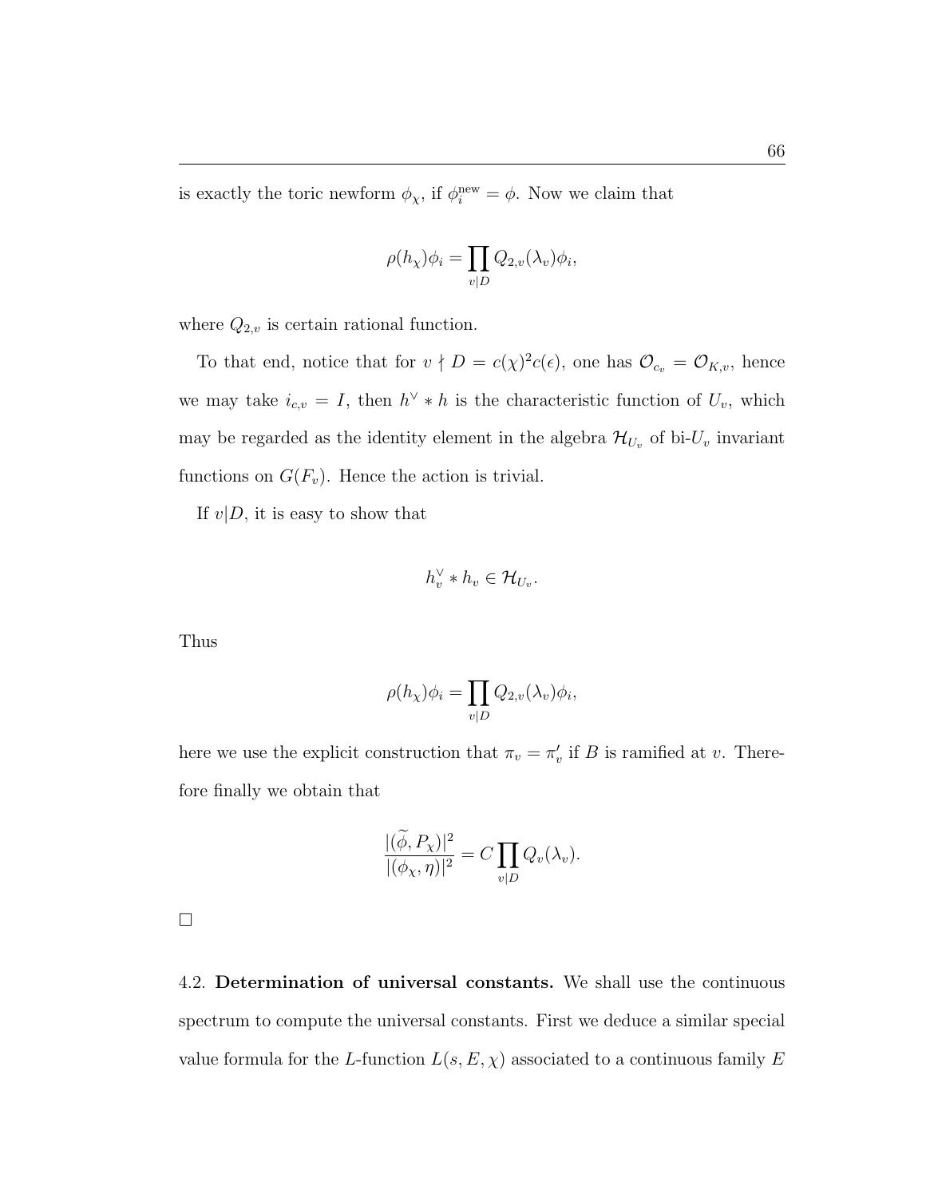is exactly the toric newform $\phi_\chi$, if $\phi_i^{\text{new}} = \phi$. Now we claim that

$$\rho(h_\chi)\phi_i = \prod_{v|D} Q_{2,v}(\lambda_v)\phi_i,$$

where $Q_{2,v}$ is certain rational function.

To that end, notice that for $v \nmid D = c(\chi)^2 c(\epsilon)$, one has $\mathcal{O}_{c_v} = \mathcal{O}_{K,v}$, hence we may take $i_{c,v} = I$, then $h^\vee * h$ is the characteristic function of $U_v$, which may be regarded as the identity element in the algebra $\mathcal{H}_{U_v}$ of bi-$U_v$ invariant functions on $G(F_v)$. Hence the action is trivial.

If $v|D$, it is easy to show that

$$h_v^\vee * h_v \in \mathcal{H}_{U_v}.$$

Thus

$$\rho(h_\chi)\phi_i = \prod_{v|D} Q_{2,v}(\lambda_v)\phi_i,$$

here we use the explicit construction that $\pi_v = \pi_v'$ if $B$ is ramified at $v$. Therefore finally we obtain that

$$\frac{|(\widetilde{\phi}, P_\chi)|^2}{|(\phi_\chi, \eta)|^2} = C \prod_{v|D} Q_v(\lambda_v).$$

□

4.2. **Determination of universal constants.** We shall use the continuous spectrum to compute the universal constants. First we deduce a similar special value formula for the $L$-function $L(s, E, \chi)$ associated to a continuous family $E$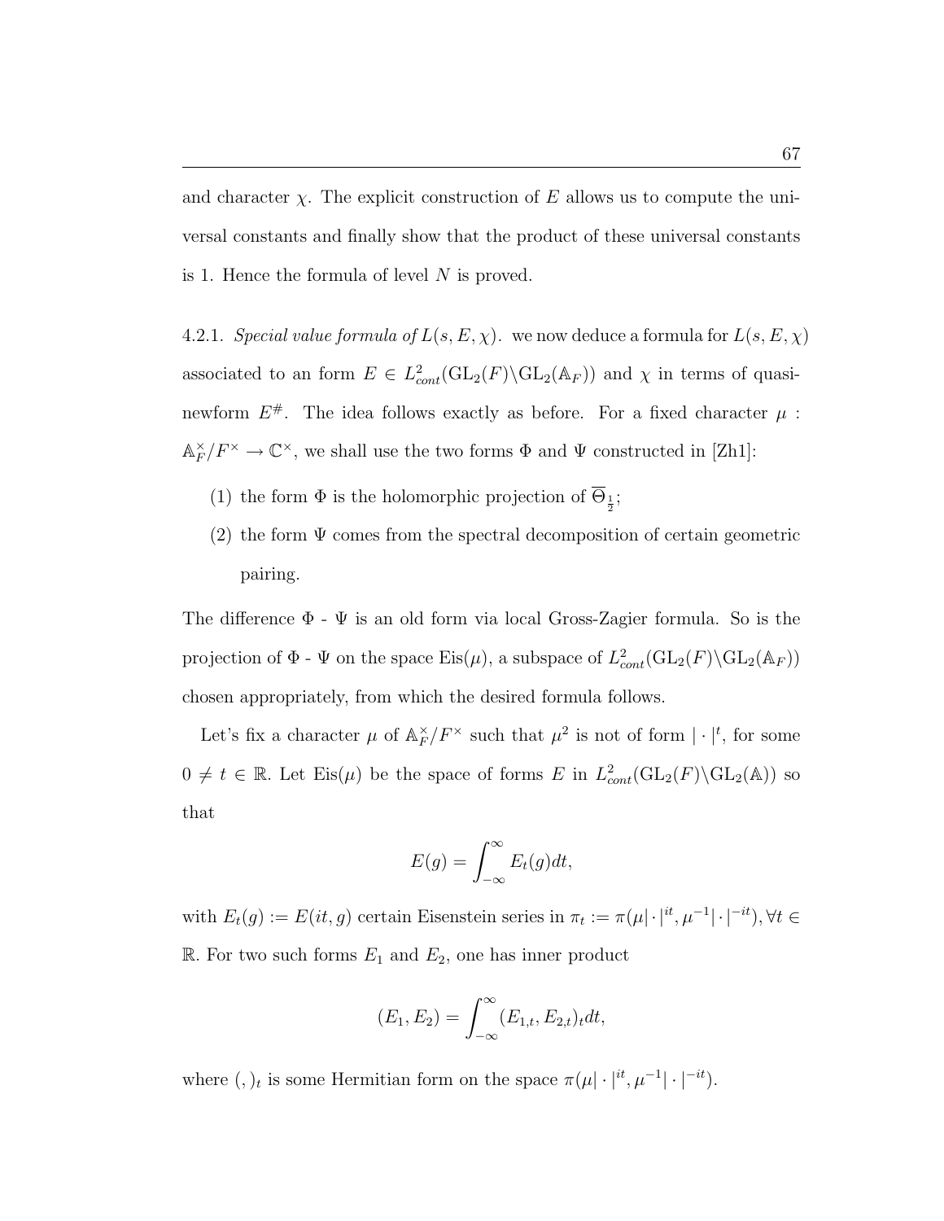and character $\chi$. The explicit construction of $E$ allows us to compute the universal constants and finally show that the product of these universal constants is 1. Hence the formula of level $N$ is proved.

4.2.1. *Special value formula of $L(s, E, \chi)$.* we now deduce a formula for $L(s, E, \chi)$ associated to an form $E \in L^2_{cont}(\mathrm{GL}_2(F)\backslash\mathrm{GL}_2(\mathbb{A}_F))$ and $\chi$ in terms of quasi-newform $E^{\#}$. The idea follows exactly as before. For a fixed character $\mu : \mathbb{A}_F^\times/F^\times \to \mathbb{C}^\times$, we shall use the two forms $\Phi$ and $\Psi$ constructed in [Zh1]:

(1) the form $\Phi$ is the holomorphic projection of $\overline{\Theta}_{\frac{1}{2}}$;

(2) the form $\Psi$ comes from the spectral decomposition of certain geometric pairing.

The difference $\Phi$ - $\Psi$ is an old form via local Gross-Zagier formula. So is the projection of $\Phi$ - $\Psi$ on the space $\mathrm{Eis}(\mu)$, a subspace of $L^2_{cont}(\mathrm{GL}_2(F)\backslash\mathrm{GL}_2(\mathbb{A}_F))$ chosen appropriately, from which the desired formula follows.

Let's fix a character $\mu$ of $\mathbb{A}_F^\times/F^\times$ such that $\mu^2$ is not of form $|\cdot|^t$, for some $0 \neq t \in \mathbb{R}$. Let $\mathrm{Eis}(\mu)$ be the space of forms $E$ in $L^2_{cont}(\mathrm{GL}_2(F)\backslash\mathrm{GL}_2(\mathbb{A}))$ so that

$$E(g) = \int_{-\infty}^{\infty} E_t(g)dt,$$

with $E_t(g) := E(it, g)$ certain Eisenstein series in $\pi_t := \pi(\mu|\cdot|^{it}, \mu^{-1}|\cdot|^{-it}), \forall t \in \mathbb{R}$. For two such forms $E_1$ and $E_2$, one has inner product

$$(E_1, E_2) = \int_{-\infty}^{\infty} (E_{1,t}, E_{2,t})_t dt,$$

where $(,)_t$ is some Hermitian form on the space $\pi(\mu|\cdot|^{it}, \mu^{-1}|\cdot|^{-it})$.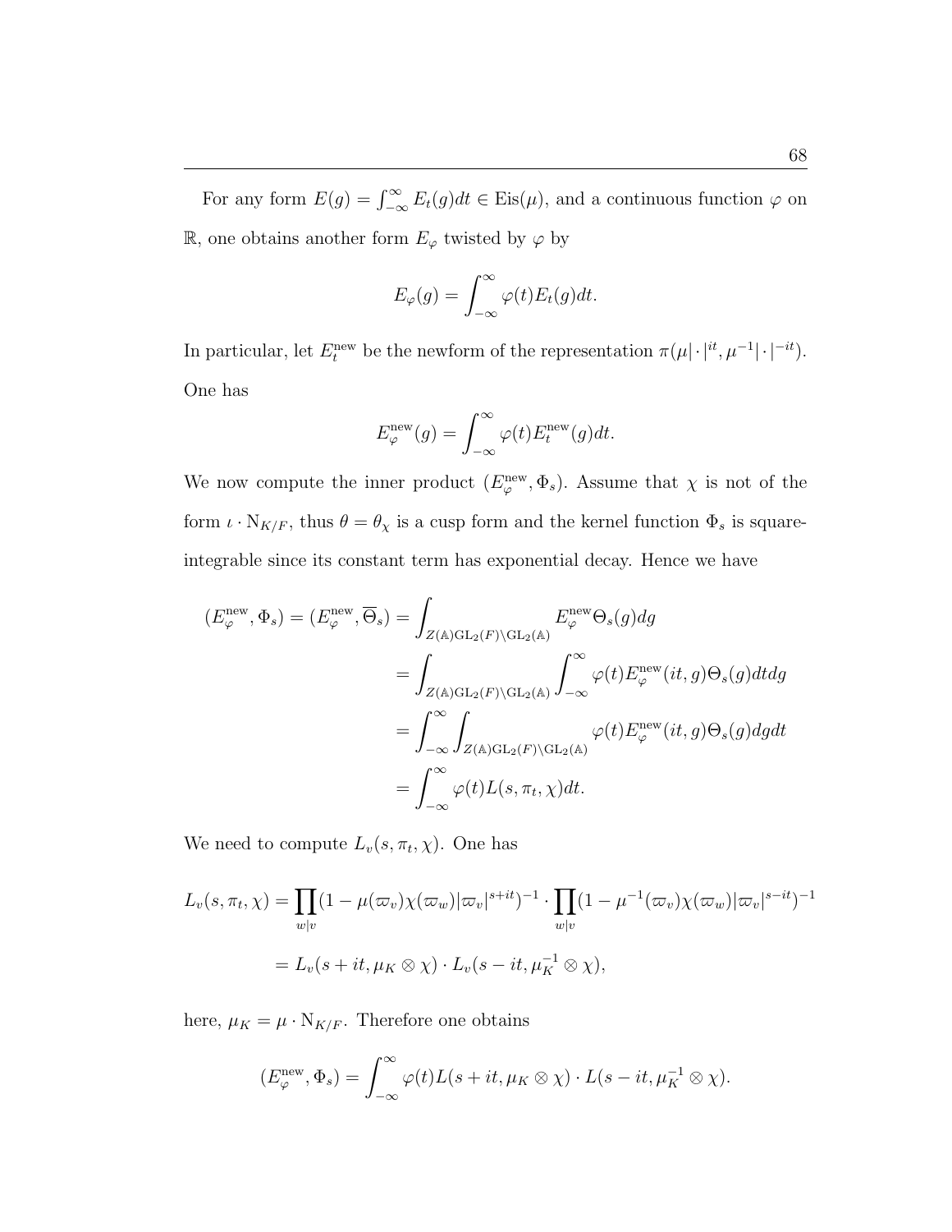For any form $E(g) = \int_{-\infty}^{\infty} E_t(g)dt \in \mathrm{Eis}(\mu)$, and a continuous function $\varphi$ on $\mathbb{R}$, one obtains another form $E_\varphi$ twisted by $\varphi$ by

$$E_\varphi(g) = \int_{-\infty}^{\infty} \varphi(t) E_t(g) dt.$$

In particular, let $E_t^{\mathrm{new}}$ be the newform of the representation $\pi(\mu|\cdot|^{it}, \mu^{-1}|\cdot|^{-it})$. One has

$$E_\varphi^{\mathrm{new}}(g) = \int_{-\infty}^{\infty} \varphi(t) E_t^{\mathrm{new}}(g) dt.$$

We now compute the inner product $(E_\varphi^{\mathrm{new}}, \Phi_s)$. Assume that $\chi$ is not of the form $\iota \cdot \mathrm{N}_{K/F}$, thus $\theta = \theta_\chi$ is a cusp form and the kernel function $\Phi_s$ is square-integrable since its constant term has exponential decay. Hence we have

$$\begin{aligned}
(E_\varphi^{\mathrm{new}}, \Phi_s) = (E_\varphi^{\mathrm{new}}, \overline{\Theta}_s) &= \int_{Z(\mathbb{A})\mathrm{GL}_2(F)\backslash \mathrm{GL}_2(\mathbb{A})} E_\varphi^{\mathrm{new}} \Theta_s(g) dg \\
&= \int_{Z(\mathbb{A})\mathrm{GL}_2(F)\backslash \mathrm{GL}_2(\mathbb{A})} \int_{-\infty}^{\infty} \varphi(t) E_\varphi^{\mathrm{new}}(it, g) \Theta_s(g) dt dg \\
&= \int_{-\infty}^{\infty} \int_{Z(\mathbb{A})\mathrm{GL}_2(F)\backslash \mathrm{GL}_2(\mathbb{A})} \varphi(t) E_\varphi^{\mathrm{new}}(it, g) \Theta_s(g) dg dt \\
&= \int_{-\infty}^{\infty} \varphi(t) L(s, \pi_t, \chi) dt.
\end{aligned}$$

We need to compute $L_v(s, \pi_t, \chi)$. One has

$$\begin{aligned}
L_v(s, \pi_t, \chi) &= \prod_{w|v} (1 - \mu(\varpi_v)\chi(\varpi_w)|\varpi_v|^{s+it})^{-1} \cdot \prod_{w|v} (1 - \mu^{-1}(\varpi_v)\chi(\varpi_w)|\varpi_v|^{s-it})^{-1} \\
&= L_v(s+it, \mu_K \otimes \chi) \cdot L_v(s-it, \mu_K^{-1} \otimes \chi),
\end{aligned}$$

here, $\mu_K = \mu \cdot \mathrm{N}_{K/F}$. Therefore one obtains

$$(E_\varphi^{\mathrm{new}}, \Phi_s) = \int_{-\infty}^{\infty} \varphi(t) L(s+it, \mu_K \otimes \chi) \cdot L(s-it, \mu_K^{-1} \otimes \chi).$$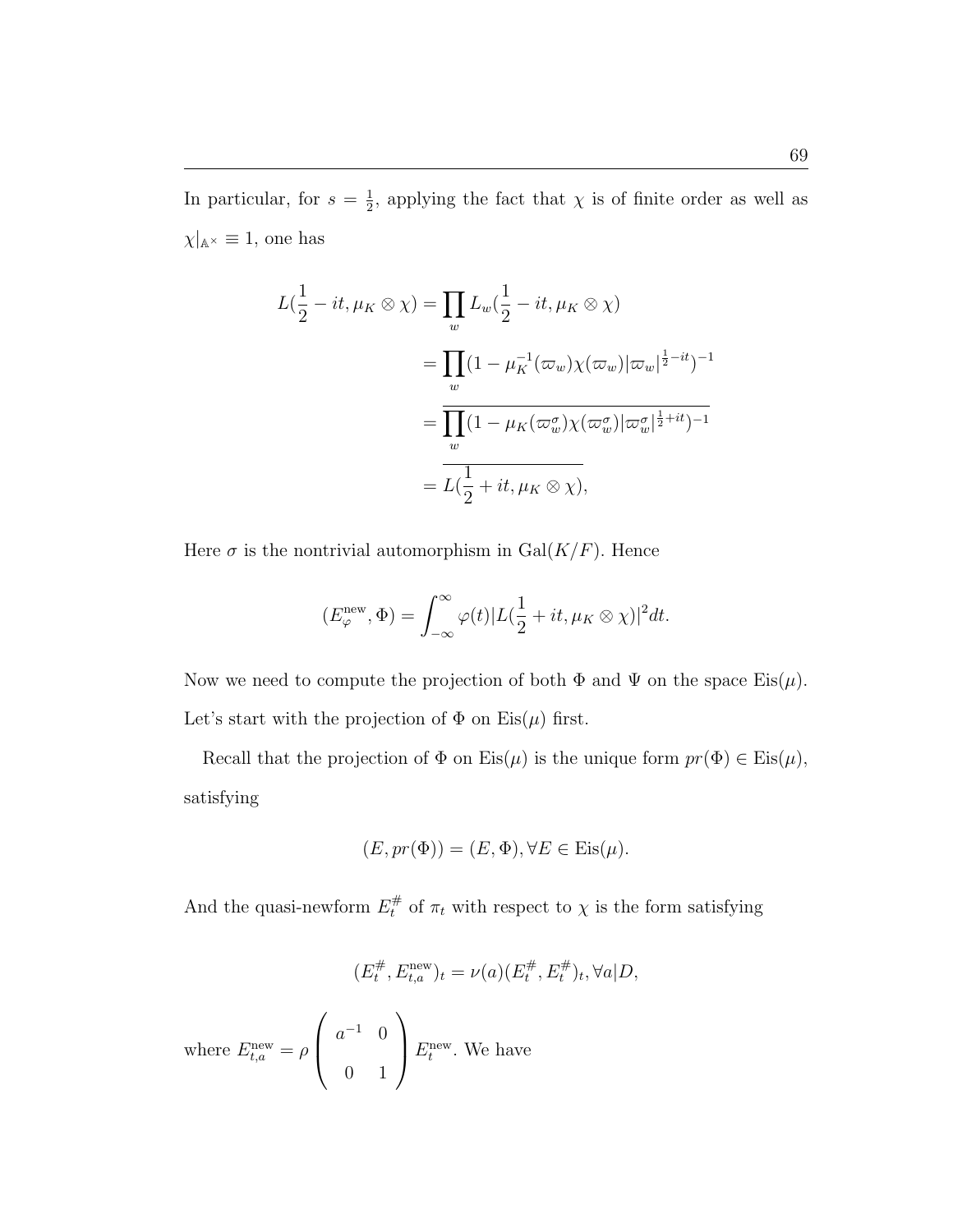In particular, for $s = \frac{1}{2}$, applying the fact that $\chi$ is of finite order as well as $\chi|_{\mathbb{A}^\times} \equiv 1$, one has

$$
\begin{aligned}
L(\frac{1}{2} - it, \mu_K \otimes \chi) &= \prod_w L_w(\frac{1}{2} - it, \mu_K \otimes \chi) \\
&= \prod_w (1 - \mu_K^{-1}(\varpi_w)\chi(\varpi_w)|\varpi_w|^{\frac{1}{2}-it})^{-1} \\
&= \overline{\prod_w (1 - \mu_K(\varpi_w^\sigma)\chi(\varpi_w^\sigma)|\varpi_w^\sigma|^{\frac{1}{2}+it})^{-1}} \\
&= \overline{L(\frac{1}{2} + it, \mu_K \otimes \chi)},
\end{aligned}
$$

Here $\sigma$ is the nontrivial automorphism in $\mathrm{Gal}(K/F)$. Hence

$$
(E_\varphi^{\mathrm{new}}, \Phi) = \int_{-\infty}^{\infty} \varphi(t)|L(\frac{1}{2} + it, \mu_K \otimes \chi)|^2 dt.
$$

Now we need to compute the projection of both $\Phi$ and $\Psi$ on the space $\mathrm{Eis}(\mu)$. Let's start with the projection of $\Phi$ on $\mathrm{Eis}(\mu)$ first.

Recall that the projection of $\Phi$ on $\mathrm{Eis}(\mu)$ is the unique form $pr(\Phi) \in \mathrm{Eis}(\mu)$, satisfying

$$
(E, pr(\Phi)) = (E, \Phi), \forall E \in \mathrm{Eis}(\mu).
$$

And the quasi-newform $E_t^\#$ of $\pi_t$ with respect to $\chi$ is the form satisfying

$$
(E_t^\#, E_{t,a}^{\mathrm{new}})_t = \nu(a)(E_t^\#, E_t^\#)_t, \forall a|D,
$$

where $E_{t,a}^{\mathrm{new}} = \rho \begin{pmatrix} a^{-1} & 0 \\ 0 & 1 \end{pmatrix} E_t^{\mathrm{new}}$. We have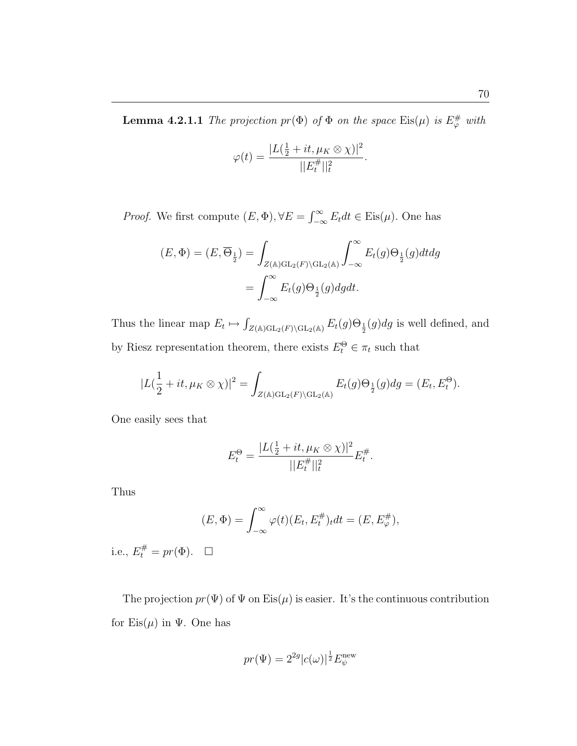**Lemma 4.2.1.1** *The projection $pr(\Phi)$ of $\Phi$ on the space* $\mathrm{Eis}(\mu)$ *is $E^{\#}_{\varphi}$ with*

$$\varphi(t) = \frac{|L(\frac{1}{2}+it, \mu_K \otimes \chi)|^2}{||E^{\#}_t||^2_t}.$$

*Proof.* We first compute $(E, \Phi), \forall E = \int_{-\infty}^{\infty} E_t dt \in \mathrm{Eis}(\mu)$. One has

$$\begin{aligned}
(E, \Phi) = (E, \overline{\Theta}_{\frac{1}{2}}) &= \int_{Z(\mathbb{A})\mathrm{GL}_2(F)\backslash \mathrm{GL}_2(\mathbb{A})} \int_{-\infty}^{\infty} E_t(g)\Theta_{\frac{1}{2}}(g) dt dg \\
&= \int_{-\infty}^{\infty} E_t(g)\Theta_{\frac{1}{2}}(g) dg dt.
\end{aligned}$$

Thus the linear map $E_t \mapsto \int_{Z(\mathbb{A})\mathrm{GL}_2(F)\backslash \mathrm{GL}_2(\mathbb{A})} E_t(g)\Theta_{\frac{1}{2}}(g)dg$ is well defined, and by Riesz representation theorem, there exists $E^{\Theta}_t \in \pi_t$ such that

$$|L(\frac{1}{2}+it, \mu_K \otimes \chi)|^2 = \int_{Z(\mathbb{A})\mathrm{GL}_2(F)\backslash \mathrm{GL}_2(\mathbb{A})} E_t(g)\Theta_{\frac{1}{2}}(g)dg = (E_t, E^{\Theta}_t).$$

One easily sees that

$$E^{\Theta}_t = \frac{|L(\frac{1}{2}+it, \mu_K \otimes \chi)|^2}{||E^{\#}_t||^2_t} E^{\#}_t.$$

Thus

$$(E, \Phi) = \int_{-\infty}^{\infty} \varphi(t)(E_t, E^{\#}_t)_t dt = (E, E^{\#}_{\varphi}),$$

i.e., $E^{\#}_t = pr(\Phi)$. $\square$

The projection $pr(\Psi)$ of $\Psi$ on $\mathrm{Eis}(\mu)$ is easier. It's the continuous contribution for $\mathrm{Eis}(\mu)$ in $\Psi$. One has

$$pr(\Psi) = 2^{2g}|c(\omega)|^{\frac{1}{2}} E^{\mathrm{new}}_{\psi}$$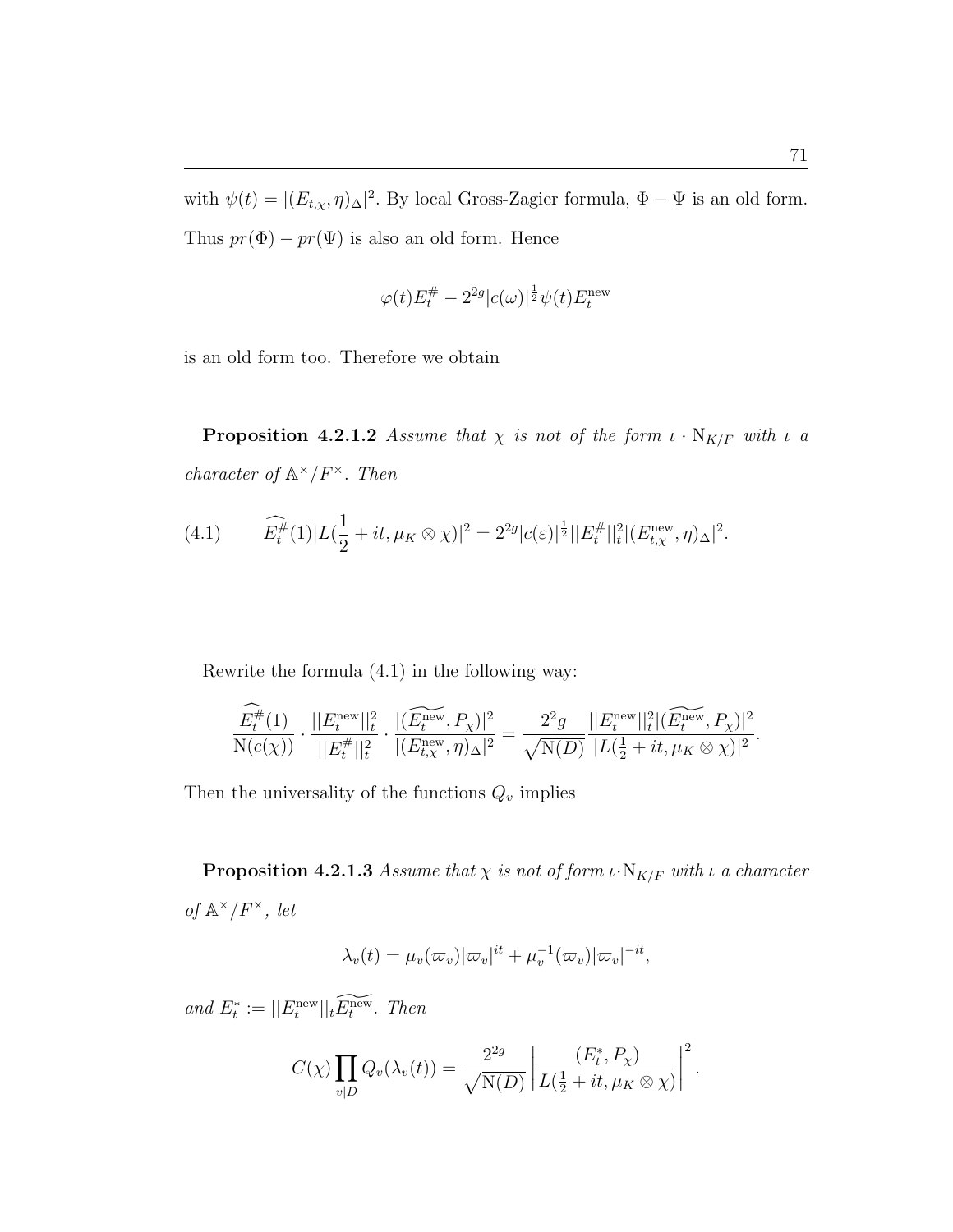with $\psi(t) = |(E_{t,\chi}, \eta)_\Delta|^2$. By local Gross-Zagier formula, $\Phi - \Psi$ is an old form. Thus $pr(\Phi) - pr(\Psi)$ is also an old form. Hence

$$\varphi(t)E_t^{\#} - 2^{2g}|c(\omega)|^{\frac{1}{2}}\psi(t)E_t^{\text{new}}$$

is an old form too. Therefore we obtain

**Proposition 4.2.1.2** *Assume that $\chi$ is not of the form $\iota \cdot \mathrm{N}_{K/F}$ with $\iota$ a character of $\mathbb{A}^\times/F^\times$. Then*

$$\widehat{E_t^{\#}}(1)|L(\frac{1}{2}+it, \mu_K \otimes \chi)|^2 = 2^{2g}|c(\varepsilon)|^{\frac{1}{2}}||E_t^{\#}||_t^2|(E_{t,\chi}^{\text{new}}, \eta)_\Delta|^2. \tag{4.1}$$

Rewrite the formula (4.1) in the following way:

$$\frac{\widehat{E_t^{\#}}(1)}{\mathrm{N}(c(\chi))} \cdot \frac{||E_t^{\text{new}}||_t^2}{||E_t^{\#}||_t^2} \cdot \frac{|(\widetilde{E_t^{\text{new}}}, P_\chi)|^2}{|(E_{t,\chi}^{\text{new}}, \eta)_\Delta|^2} = \frac{2^2 g}{\sqrt{\mathrm{N}(D)}} \frac{||E_t^{\text{new}}||_t^2|(\widetilde{E_t^{\text{new}}}, P_\chi)|^2}{|L(\frac{1}{2}+it, \mu_K \otimes \chi)|^2}.$$

Then the universality of the functions $Q_v$ implies

**Proposition 4.2.1.3** *Assume that $\chi$ is not of form $\iota \cdot \mathrm{N}_{K/F}$ with $\iota$ a character of $\mathbb{A}^\times/F^\times$, let*

$$\lambda_v(t) = \mu_v(\varpi_v)|\varpi_v|^{it} + \mu_v^{-1}(\varpi_v)|\varpi_v|^{-it},$$

*and $E_t^* := ||E_t^{\text{new}}||_t\widetilde{E_t^{\text{new}}}$. Then*

$$C(\chi)\prod_{v|D} Q_v(\lambda_v(t)) = \frac{2^{2g}}{\sqrt{\mathrm{N}(D)}}\left|\frac{(E_t^*, P_\chi)}{L(\frac{1}{2}+it, \mu_K \otimes \chi)}\right|^2.$$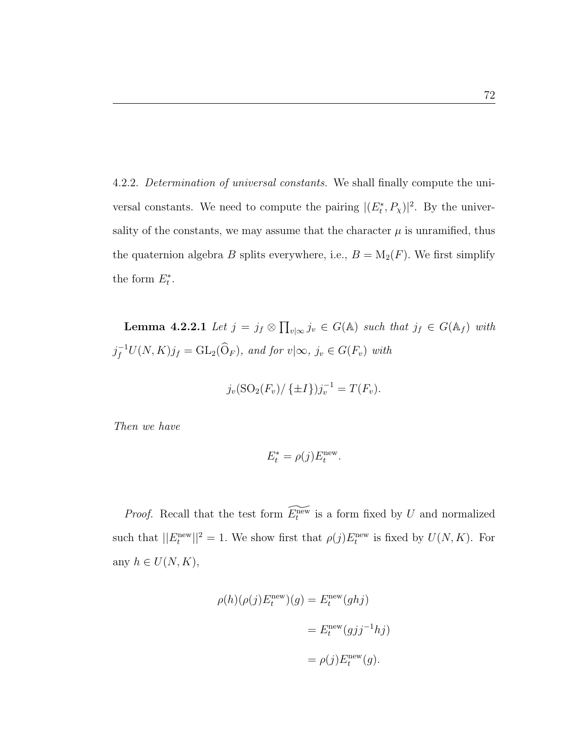4.2.2. *Determination of universal constants.* We shall finally compute the universal constants. We need to compute the pairing $|(E_t^*, P_\chi)|^2$. By the universality of the constants, we may assume that the character $\mu$ is unramified, thus the quaternion algebra $B$ splits everywhere, i.e., $B = \mathrm{M}_2(F)$. We first simplify the form $E_t^*$.

**Lemma 4.2.2.1** *Let $j = j_f \otimes \prod_{v|\infty} j_v \in G(\mathbb{A})$ such that $j_f \in G(\mathbb{A}_f)$ with $j_f^{-1} U(N,K) j_f = \mathrm{GL}_2(\widehat{\mathrm{O}}_F)$, and for $v|\infty$, $j_v \in G(F_v)$ with*

$$j_v(\mathrm{SO}_2(F_v)/\{\pm I\})j_v^{-1} = T(F_v).$$

*Then we have*

$$E_t^* = \rho(j) E_t^{\mathrm{new}}.$$

*Proof.* Recall that the test form $\widetilde{E_t^{\mathrm{new}}}$ is a form fixed by $U$ and normalized such that $||E_t^{\mathrm{new}}||^2 = 1$. We show first that $\rho(j)E_t^{\mathrm{new}}$ is fixed by $U(N,K)$. For any $h \in U(N,K)$,

$$\begin{aligned}
\rho(h)(\rho(j)E_t^{\mathrm{new}})(g) &= E_t^{\mathrm{new}}(ghj) \\
&= E_t^{\mathrm{new}}(gjj^{-1}hj) \\
&= \rho(j)E_t^{\mathrm{new}}(g).
\end{aligned}$$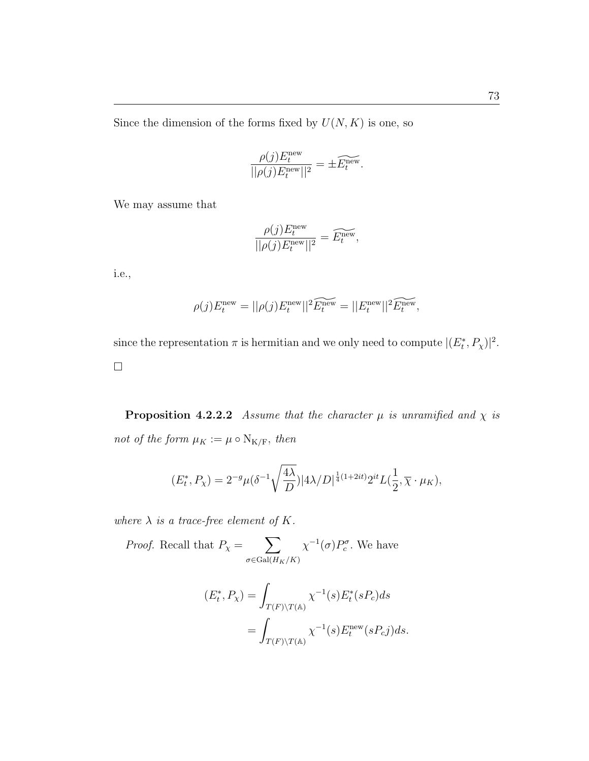Since the dimension of the forms fixed by $U(N, K)$ is one, so

$$\frac{\rho(j)E_t^{\mathrm{new}}}{||\rho(j)E_t^{\mathrm{new}}||^2} = \pm\widetilde{E_t^{\mathrm{new}}}.$$

We may assume that

$$\frac{\rho(j)E_t^{\mathrm{new}}}{||\rho(j)E_t^{\mathrm{new}}||^2} = \widetilde{E_t^{\mathrm{new}}},$$

i.e.,

$$\rho(j)E_t^{\mathrm{new}} = ||\rho(j)E_t^{\mathrm{new}}||^2\widetilde{E_t^{\mathrm{new}}} = ||E_t^{\mathrm{new}}||^2\widetilde{E_t^{\mathrm{new}}},$$

since the representation $\pi$ is hermitian and we only need to compute $|(E_t^*, P_\chi)|^2$.

□

**Proposition 4.2.2.2** *Assume that the character $\mu$ is unramified and $\chi$ is not of the form $\mu_K := \mu \circ \mathrm{N_{K/F}}$, then*

$$(E_t^*, P_\chi) = 2^{-g}\mu(\delta^{-1}\sqrt{\frac{4\lambda}{D}})|4\lambda/D|^{\frac{1}{4}(1+2it)}2^{it}L(\frac{1}{2}, \overline{\chi}\cdot\mu_K),$$

*where $\lambda$ is a trace-free element of $K$.*

*Proof.* Recall that $P_\chi = \displaystyle\sum_{\sigma\in\mathrm{Gal}(H_K/K)} \chi^{-1}(\sigma)P_c^\sigma$. We have

$$\begin{aligned}
(E_t^*, P_\chi) &= \int_{T(F)\backslash T(\mathbb{A})} \chi^{-1}(s)E_t^*(sP_c)ds \\
&= \int_{T(F)\backslash T(\mathbb{A})} \chi^{-1}(s)E_t^{\mathrm{new}}(sP_cj)ds.
\end{aligned}$$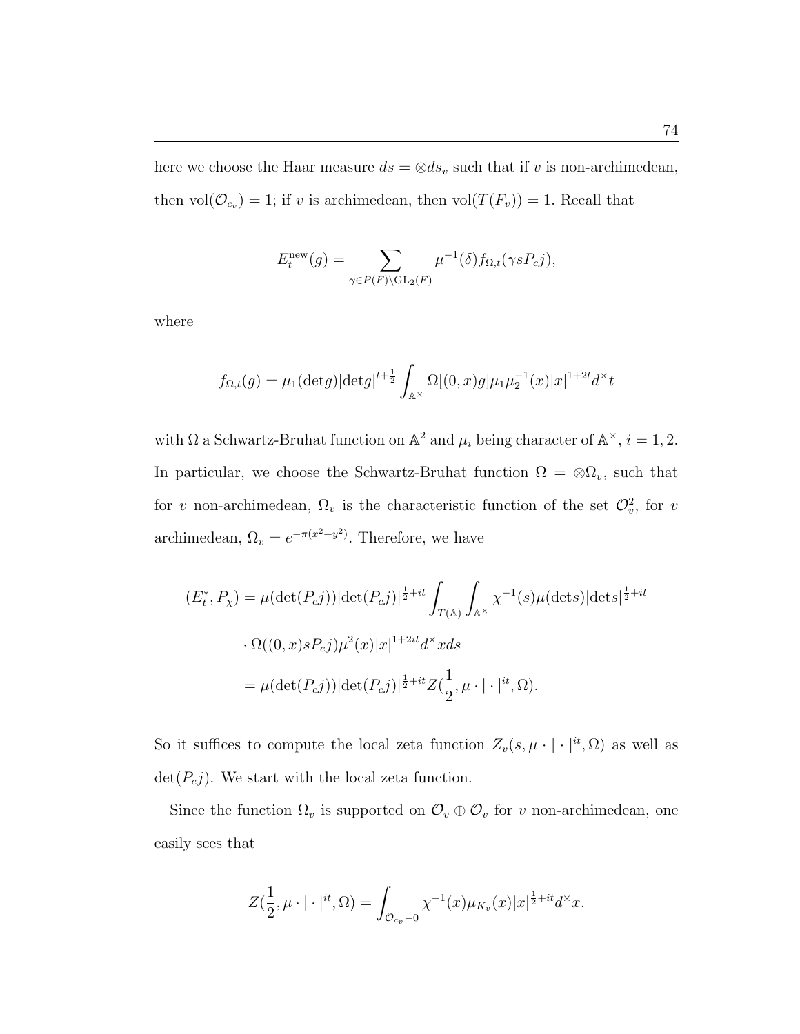here we choose the Haar measure $ds = \otimes ds_v$ such that if $v$ is non-archimedean, then $\mathrm{vol}(\mathcal{O}_{c_v}) = 1$; if $v$ is archimedean, then $\mathrm{vol}(T(F_v)) = 1$. Recall that

$$E_t^{\mathrm{new}}(g) = \sum_{\gamma \in P(F)\backslash \mathrm{GL}_2(F)} \mu^{-1}(\delta) f_{\Omega,t}(\gamma s P_c j),$$

where

$$f_{\Omega,t}(g) = \mu_1(\det g)|\det g|^{t+\frac{1}{2}} \int_{\mathbb{A}^\times} \Omega[(0,x)g]\mu_1\mu_2^{-1}(x)|x|^{1+2t} d^\times t$$

with $\Omega$ a Schwartz-Bruhat function on $\mathbb{A}^2$ and $\mu_i$ being character of $\mathbb{A}^\times$, $i = 1, 2$. In particular, we choose the Schwartz-Bruhat function $\Omega = \otimes \Omega_v$, such that for $v$ non-archimedean, $\Omega_v$ is the characteristic function of the set $\mathcal{O}_v^2$, for $v$ archimedean, $\Omega_v = e^{-\pi(x^2+y^2)}$. Therefore, we have

$$\begin{aligned}
(E_t^*, P_\chi) &= \mu(\det(P_c j))|\det(P_c j)|^{\frac{1}{2}+it} \int_{T(\mathbb{A})} \int_{\mathbb{A}^\times} \chi^{-1}(s)\mu(\det s)|\det s|^{\frac{1}{2}+it} \\
&\cdot \Omega((0,x)sP_c j)\mu^2(x)|x|^{1+2it} d^\times x ds \\
&= \mu(\det(P_c j))|\det(P_c j)|^{\frac{1}{2}+it} Z(\frac{1}{2}, \mu \cdot |\cdot|^{it}, \Omega).
\end{aligned}$$

So it suffices to compute the local zeta function $Z_v(s, \mu \cdot |\cdot|^{it}, \Omega)$ as well as $\det(P_c j)$. We start with the local zeta function.

Since the function $\Omega_v$ is supported on $\mathcal{O}_v \oplus \mathcal{O}_v$ for $v$ non-archimedean, one easily sees that

$$Z(\frac{1}{2}, \mu \cdot |\cdot|^{it}, \Omega) = \int_{\mathcal{O}_{c_v} - 0} \chi^{-1}(x)\mu_{K_v}(x)|x|^{\frac{1}{2}+it} d^\times x.$$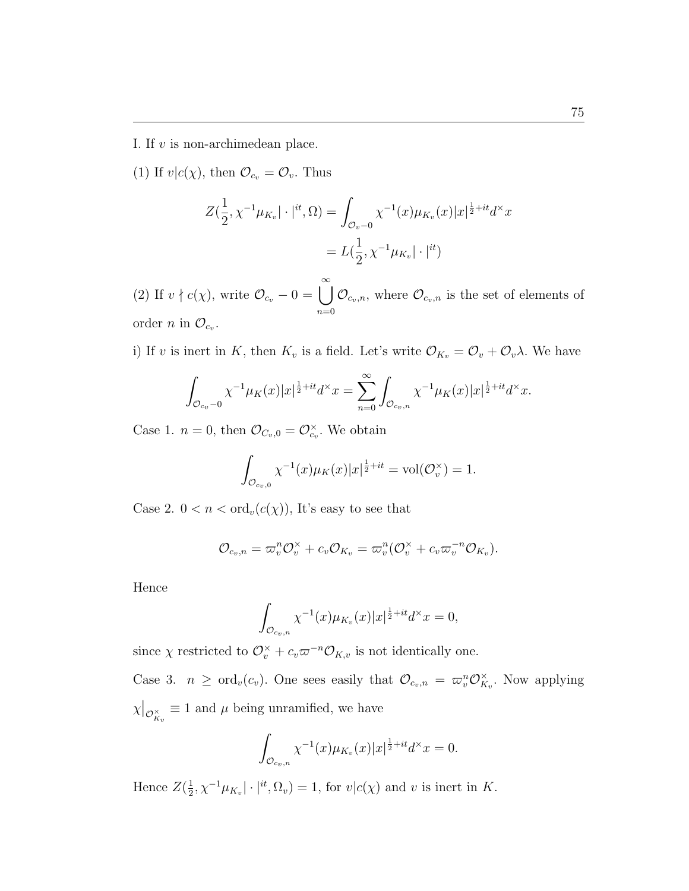I. If $v$ is non-archimedean place.

(1) If $v|c(\chi)$, then $\mathcal{O}_{c_v} = \mathcal{O}_v$. Thus

$$Z(\frac{1}{2}, \chi^{-1}\mu_{K_v}|\cdot|^{it}, \Omega) = \int_{\mathcal{O}_v - 0} \chi^{-1}(x)\mu_{K_v}(x)|x|^{\frac{1}{2}+it} d^\times x$$
$$= L(\frac{1}{2}, \chi^{-1}\mu_{K_v}|\cdot|^{it})$$

(2) If $v \nmid c(\chi)$, write $\mathcal{O}_{c_v} - 0 = \bigcup_{n=0}^{\infty} \mathcal{O}_{c_v,n}$, where $\mathcal{O}_{c_v,n}$ is the set of elements of order $n$ in $\mathcal{O}_{c_v}$.

i) If $v$ is inert in $K$, then $K_v$ is a field. Let's write $\mathcal{O}_{K_v} = \mathcal{O}_v + \mathcal{O}_v\lambda$. We have

$$\int_{\mathcal{O}_{c_v}-0} \chi^{-1}\mu_K(x)|x|^{\frac{1}{2}+it} d^\times x = \sum_{n=0}^{\infty} \int_{\mathcal{O}_{c_v,n}} \chi^{-1}\mu_K(x)|x|^{\frac{1}{2}+it} d^\times x.$$

Case 1. $n = 0$, then $\mathcal{O}_{C_v,0} = \mathcal{O}_{c_v}^\times$. We obtain

$$\int_{\mathcal{O}_{c_v,0}} \chi^{-1}(x)\mu_K(x)|x|^{\frac{1}{2}+it} = \mathrm{vol}(\mathcal{O}_v^\times) = 1.$$

Case 2. $0 < n < \mathrm{ord}_v(c(\chi))$, It's easy to see that

$$\mathcal{O}_{c_v,n} = \varpi_v^n \mathcal{O}_v^\times + c_v\mathcal{O}_{K_v} = \varpi_v^n(\mathcal{O}_v^\times + c_v\varpi_v^{-n}\mathcal{O}_{K_v}).$$

Hence

$$\int_{\mathcal{O}_{c_v,n}} \chi^{-1}(x)\mu_{K_v}(x)|x|^{\frac{1}{2}+it} d^\times x = 0,$$

since $\chi$ restricted to $\mathcal{O}_v^\times + c_v\varpi^{-n}\mathcal{O}_{K,v}$ is not identically one.

Case 3. $n \geq \mathrm{ord}_v(c_v)$. One sees easily that $\mathcal{O}_{c_v,n} = \varpi_v^n\mathcal{O}_{K_v}^\times$. Now applying $\chi\big|_{\mathcal{O}_{K_v}^\times} \equiv 1$ and $\mu$ being unramified, we have

$$\int_{\mathcal{O}_{c_v,n}} \chi^{-1}(x)\mu_{K_v}(x)|x|^{\frac{1}{2}+it} d^\times x = 0.$$

Hence $Z(\frac{1}{2}, \chi^{-1}\mu_{K_v}|\cdot|^{it}, \Omega_v) = 1$, for $v|c(\chi)$ and $v$ is inert in $K$.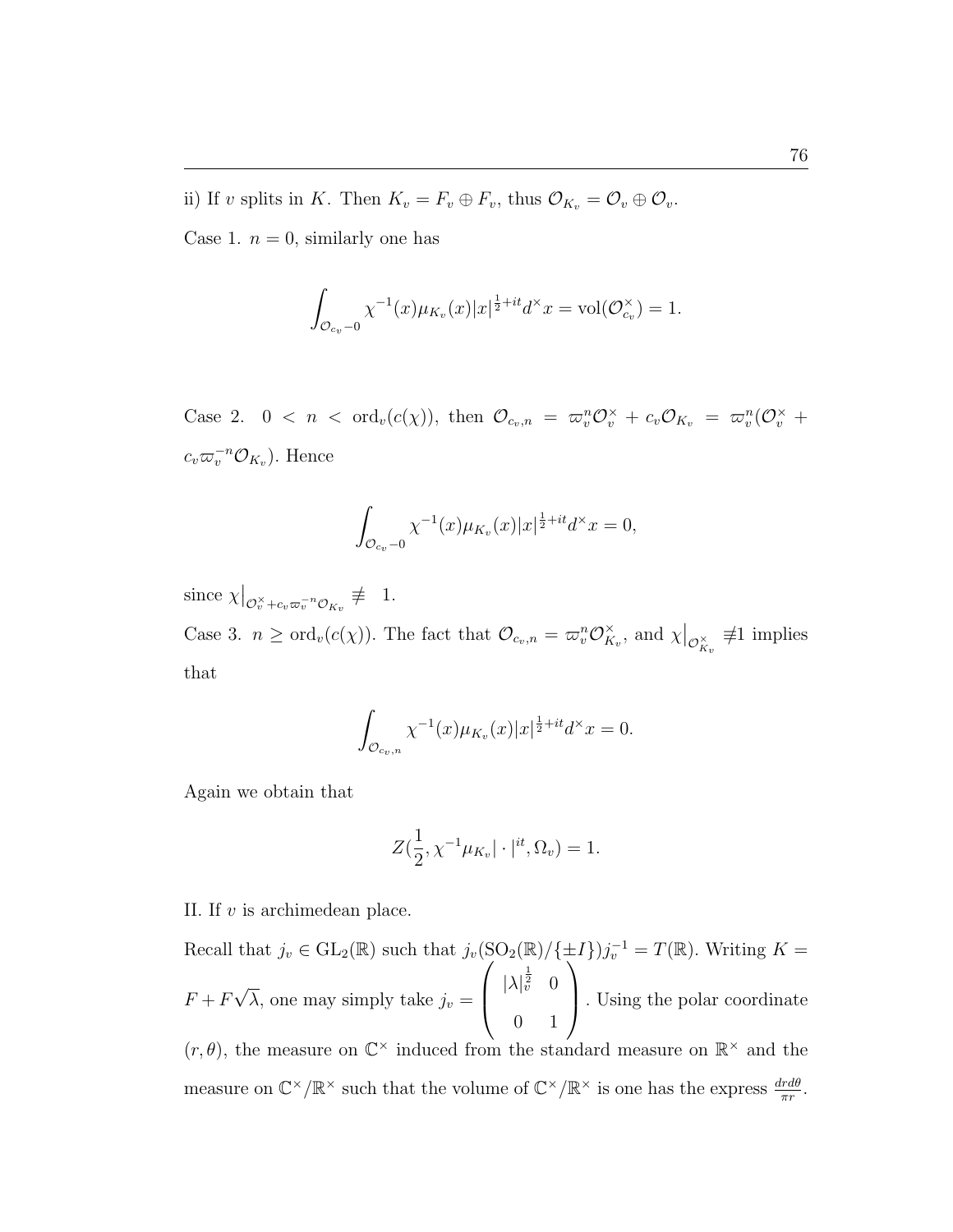ii) If $v$ splits in $K$. Then $K_v = F_v \oplus F_v$, thus $\mathcal{O}_{K_v} = \mathcal{O}_v \oplus \mathcal{O}_v$.

Case 1. $n = 0$, similarly one has

$$\int_{\mathcal{O}_{c_v}-0} \chi^{-1}(x)\mu_{K_v}(x)|x|^{\frac{1}{2}+it}d^\times x = \mathrm{vol}(\mathcal{O}_{c_v}^\times) = 1.$$

Case 2. $0 < n < \mathrm{ord}_v(c(\chi))$, then $\mathcal{O}_{c_v,n} = \varpi_v^n \mathcal{O}_v^\times + c_v\mathcal{O}_{K_v} = \varpi_v^n(\mathcal{O}_v^\times + c_v\varpi_v^{-n}\mathcal{O}_{K_v})$. Hence

$$\int_{\mathcal{O}_{c_v}-0} \chi^{-1}(x)\mu_{K_v}(x)|x|^{\frac{1}{2}+it}d^\times x = 0,$$

since $\chi\big|_{\mathcal{O}_v^\times + c_v\varpi_v^{-n}\mathcal{O}_{K_v}} \not\equiv 1$.

Case 3. $n \geq \mathrm{ord}_v(c(\chi))$. The fact that $\mathcal{O}_{c_v,n} = \varpi_v^n\mathcal{O}_{K_v}^\times$, and $\chi\big|_{\mathcal{O}_{K_v}^\times} \not\equiv 1$ implies that

$$\int_{\mathcal{O}_{c_v,n}} \chi^{-1}(x)\mu_{K_v}(x)|x|^{\frac{1}{2}+it}d^\times x = 0.$$

Again we obtain that

$$Z(\frac{1}{2}, \chi^{-1}\mu_{K_v}|\cdot|^{it}, \Omega_v) = 1.$$

II. If $v$ is archimedean place.

Recall that $j_v \in \mathrm{GL}_2(\mathbb{R})$ such that $j_v(\mathrm{SO}_2(\mathbb{R})/\{\pm I\})j_v^{-1} = T(\mathbb{R})$. Writing $K = F + F\sqrt{\lambda}$, one may simply take $j_v = \begin{pmatrix} |\lambda|_v^{\frac{1}{2}} & 0 \\ 0 & 1 \end{pmatrix}$. Using the polar coordinate $(r, \theta)$, the measure on $\mathbb{C}^\times$ induced from the standard measure on $\mathbb{R}^\times$ and the measure on $\mathbb{C}^\times/\mathbb{R}^\times$ such that the volume of $\mathbb{C}^\times/\mathbb{R}^\times$ is one has the express $\frac{drd\theta}{\pi r}$.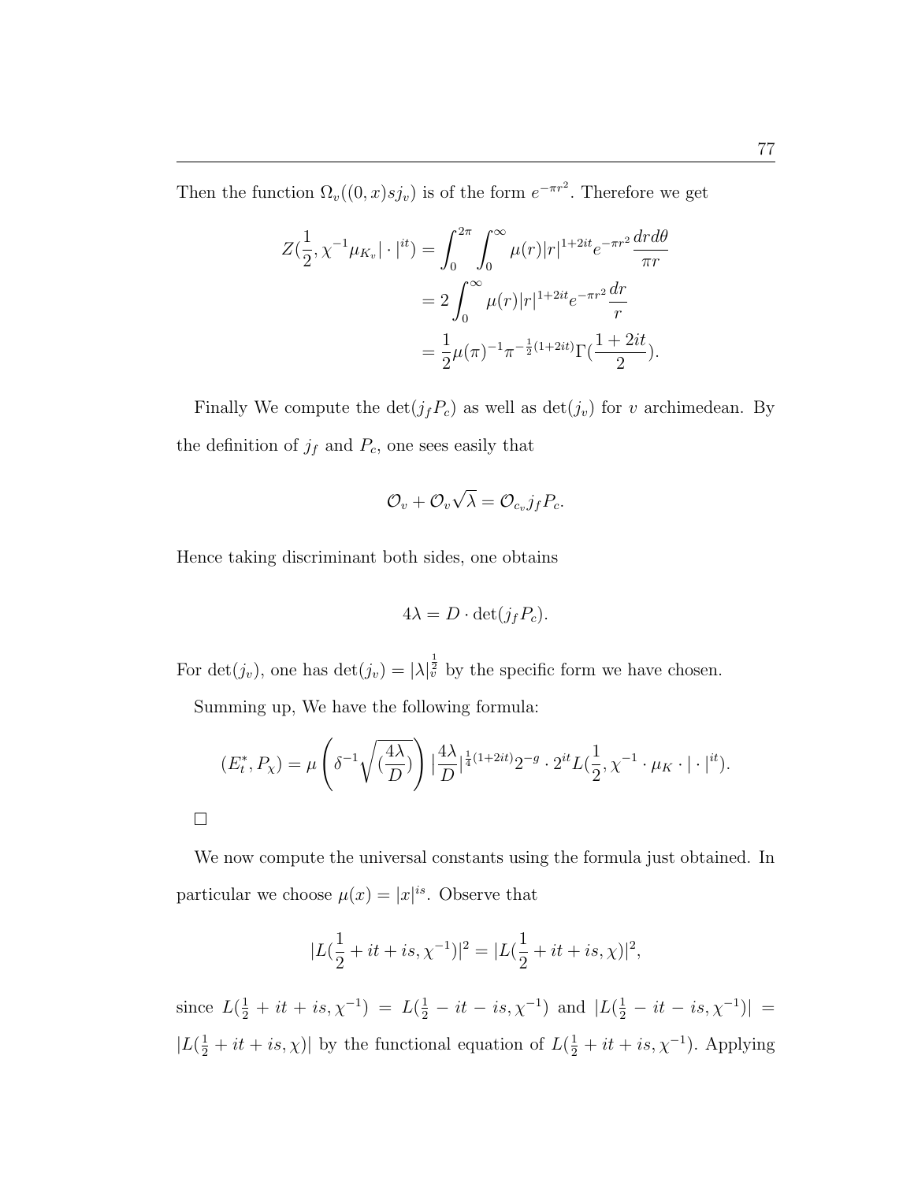Then the function $\Omega_v((0,x)sj_v)$ is of the form $e^{-\pi r^2}$. Therefore we get

$$
\begin{aligned}
Z(\frac{1}{2}, \chi^{-1}\mu_{K_v}|\cdot|^{it}) &= \int_0^{2\pi}\int_0^{\infty} \mu(r)|r|^{1+2it}e^{-\pi r^2}\frac{drd\theta}{\pi r} \\
&= 2\int_0^{\infty} \mu(r)|r|^{1+2it}e^{-\pi r^2}\frac{dr}{r} \\
&= \frac{1}{2}\mu(\pi)^{-1}\pi^{-\frac{1}{2}(1+2it)}\Gamma(\frac{1+2it}{2}).
\end{aligned}
$$

Finally We compute the $\det(j_f P_c)$ as well as $\det(j_v)$ for $v$ archimedean. By the definition of $j_f$ and $P_c$, one sees easily that

$$
\mathcal{O}_v + \mathcal{O}_v\sqrt{\lambda} = \mathcal{O}_{c_v} j_f P_c.
$$

Hence taking discriminant both sides, one obtains

$$
4\lambda = D \cdot \det(j_f P_c).
$$

For $\det(j_v)$, one has $\det(j_v) = |\lambda|_v^{\frac{1}{2}}$ by the specific form we have chosen.

Summing up, We have the following formula:

$$
(E_t^*, P_\chi) = \mu\left(\delta^{-1}\sqrt{(\frac{4\lambda}{D})}\right)|\frac{4\lambda}{D}|^{\frac{1}{4}(1+2it)}2^{-g}\cdot 2^{it}L(\frac{1}{2}, \chi^{-1}\cdot\mu_K\cdot|\cdot|^{it}).
$$

□

We now compute the universal constants using the formula just obtained. In particular we choose $\mu(x) = |x|^{is}$. Observe that

$$
|L(\frac{1}{2}+it+is, \chi^{-1})|^2 = |L(\frac{1}{2}+it+is, \chi)|^2,
$$

since $L(\frac{1}{2}+it+is, \chi^{-1}) = L(\frac{1}{2}-it-is, \chi^{-1})$ and $|L(\frac{1}{2}-it-is, \chi^{-1})| = |L(\frac{1}{2}+it+is, \chi)|$ by the functional equation of $L(\frac{1}{2}+it+is, \chi^{-1})$. Applying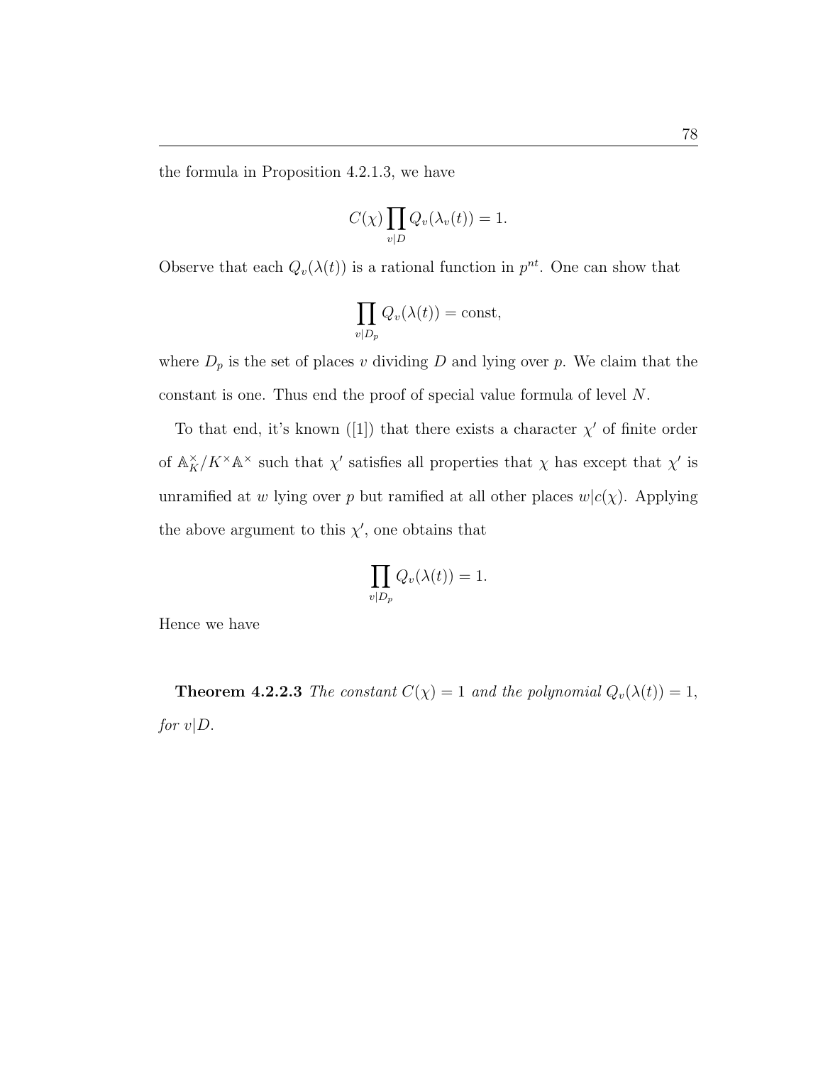the formula in Proposition 4.2.1.3, we have

$$C(\chi) \prod_{v|D} Q_v(\lambda_v(t)) = 1.$$

Observe that each $Q_v(\lambda(t))$ is a rational function in $p^{nt}$. One can show that

$$\prod_{v|D_p} Q_v(\lambda(t)) = \text{const},$$

where $D_p$ is the set of places $v$ dividing $D$ and lying over $p$. We claim that the constant is one. Thus end the proof of special value formula of level $N$.

To that end, it's known ([1]) that there exists a character $\chi'$ of finite order of $\mathbb{A}_K^\times / K^\times \mathbb{A}^\times$ such that $\chi'$ satisfies all properties that $\chi$ has except that $\chi'$ is unramified at $w$ lying over $p$ but ramified at all other places $w | c(\chi)$. Applying the above argument to this $\chi'$, one obtains that

$$\prod_{v|D_p} Q_v(\lambda(t)) = 1.$$

Hence we have

**Theorem 4.2.2.3** *The constant* $C(\chi) = 1$ *and the polynomial* $Q_v(\lambda(t)) = 1$, *for* $v|D$.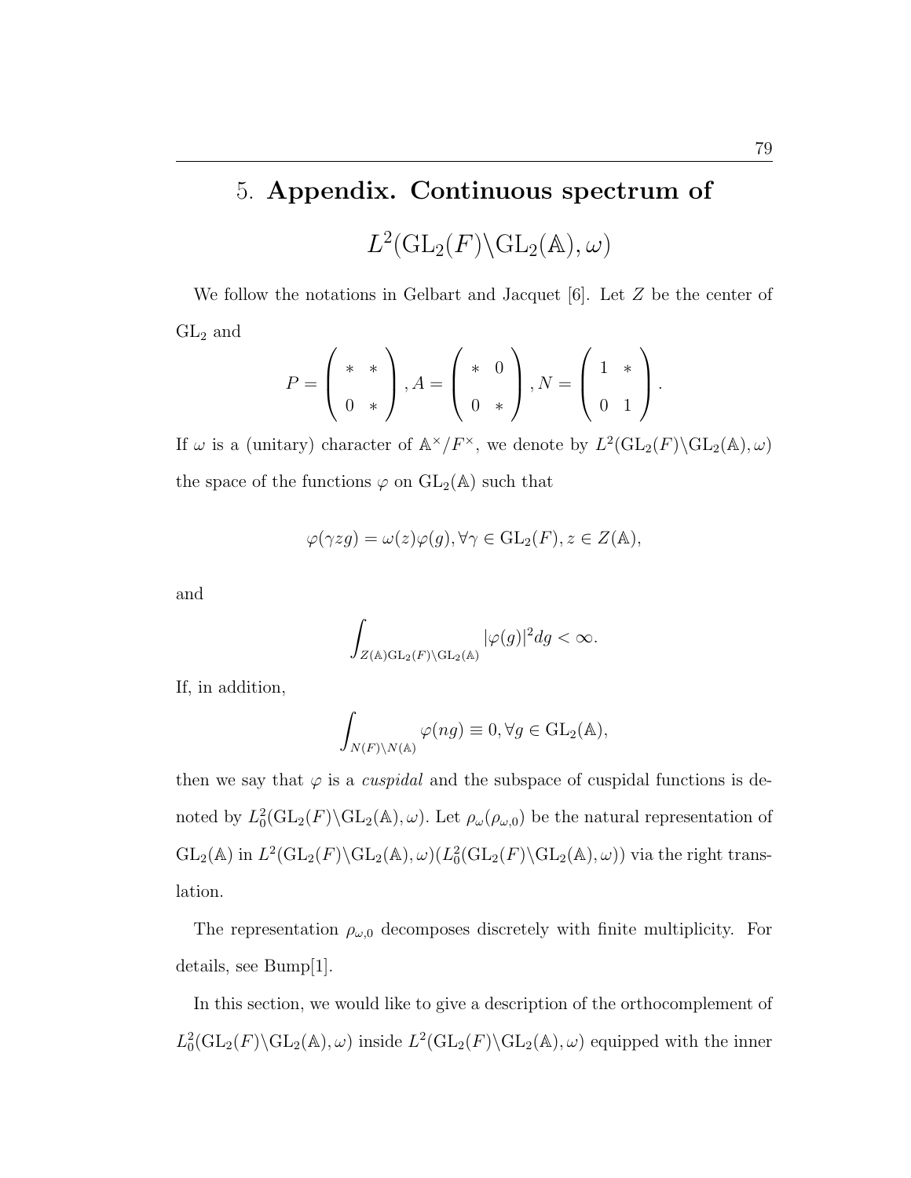# 5. Appendix. Continuous spectrum of $L^2(\mathrm{GL}_2(F)\backslash\mathrm{GL}_2(\mathbb{A}),\omega)$

We follow the notations in Gelbart and Jacquet [6]. Let $Z$ be the center of $\mathrm{GL}_2$ and

$$P = \begin{pmatrix} * & * \\ 0 & * \end{pmatrix}, A = \begin{pmatrix} * & 0 \\ 0 & * \end{pmatrix}, N = \begin{pmatrix} 1 & * \\ 0 & 1 \end{pmatrix}.$$

If $\omega$ is a (unitary) character of $\mathbb{A}^\times/F^\times$, we denote by $L^2(\mathrm{GL}_2(F)\backslash\mathrm{GL}_2(\mathbb{A}),\omega)$ the space of the functions $\varphi$ on $\mathrm{GL}_2(\mathbb{A})$ such that

$$\varphi(\gamma z g) = \omega(z)\varphi(g), \forall \gamma \in \mathrm{GL}_2(F), z \in Z(\mathbb{A}),$$

and

$$\int_{Z(\mathbb{A})\mathrm{GL}_2(F)\backslash\mathrm{GL}_2(\mathbb{A})} |\varphi(g)|^2 dg < \infty.$$

If, in addition,

$$\int_{N(F)\backslash N(\mathbb{A})} \varphi(ng) \equiv 0, \forall g \in \mathrm{GL}_2(\mathbb{A}),$$

then we say that $\varphi$ is a *cuspidal* and the subspace of cuspidal functions is denoted by $L_0^2(\mathrm{GL}_2(F)\backslash\mathrm{GL}_2(\mathbb{A}),\omega)$. Let $\rho_\omega(\rho_{\omega,0})$ be the natural representation of $\mathrm{GL}_2(\mathbb{A})$ in $L^2(\mathrm{GL}_2(F)\backslash\mathrm{GL}_2(\mathbb{A}),\omega)(L_0^2(\mathrm{GL}_2(F)\backslash\mathrm{GL}_2(\mathbb{A}),\omega))$ via the right translation.

The representation $\rho_{\omega,0}$ decomposes discretely with finite multiplicity. For details, see Bump[1].

In this section, we would like to give a description of the orthocomplement of $L_0^2(\mathrm{GL}_2(F)\backslash\mathrm{GL}_2(\mathbb{A}),\omega)$ inside $L^2(\mathrm{GL}_2(F)\backslash\mathrm{GL}_2(\mathbb{A}),\omega)$ equipped with the inner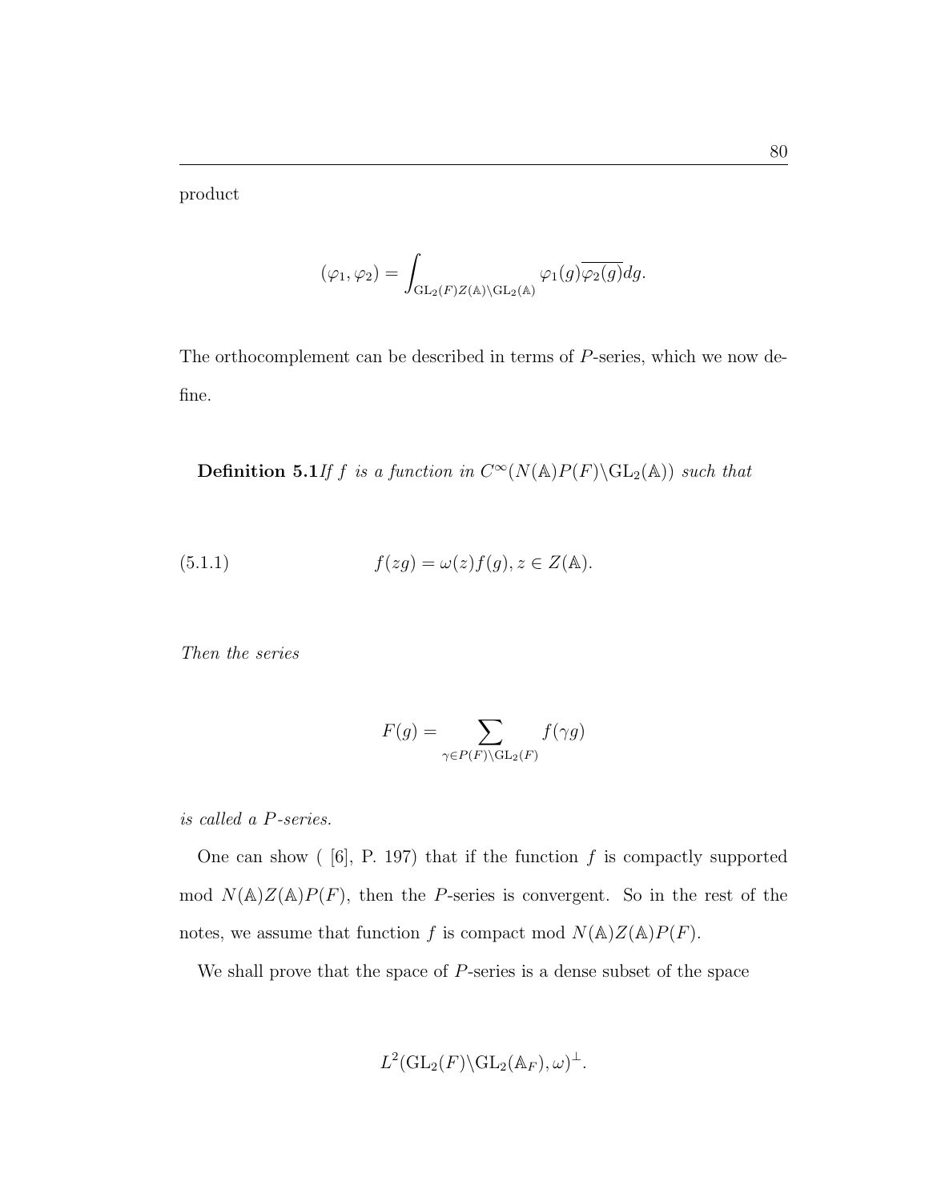product

$$(\varphi_1, \varphi_2) = \int_{\mathrm{GL}_2(F)Z(\mathbb{A})\backslash \mathrm{GL}_2(\mathbb{A})} \varphi_1(g)\overline{\varphi_2(g)}dg.$$

The orthocomplement can be described in terms of $P$-series, which we now define.

**Definition 5.1** *If $f$ is a function in $C^{\infty}(N(\mathbb{A})P(F)\backslash \mathrm{GL}_2(\mathbb{A}))$ such that*

$$f(zg) = \omega(z)f(g), z \in Z(\mathbb{A}). \tag{5.1.1}$$

*Then the series*

$$F(g) = \sum_{\gamma \in P(F)\backslash \mathrm{GL}_2(F)} f(\gamma g)$$

*is called a $P$-series.*

One can show ( [6], P. 197) that if the function $f$ is compactly supported mod $N(\mathbb{A})Z(\mathbb{A})P(F)$, then the $P$-series is convergent. So in the rest of the notes, we assume that function $f$ is compact mod $N(\mathbb{A})Z(\mathbb{A})P(F)$.

We shall prove that the space of $P$-series is a dense subset of the space

$$L^2(\mathrm{GL}_2(F)\backslash \mathrm{GL}_2(\mathbb{A}_F), \omega)^{\perp}.$$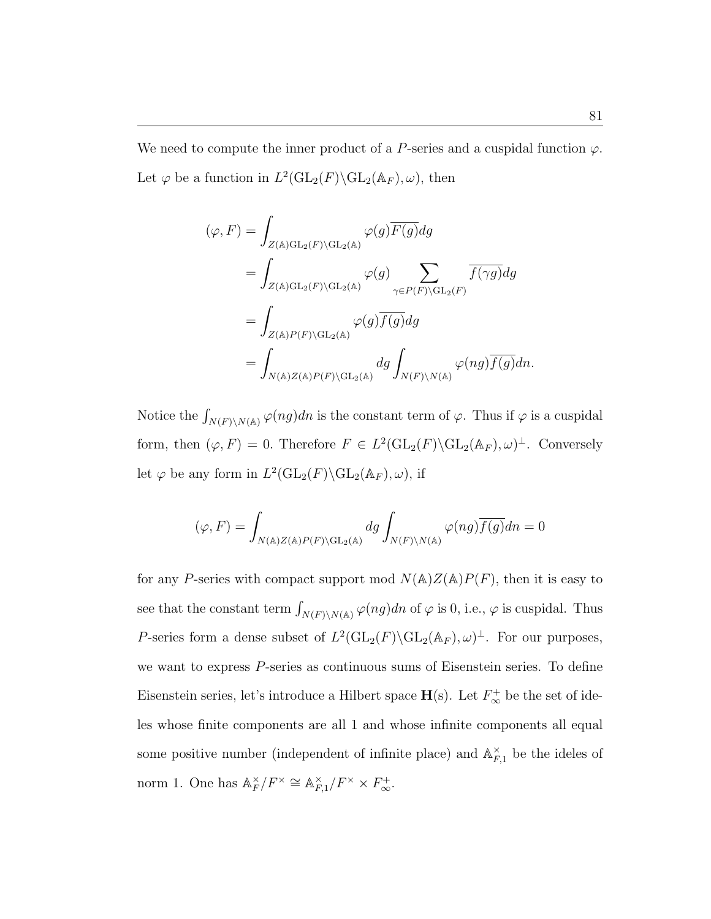We need to compute the inner product of a $P$-series and a cuspidal function $\varphi$. Let $\varphi$ be a function in $L^2(\mathrm{GL}_2(F)\backslash\mathrm{GL}_2(\mathbb{A}_F), \omega)$, then

$$
\begin{aligned}
(\varphi, F) &= \int_{Z(\mathbb{A})\mathrm{GL}_2(F)\backslash\mathrm{GL}_2(\mathbb{A})} \varphi(g)\overline{F(g)}dg \\
&= \int_{Z(\mathbb{A})\mathrm{GL}_2(F)\backslash\mathrm{GL}_2(\mathbb{A})} \varphi(g) \sum_{\gamma\in P(F)\backslash\mathrm{GL}_2(F)} \overline{f(\gamma g)}dg \\
&= \int_{Z(\mathbb{A})P(F)\backslash\mathrm{GL}_2(\mathbb{A})} \varphi(g)\overline{f(g)}dg \\
&= \int_{N(\mathbb{A})Z(\mathbb{A})P(F)\backslash\mathrm{GL}_2(\mathbb{A})} dg \int_{N(F)\backslash N(\mathbb{A})} \varphi(ng)\overline{f(g)}dn.
\end{aligned}
$$

Notice the $\int_{N(F)\backslash N(\mathbb{A})} \varphi(ng)dn$ is the constant term of $\varphi$. Thus if $\varphi$ is a cuspidal form, then $(\varphi, F) = 0$. Therefore $F \in L^2(\mathrm{GL}_2(F)\backslash\mathrm{GL}_2(\mathbb{A}_F), \omega)^{\perp}$. Conversely let $\varphi$ be any form in $L^2(\mathrm{GL}_2(F)\backslash\mathrm{GL}_2(\mathbb{A}_F), \omega)$, if

$$
(\varphi, F) = \int_{N(\mathbb{A})Z(\mathbb{A})P(F)\backslash\mathrm{GL}_2(\mathbb{A})} dg \int_{N(F)\backslash N(\mathbb{A})} \varphi(ng)\overline{f(g)}dn = 0
$$

for any $P$-series with compact support mod $N(\mathbb{A})Z(\mathbb{A})P(F)$, then it is easy to see that the constant term $\int_{N(F)\backslash N(\mathbb{A})} \varphi(ng)dn$ of $\varphi$ is 0, i.e., $\varphi$ is cuspidal. Thus $P$-series form a dense subset of $L^2(\mathrm{GL}_2(F)\backslash\mathrm{GL}_2(\mathbb{A}_F), \omega)^{\perp}$. For our purposes, we want to express $P$-series as continuous sums of Eisenstein series. To define Eisenstein series, let's introduce a Hilbert space $\mathbf{H}(\mathrm{s})$. Let $F_\infty^+$ be the set of ideles whose finite components are all 1 and whose infinite components all equal some positive number (independent of infinite place) and $\mathbb{A}_{F,1}^\times$ be the ideles of norm 1. One has $\mathbb{A}_F^\times/F^\times \cong \mathbb{A}_{F,1}^\times/F^\times \times F_\infty^+$.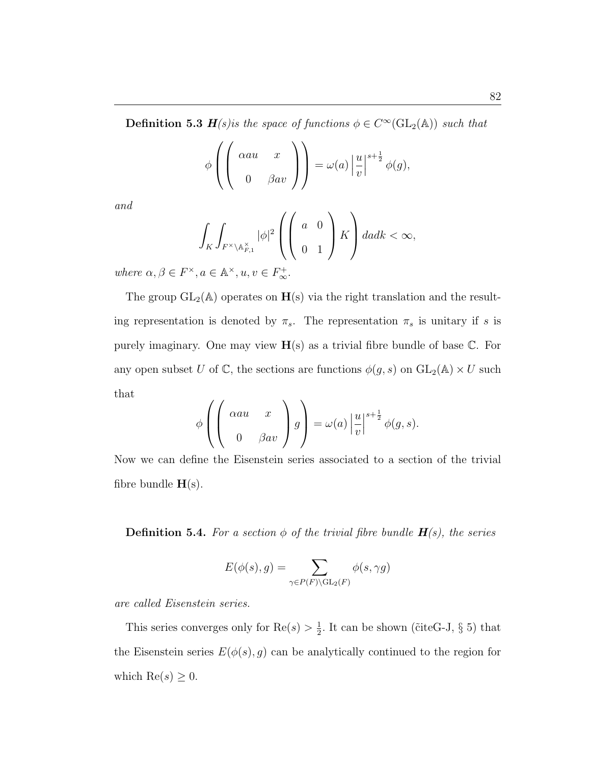**Definition 5.3** ***H****(s)is the space of functions $\phi \in C^\infty(\mathrm{GL}_2(\mathbb{A}))$ such that*

$$\phi\left(\left(\begin{array}{cc} \alpha a u & x \\ 0 & \beta a v \end{array}\right)\right) = \omega(a)\left|\frac{u}{v}\right|^{s+\frac{1}{2}} \phi(g),$$

*and*

$$\int_K \int_{F^\times \backslash \mathbb{A}_{F,1}^\times} |\phi|^2 \left(\left(\begin{array}{cc} a & 0 \\ 0 & 1 \end{array}\right) K\right) da dk < \infty,$$

*where $\alpha, \beta \in F^\times, a \in \mathbb{A}^\times, u, v \in F_\infty^+$.*

The group $\mathrm{GL}_2(\mathbb{A})$ operates on $\mathbf{H}$(s) via the right translation and the resulting representation is denoted by $\pi_s$. The representation $\pi_s$ is unitary if $s$ is purely imaginary. One may view $\mathbf{H}$(s) as a trivial fibre bundle of base $\mathbb{C}$. For any open subset $U$ of $\mathbb{C}$, the sections are functions $\phi(g, s)$ on $\mathrm{GL}_2(\mathbb{A}) \times U$ such that

$$\phi\left(\left(\begin{array}{cc} \alpha a u & x \\ 0 & \beta a v \end{array}\right) g\right) = \omega(a)\left|\frac{u}{v}\right|^{s+\frac{1}{2}} \phi(g, s).$$

Now we can define the Eisenstein series associated to a section of the trivial fibre bundle $\mathbf{H}$(s).

**Definition 5.4.** *For a section $\phi$ of the trivial fibre bundle* ***H****(s), the series*

$$E(\phi(s), g) = \sum_{\gamma \in P(F) \backslash \mathrm{GL}_2(F)} \phi(s, \gamma g)$$

*are called Eisenstein series.*

This series converges only for $\mathrm{Re}(s) > \frac{1}{2}$. It can be shown (̃citeG-J, § 5) that the Eisenstein series $E(\phi(s), g)$ can be analytically continued to the region for which $\mathrm{Re}(s) \geq 0$.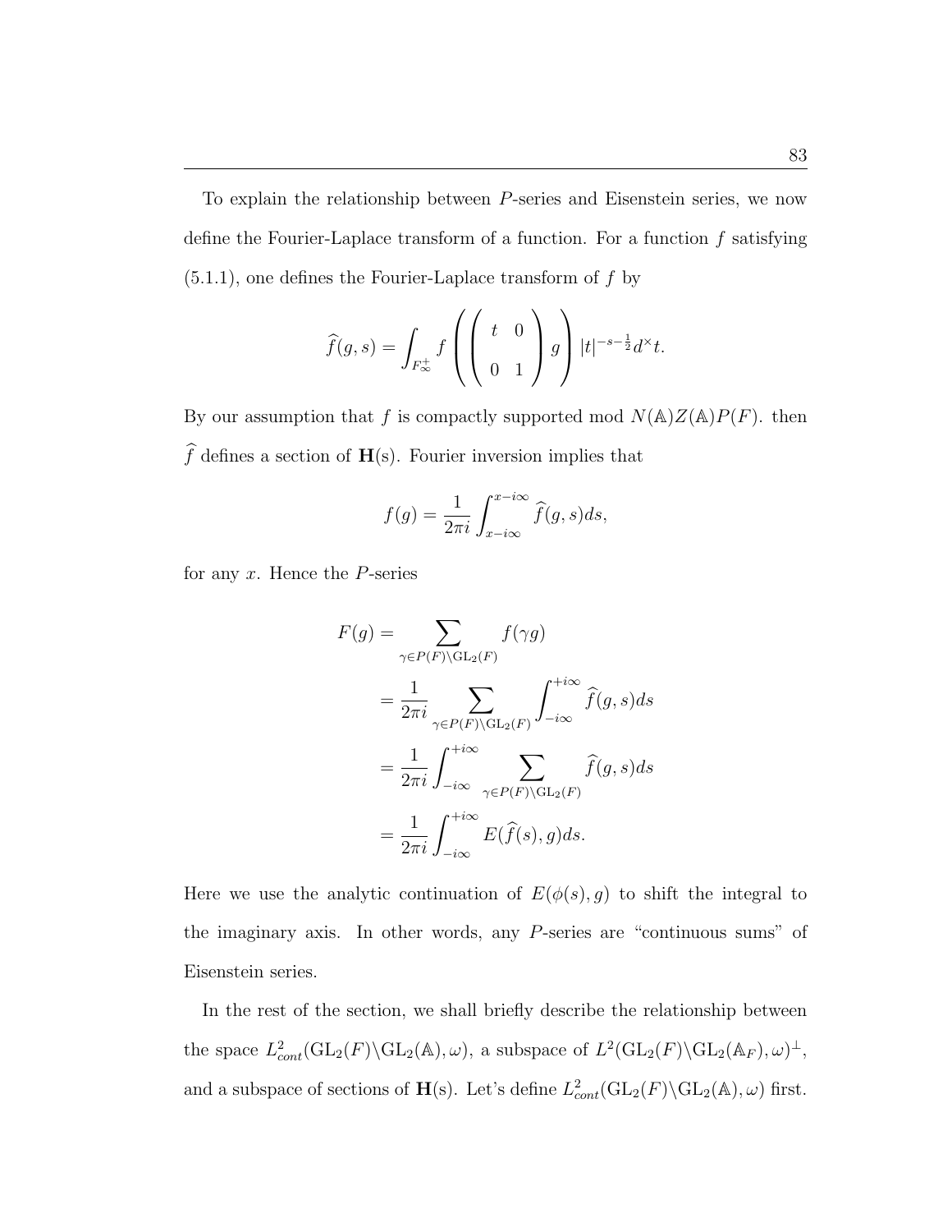To explain the relationship between $P$-series and Eisenstein series, we now define the Fourier-Laplace transform of a function. For a function $f$ satisfying (5.1.1), one defines the Fourier-Laplace transform of $f$ by

$$\widehat{f}(g,s) = \int_{F_\infty^+} f\left( \begin{pmatrix} t & 0 \\ 0 & 1 \end{pmatrix} g \right) |t|^{-s-\frac{1}{2}} d^\times t.$$

By our assumption that $f$ is compactly supported mod $N(\mathbb{A})Z(\mathbb{A})P(F)$. then $\widehat{f}$ defines a section of $\mathbf{H}(\mathrm{s})$. Fourier inversion implies that

$$f(g) = \frac{1}{2\pi i} \int_{x-i\infty}^{x-i\infty} \widehat{f}(g,s) ds,$$

for any $x$. Hence the $P$-series

$$\begin{aligned}
F(g) &= \sum_{\gamma \in P(F) \backslash \mathrm{GL}_2(F)} f(\gamma g) \\
&= \frac{1}{2\pi i} \sum_{\gamma \in P(F) \backslash \mathrm{GL}_2(F)} \int_{-i\infty}^{+i\infty} \widehat{f}(g,s) ds \\
&= \frac{1}{2\pi i} \int_{-i\infty}^{+i\infty} \sum_{\gamma \in P(F) \backslash \mathrm{GL}_2(F)} \widehat{f}(g,s) ds \\
&= \frac{1}{2\pi i} \int_{-i\infty}^{+i\infty} E(\widehat{f}(s), g) ds.
\end{aligned}$$

Here we use the analytic continuation of $E(\phi(s), g)$ to shift the integral to the imaginary axis. In other words, any $P$-series are "continuous sums" of Eisenstein series.

In the rest of the section, we shall briefly describe the relationship between the space $L^2_{cont}(\mathrm{GL}_2(F) \backslash \mathrm{GL}_2(\mathbb{A}), \omega)$, a subspace of $L^2(\mathrm{GL}_2(F) \backslash \mathrm{GL}_2(\mathbb{A}_F), \omega)^\perp$, and a subspace of sections of $\mathbf{H}(\mathrm{s})$. Let's define $L^2_{cont}(\mathrm{GL}_2(F) \backslash \mathrm{GL}_2(\mathbb{A}), \omega)$ first.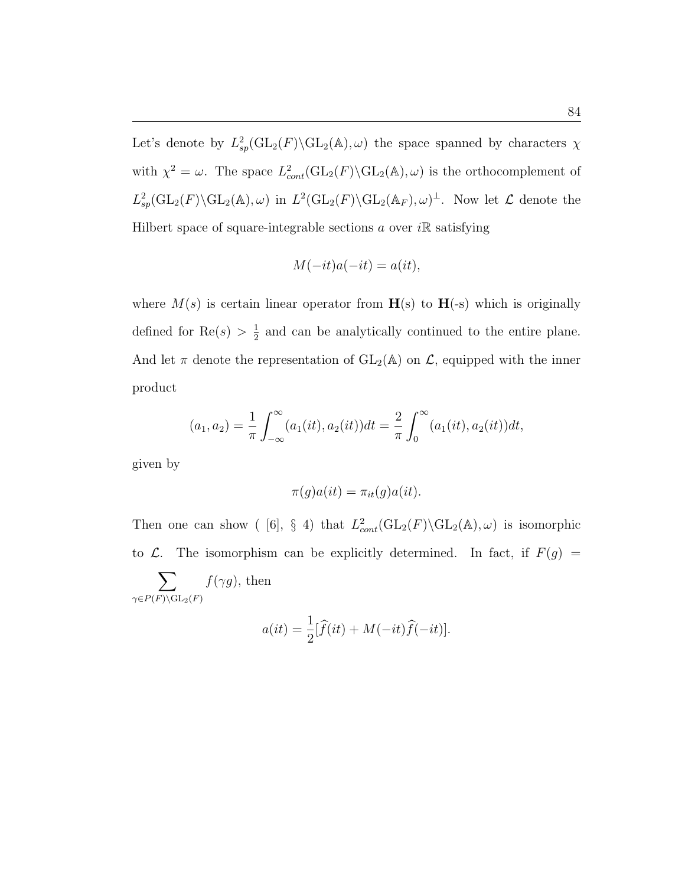Let's denote by $L^2_{sp}(\mathrm{GL}_2(F)\backslash\mathrm{GL}_2(\mathbb{A}),\omega)$ the space spanned by characters $\chi$ with $\chi^2 = \omega$. The space $L^2_{cont}(\mathrm{GL}_2(F)\backslash\mathrm{GL}_2(\mathbb{A}),\omega)$ is the orthocomplement of $L^2_{sp}(\mathrm{GL}_2(F)\backslash\mathrm{GL}_2(\mathbb{A}),\omega)$ in $L^2(\mathrm{GL}_2(F)\backslash\mathrm{GL}_2(\mathbb{A}_F),\omega)^{\perp}$. Now let $\mathcal{L}$ denote the Hilbert space of square-integrable sections $a$ over $i\mathbb{R}$ satisfying

$$M(-it)a(-it) = a(it),$$

where $M(s)$ is certain linear operator from $\mathbf{H}$(s) to $\mathbf{H}$(-s) which is originally defined for $\mathrm{Re}(s) > \frac{1}{2}$ and can be analytically continued to the entire plane. And let $\pi$ denote the representation of $\mathrm{GL}_2(\mathbb{A})$ on $\mathcal{L}$, equipped with the inner product

$$(a_1, a_2) = \frac{1}{\pi}\int_{-\infty}^{\infty}(a_1(it), a_2(it))dt = \frac{2}{\pi}\int_{0}^{\infty}(a_1(it), a_2(it))dt,$$

given by

$$\pi(g)a(it) = \pi_{it}(g)a(it).$$

Then one can show ( [6], § 4) that $L^2_{cont}(\mathrm{GL}_2(F)\backslash\mathrm{GL}_2(\mathbb{A}),\omega)$ is isomorphic to $\mathcal{L}$. The isomorphism can be explicitly determined. In fact, if $F(g) = \sum_{\gamma\in P(F)\backslash\mathrm{GL}_2(F)} f(\gamma g)$, then

$$a(it) = \frac{1}{2}[\widehat{f}(it) + M(-it)\widehat{f}(-it)].$$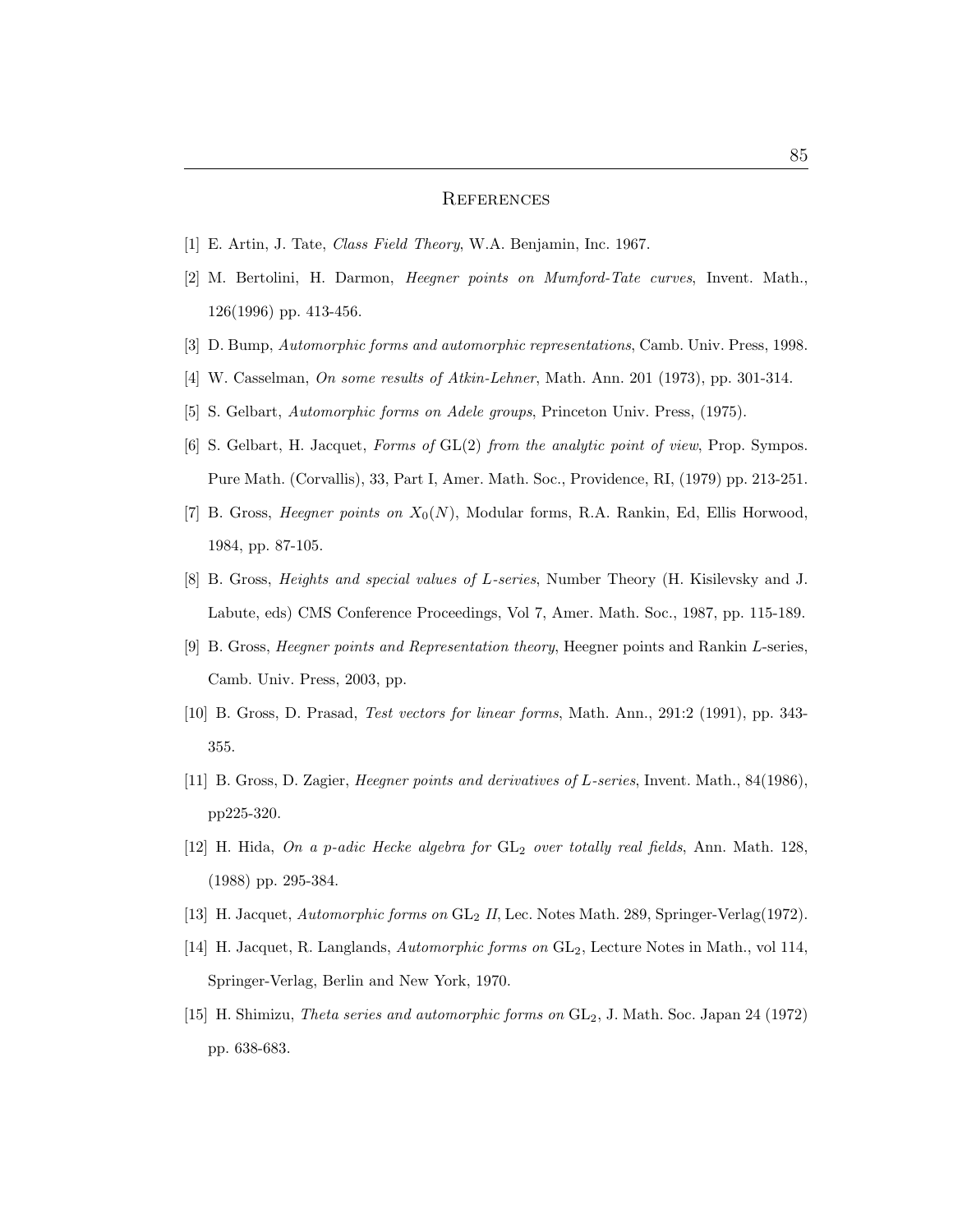# References

[1] E. Artin, J. Tate, *Class Field Theory*, W.A. Benjamin, Inc. 1967.

[2] M. Bertolini, H. Darmon, *Heegner points on Mumford-Tate curves*, Invent. Math., 126(1996) pp. 413-456.

[3] D. Bump, *Automorphic forms and automorphic representations*, Camb. Univ. Press, 1998.

[4] W. Casselman, *On some results of Atkin-Lehner*, Math. Ann. 201 (1973), pp. 301-314.

[5] S. Gelbart, *Automorphic forms on Adele groups*, Princeton Univ. Press, (1975).

[6] S. Gelbart, H. Jacquet, *Forms of* $\mathrm{GL}(2)$ *from the analytic point of view*, Prop. Sympos. Pure Math. (Corvallis), 33, Part I, Amer. Math. Soc., Providence, RI, (1979) pp. 213-251.

[7] B. Gross, *Heegner points on* $X_0(N)$, Modular forms, R.A. Rankin, Ed, Ellis Horwood, 1984, pp. 87-105.

[8] B. Gross, *Heights and special values of* $L$*-series*, Number Theory (H. Kisilevsky and J. Labute, eds) CMS Conference Proceedings, Vol 7, Amer. Math. Soc., 1987, pp. 115-189.

[9] B. Gross, *Heegner points and Representation theory*, Heegner points and Rankin $L$-series, Camb. Univ. Press, 2003, pp.

[10] B. Gross, D. Prasad, *Test vectors for linear forms*, Math. Ann., 291:2 (1991), pp. 343-355.

[11] B. Gross, D. Zagier, *Heegner points and derivatives of* $L$*-series*, Invent. Math., 84(1986), pp225-320.

[12] H. Hida, *On a p-adic Hecke algebra for* $\mathrm{GL}_2$ *over totally real fields*, Ann. Math. 128, (1988) pp. 295-384.

[13] H. Jacquet, *Automorphic forms on* $\mathrm{GL}_2$ *II*, Lec. Notes Math. 289, Springer-Verlag(1972).

[14] H. Jacquet, R. Langlands, *Automorphic forms on* $\mathrm{GL}_2$, Lecture Notes in Math., vol 114, Springer-Verlag, Berlin and New York, 1970.

[15] H. Shimizu, *Theta series and automorphic forms on* $\mathrm{GL}_2$, J. Math. Soc. Japan 24 (1972) pp. 638-683.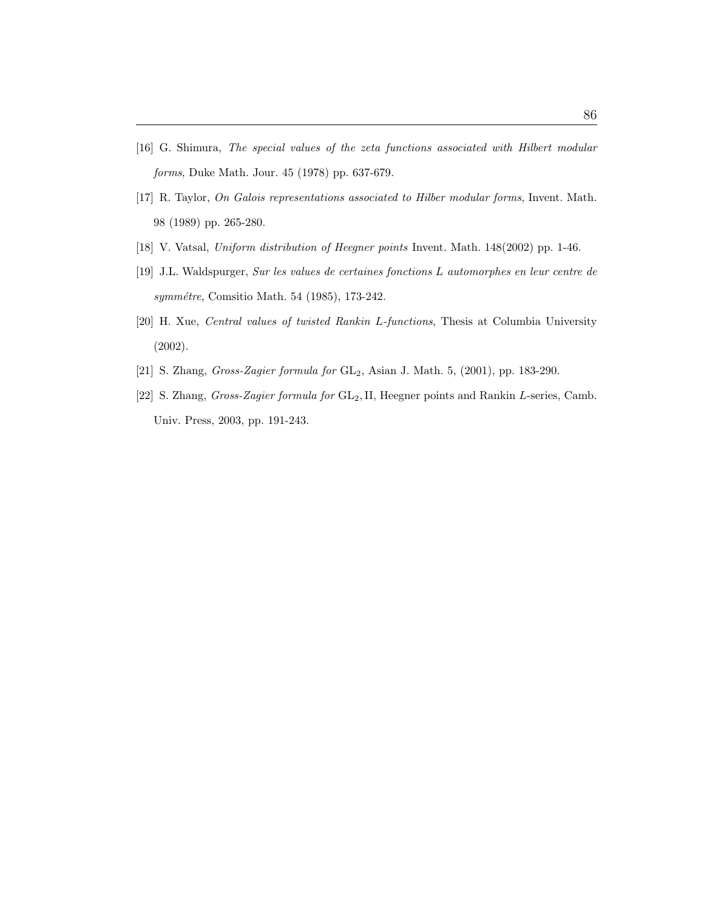[16] G. Shimura, *The special values of the zeta functions associated with Hilbert modular forms*, Duke Math. Jour. 45 (1978) pp. 637-679.

[17] R. Taylor, *On Galois representations associated to Hilber modular forms*, Invent. Math. 98 (1989) pp. 265-280.

[18] V. Vatsal, *Uniform distribution of Heegner points* Invent. Math. 148(2002) pp. 1-46.

[19] J.L. Waldspurger, *Sur les values de certaines fonctions L automorphes en leur centre de symmétre*, Comsitio Math. 54 (1985), 173-242.

[20] H. Xue, *Central values of twisted Rankin L-functions*, Thesis at Columbia University (2002).

[21] S. Zhang, *Gross-Zagier formula for* $\mathrm{GL}_2$, Asian J. Math. 5, (2001), pp. 183-290.

[22] S. Zhang, *Gross-Zagier formula for* $\mathrm{GL}_2$, II, Heegner points and Rankin *L*-series, Camb. Univ. Press, 2003, pp. 191-243.